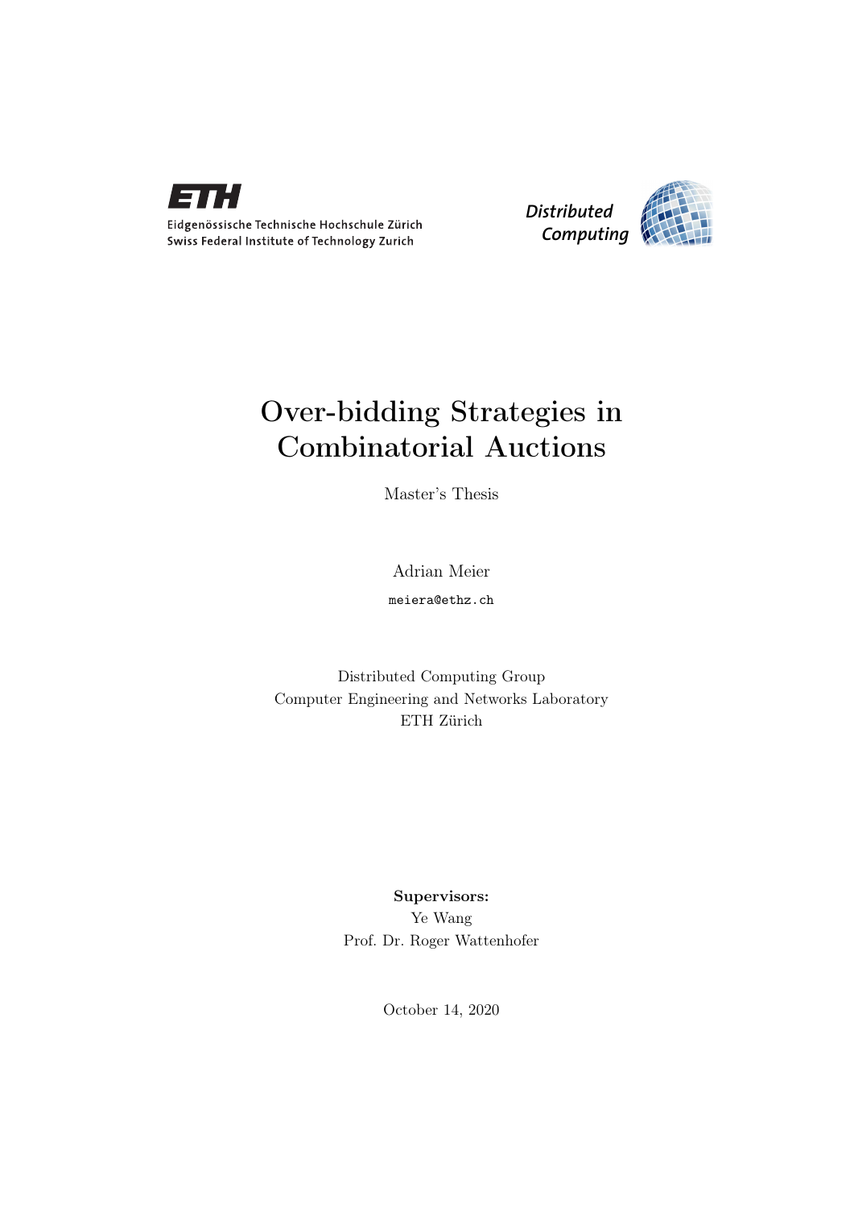Eidgenössische Technische Hochschule Zürich
Swiss Federal Institute of Technology Zurich

Distributed Computing

# Over-bidding Strategies in Combinatorial Auctions

Master's Thesis

Adrian Meier

meiera@ethz.ch

Distributed Computing Group
Computer Engineering and Networks Laboratory
ETH Zürich

**Supervisors:**
Ye Wang
Prof. Dr. Roger Wattenhofer

October 14, 2020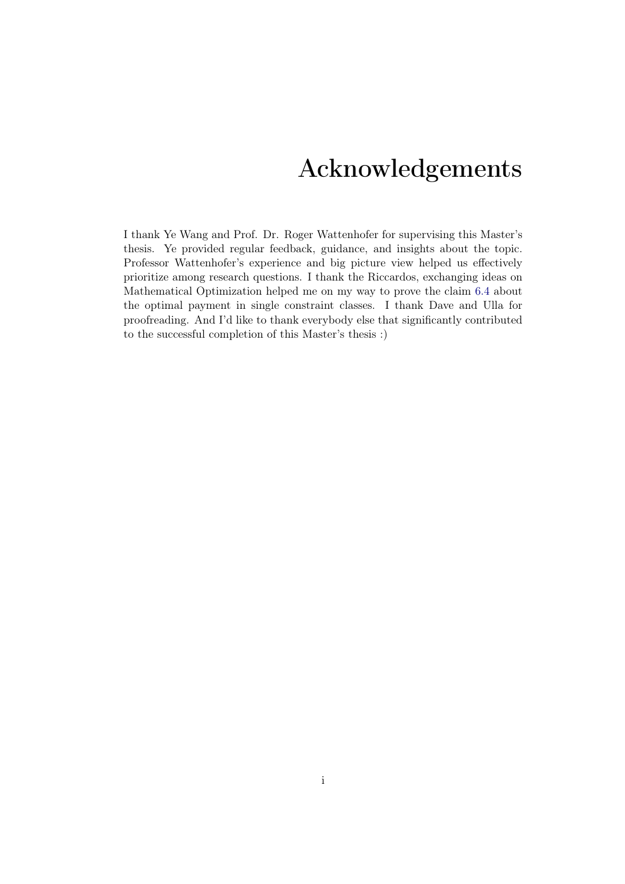# Acknowledgements

I thank Ye Wang and Prof. Dr. Roger Wattenhofer for supervising this Master's thesis. Ye provided regular feedback, guidance, and insights about the topic. Professor Wattenhofer's experience and big picture view helped us effectively prioritize among research questions. I thank the Riccardos, exchanging ideas on Mathematical Optimization helped me on my way to prove the claim 6.4 about the optimal payment in single constraint classes. I thank Dave and Ulla for proofreading. And I'd like to thank everybody else that significantly contributed to the successful completion of this Master's thesis :)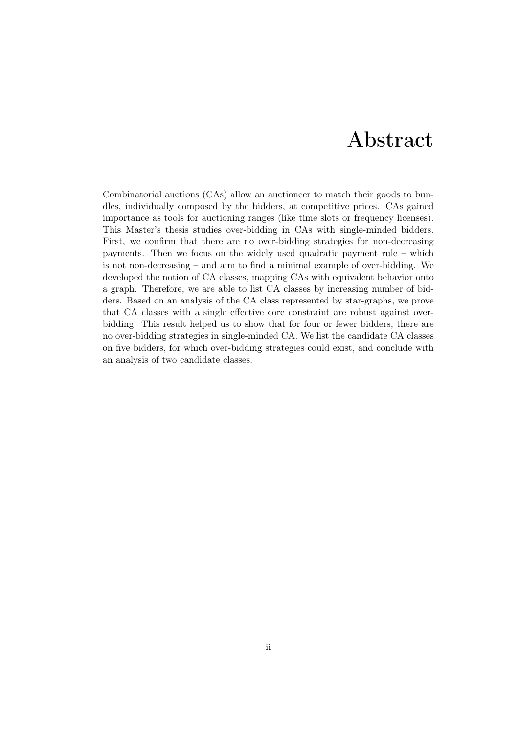# Abstract

Combinatorial auctions (CAs) allow an auctioneer to match their goods to bundles, individually composed by the bidders, at competitive prices. CAs gained importance as tools for auctioning ranges (like time slots or frequency licenses). This Master's thesis studies over-bidding in CAs with single-minded bidders. First, we confirm that there are no over-bidding strategies for non-decreasing payments. Then we focus on the widely used quadratic payment rule – which is not non-decreasing – and aim to find a minimal example of over-bidding. We developed the notion of CA classes, mapping CAs with equivalent behavior onto a graph. Therefore, we are able to list CA classes by increasing number of bidders. Based on an analysis of the CA class represented by star-graphs, we prove that CA classes with a single effective core constraint are robust against over-bidding. This result helped us to show that for four or fewer bidders, there are no over-bidding strategies in single-minded CA. We list the candidate CA classes on five bidders, for which over-bidding strategies could exist, and conclude with an analysis of two candidate classes.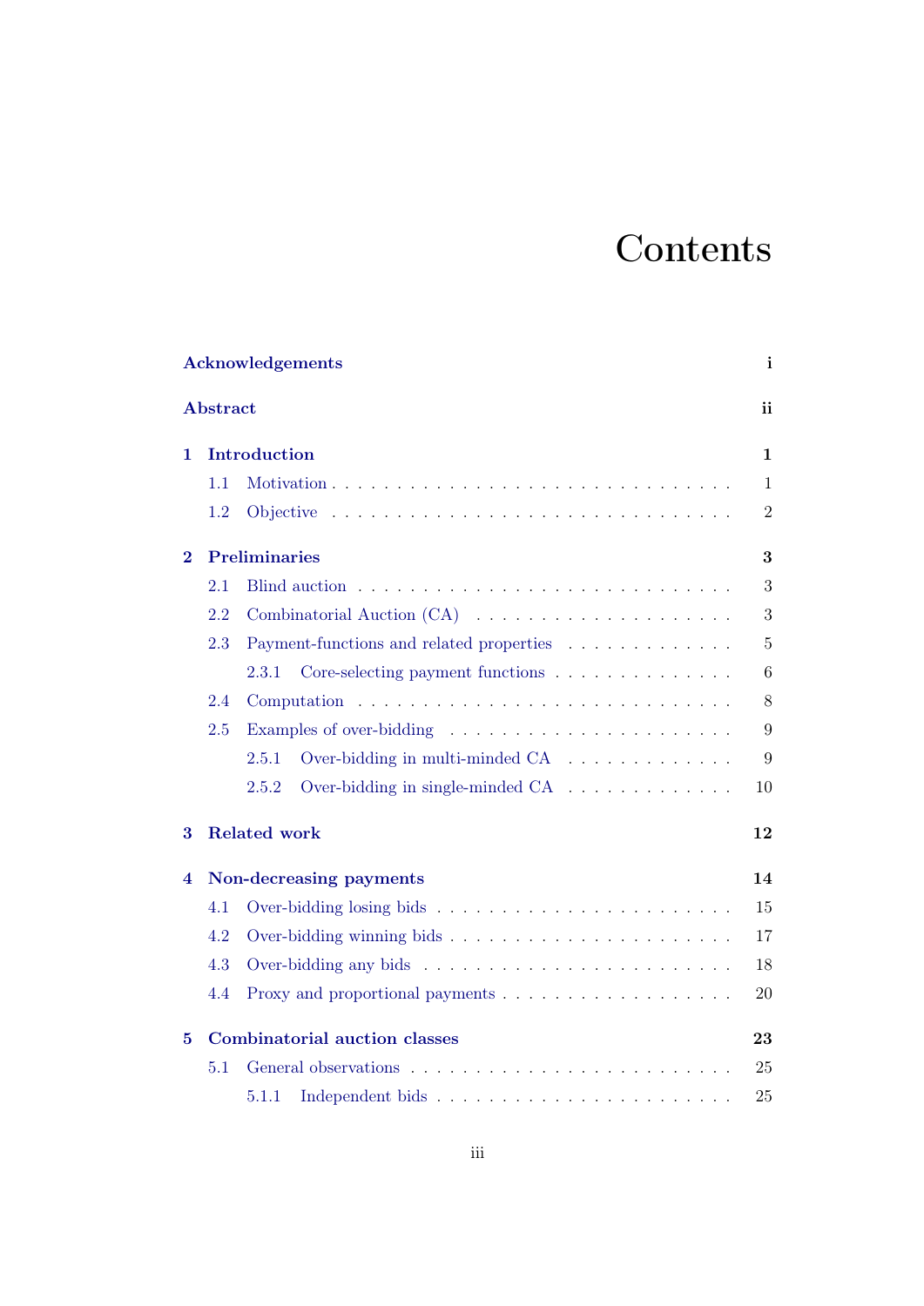# Contents

**Acknowledgements** **i**

**Abstract** **ii**

**1 Introduction** **1**

- 1.1 Motivation . . . . . . . . . . 1
- 1.2 Objective . . . . . . . . . . 2

**2 Preliminaries** **3**

- 2.1 Blind auction . . . . . . . . . . 3
- 2.2 Combinatorial Auction (CA) . . . . . . . . . . 3
- 2.3 Payment-functions and related properties . . . . . . . . . . 5
  - 2.3.1 Core-selecting payment functions . . . . . . . . . . 6
- 2.4 Computation . . . . . . . . . . 8
- 2.5 Examples of over-bidding . . . . . . . . . . 9
  - 2.5.1 Over-bidding in multi-minded CA . . . . . . . . . . 9
  - 2.5.2 Over-bidding in single-minded CA . . . . . . . . . . 10

**3 Related work** **12**

**4 Non-decreasing payments** **14**

- 4.1 Over-bidding losing bids . . . . . . . . . . 15
- 4.2 Over-bidding winning bids . . . . . . . . . . 17
- 4.3 Over-bidding any bids . . . . . . . . . . 18
- 4.4 Proxy and proportional payments . . . . . . . . . . 20

**5 Combinatorial auction classes** **23**

- 5.1 General observations . . . . . . . . . . 25
  - 5.1.1 Independent bids . . . . . . . . . . 25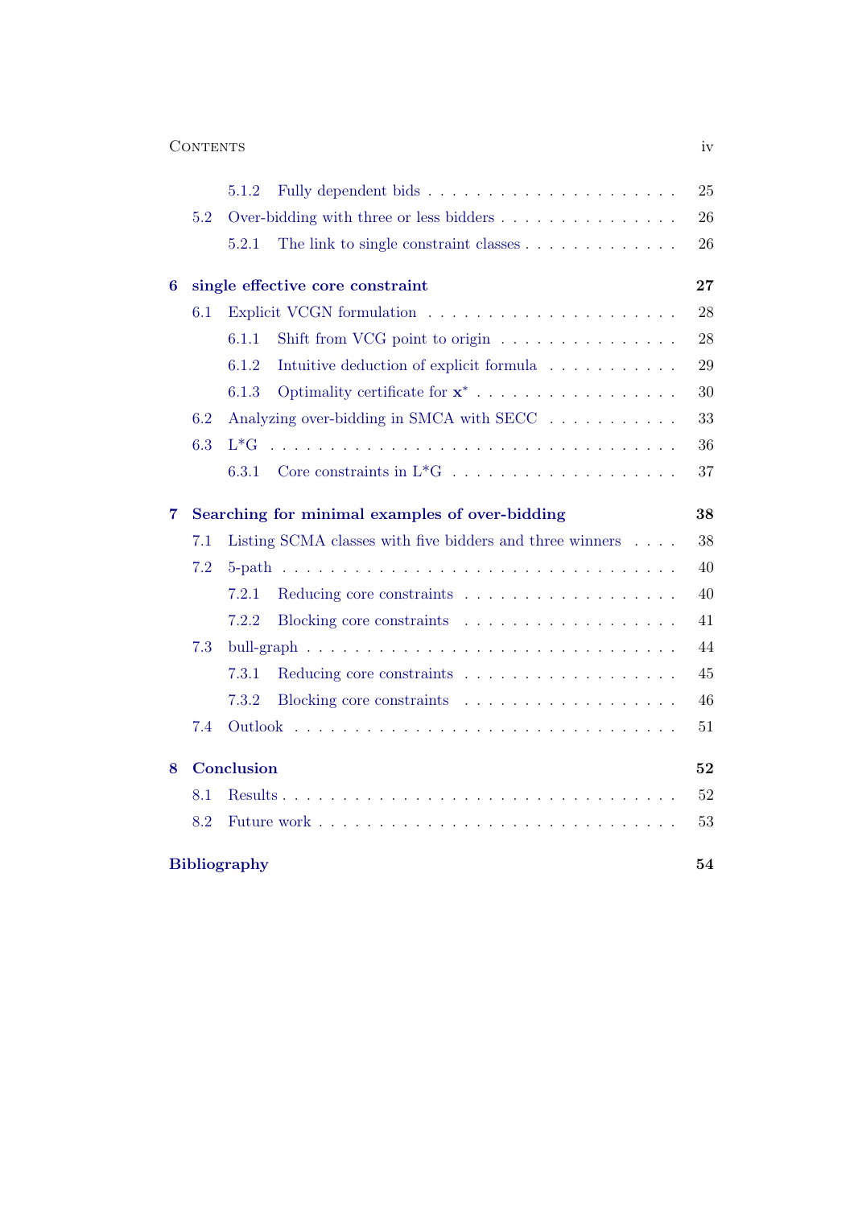- 5.1.2 Fully dependent bids . . . . . . . . . . . . . . . . . . . . 25
- 5.2 Over-bidding with three or less bidders . . . . . . . . . . . . . . . 26
  - 5.2.1 The link to single constraint classes . . . . . . . . . . . . . 26

**6 single effective core constraint** **27**

- 6.1 Explicit VCGN formulation . . . . . . . . . . . . . . . . . . . . 28
  - 6.1.1 Shift from VCG point to origin . . . . . . . . . . . . . . . 28
  - 6.1.2 Intuitive deduction of explicit formula . . . . . . . . . . . 29
  - 6.1.3 Optimality certificate for $\mathbf{x}^*$ . . . . . . . . . . . . . . . . . 30
- 6.2 Analyzing over-bidding in SMCA with SECC . . . . . . . . . . . 33
- 6.3 L*G . . . . . . . . . . . . . . . . . . . . . . . . . . . . . . . 36
  - 6.3.1 Core constraints in L*G . . . . . . . . . . . . . . . . . . 37

**7 Searching for minimal examples of over-bidding** **38**

- 7.1 Listing SCMA classes with five bidders and three winners . . . . 38
- 7.2 5-path . . . . . . . . . . . . . . . . . . . . . . . . . . . . . . 40
  - 7.2.1 Reducing core constraints . . . . . . . . . . . . . . . . . 40
  - 7.2.2 Blocking core constraints . . . . . . . . . . . . . . . . . 41
- 7.3 bull-graph . . . . . . . . . . . . . . . . . . . . . . . . . . . . 44
  - 7.3.1 Reducing core constraints . . . . . . . . . . . . . . . . . 45
  - 7.3.2 Blocking core constraints . . . . . . . . . . . . . . . . . 46
- 7.4 Outlook . . . . . . . . . . . . . . . . . . . . . . . . . . . . . 51

**8 Conclusion** **52**

- 8.1 Results . . . . . . . . . . . . . . . . . . . . . . . . . . . . . . 52
- 8.2 Future work . . . . . . . . . . . . . . . . . . . . . . . . . . . 53

**Bibliography** **54**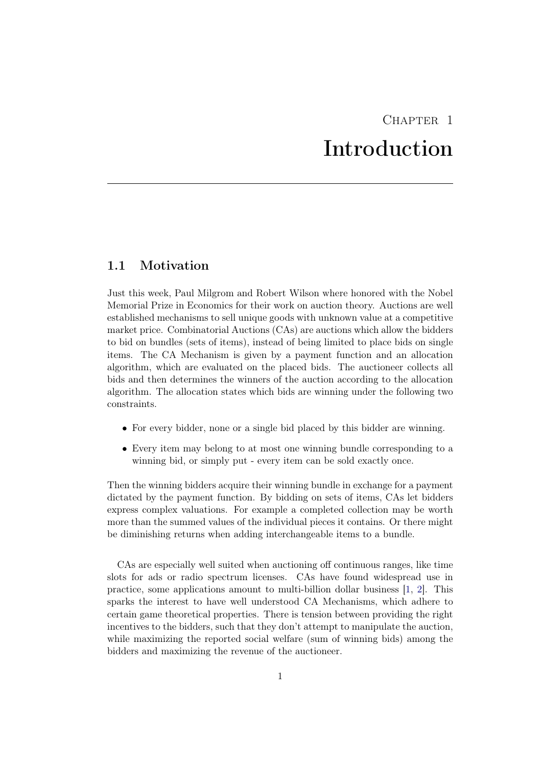# Chapter 1
# Introduction

## 1.1 Motivation

Just this week, Paul Milgrom and Robert Wilson where honored with the Nobel Memorial Prize in Economics for their work on auction theory. Auctions are well established mechanisms to sell unique goods with unknown value at a competitive market price. Combinatorial Auctions (CAs) are auctions which allow the bidders to bid on bundles (sets of items), instead of being limited to place bids on single items. The CA Mechanism is given by a payment function and an allocation algorithm, which are evaluated on the placed bids. The auctioneer collects all bids and then determines the winners of the auction according to the allocation algorithm. The allocation states which bids are winning under the following two constraints.

- For every bidder, none or a single bid placed by this bidder are winning.
- Every item may belong to at most one winning bundle corresponding to a winning bid, or simply put - every item can be sold exactly once.

Then the winning bidders acquire their winning bundle in exchange for a payment dictated by the payment function. By bidding on sets of items, CAs let bidders express complex valuations. For example a completed collection may be worth more than the summed values of the individual pieces it contains. Or there might be diminishing returns when adding interchangeable items to a bundle.

CAs are especially well suited when auctioning off continuous ranges, like time slots for ads or radio spectrum licenses. CAs have found widespread use in practice, some applications amount to multi-billion dollar business [1, 2]. This sparks the interest to have well understood CA Mechanisms, which adhere to certain game theoretical properties. There is tension between providing the right incentives to the bidders, such that they don't attempt to manipulate the auction, while maximizing the reported social welfare (sum of winning bids) among the bidders and maximizing the revenue of the auctioneer.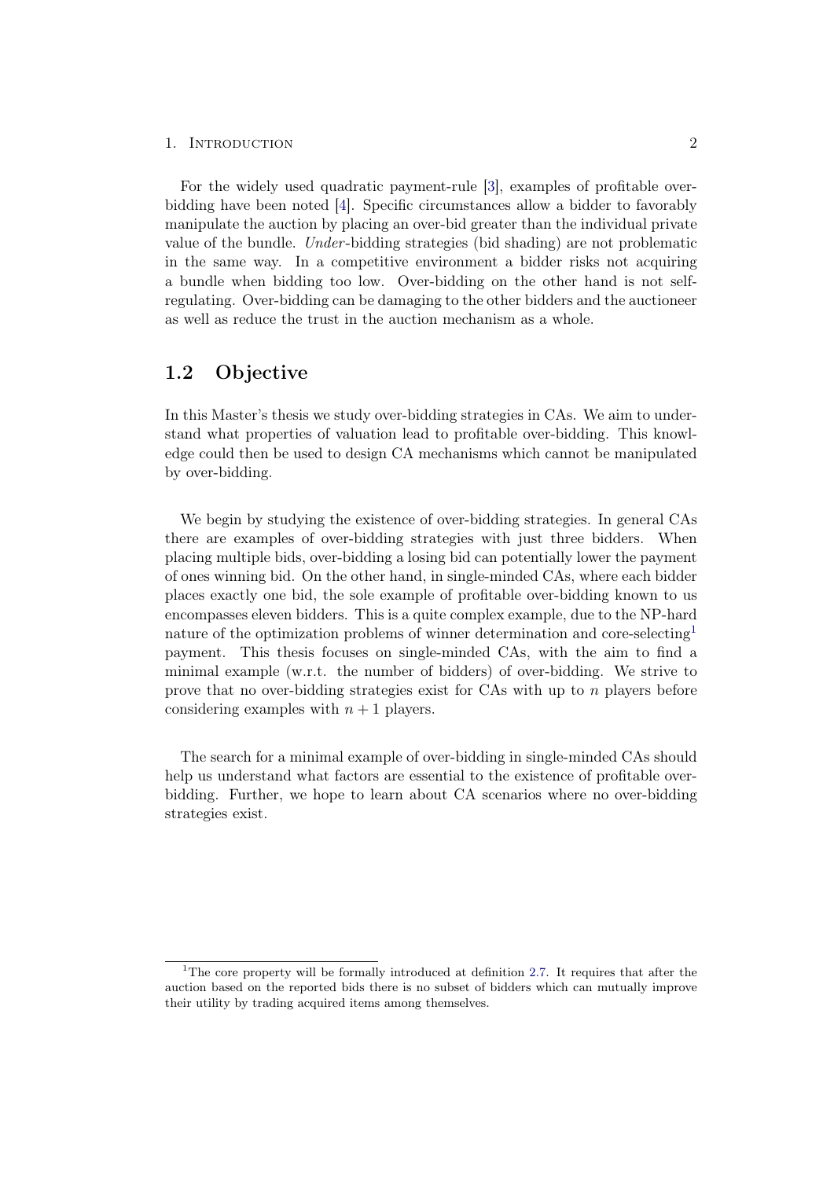For the widely used quadratic payment-rule [3], examples of profitable over-bidding have been noted [4]. Specific circumstances allow a bidder to favorably manipulate the auction by placing an over-bid greater than the individual private value of the bundle. *Under*-bidding strategies (bid shading) are not problematic in the same way. In a competitive environment a bidder risks not acquiring a bundle when bidding too low. Over-bidding on the other hand is not self-regulating. Over-bidding can be damaging to the other bidders and the auctioneer as well as reduce the trust in the auction mechanism as a whole.

## 1.2 Objective

In this Master's thesis we study over-bidding strategies in CAs. We aim to understand what properties of valuation lead to profitable over-bidding. This knowledge could then be used to design CA mechanisms which cannot be manipulated by over-bidding.

We begin by studying the existence of over-bidding strategies. In general CAs there are examples of over-bidding strategies with just three bidders. When placing multiple bids, over-bidding a losing bid can potentially lower the payment of ones winning bid. On the other hand, in single-minded CAs, where each bidder places exactly one bid, the sole example of profitable over-bidding known to us encompasses eleven bidders. This is a quite complex example, due to the NP-hard nature of the optimization problems of winner determination and core-selecting[1] payment. This thesis focuses on single-minded CAs, with the aim to find a minimal example (w.r.t. the number of bidders) of over-bidding. We strive to prove that no over-bidding strategies exist for CAs with up to $n$ players before considering examples with $n + 1$ players.

The search for a minimal example of over-bidding in single-minded CAs should help us understand what factors are essential to the existence of profitable over-bidding. Further, we hope to learn about CA scenarios where no over-bidding strategies exist.

[1] The core property will be formally introduced at definition 2.7. It requires that after the auction based on the reported bids there is no subset of bidders which can mutually improve their utility by trading acquired items among themselves.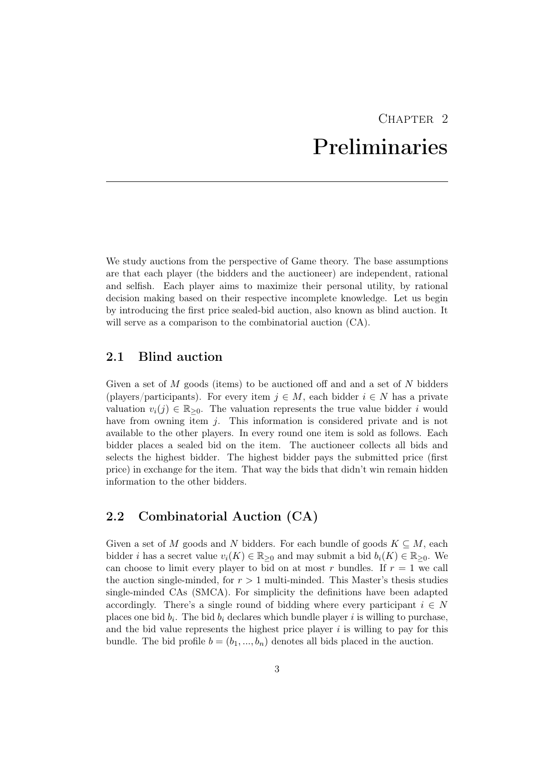# Chapter 2
# Preliminaries

We study auctions from the perspective of Game theory. The base assumptions are that each player (the bidders and the auctioneer) are independent, rational and selfish. Each player aims to maximize their personal utility, by rational decision making based on their respective incomplete knowledge. Let us begin by introducing the first price sealed-bid auction, also known as blind auction. It will serve as a comparison to the combinatorial auction (CA).

## 2.1 Blind auction

Given a set of $M$ goods (items) to be auctioned off and and a set of $N$ bidders (players/participants). For every item $j \in M$, each bidder $i \in N$ has a private valuation $v_i(j) \in \mathbb{R}_{\geq 0}$. The valuation represents the true value bidder $i$ would have from owning item $j$. This information is considered private and is not available to the other players. In every round one item is sold as follows. Each bidder places a sealed bid on the item. The auctioneer collects all bids and selects the highest bidder. The highest bidder pays the submitted price (first price) in exchange for the item. That way the bids that didn't win remain hidden information to the other bidders.

## 2.2 Combinatorial Auction (CA)

Given a set of $M$ goods and $N$ bidders. For each bundle of goods $K \subseteq M$, each bidder $i$ has a secret value $v_i(K) \in \mathbb{R}_{\geq 0}$ and may submit a bid $b_i(K) \in \mathbb{R}_{\geq 0}$. We can choose to limit every player to bid on at most $r$ bundles. If $r = 1$ we call the auction single-minded, for $r > 1$ multi-minded. This Master's thesis studies single-minded CAs (SMCA). For simplicity the definitions have been adapted accordingly. There's a single round of bidding where every participant $i \in N$ places one bid $b_i$. The bid $b_i$ declares which bundle player $i$ is willing to purchase, and the bid value represents the highest price player $i$ is willing to pay for this bundle. The bid profile $b = (b_1, ..., b_n)$ denotes all bids placed in the auction.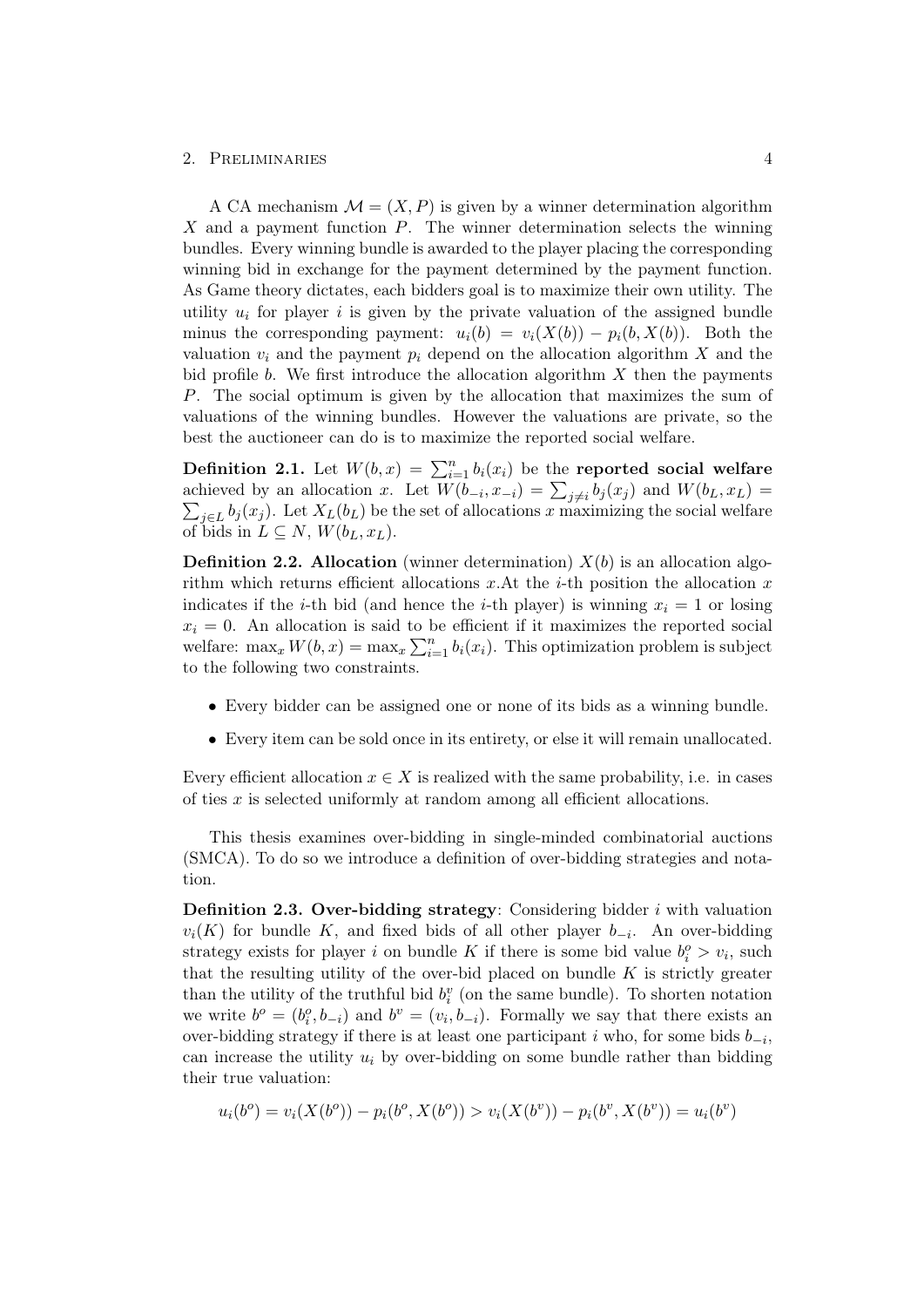A CA mechanism $\mathcal{M} = (X, P)$ is given by a winner determination algorithm $X$ and a payment function $P$. The winner determination selects the winning bundles. Every winning bundle is awarded to the player placing the corresponding winning bid in exchange for the payment determined by the payment function. As Game theory dictates, each bidders goal is to maximize their own utility. The utility $u_i$ for player $i$ is given by the private valuation of the assigned bundle minus the corresponding payment: $u_i(b) = v_i(X(b)) - p_i(b, X(b))$. Both the valuation $v_i$ and the payment $p_i$ depend on the allocation algorithm $X$ and the bid profile $b$. We first introduce the allocation algorithm $X$ then the payments $P$. The social optimum is given by the allocation that maximizes the sum of valuations of the winning bundles. However the valuations are private, so the best the auctioneer can do is to maximize the reported social welfare.

**Definition 2.1.** Let $W(b, x) = \sum_{i=1}^{n} b_i(x_i)$ be the **reported social welfare** achieved by an allocation $x$. Let $W(b_{-i}, x_{-i}) = \sum_{j \neq i} b_j(x_j)$ and $W(b_L, x_L) = \sum_{j \in L} b_j(x_j)$. Let $X_L(b_L)$ be the set of allocations $x$ maximizing the social welfare of bids in $L \subseteq N$, $W(b_L, x_L)$.

**Definition 2.2. Allocation** (winner determination) $X(b)$ is an allocation algorithm which returns efficient allocations $x$.At the $i$-th position the allocation $x$ indicates if the $i$-th bid (and hence the $i$-th player) is winning $x_i = 1$ or losing $x_i = 0$. An allocation is said to be efficient if it maximizes the reported social welfare: $\max_x W(b, x) = \max_x \sum_{i=1}^{n} b_i(x_i)$. This optimization problem is subject to the following two constraints.

- Every bidder can be assigned one or none of its bids as a winning bundle.
- Every item can be sold once in its entirety, or else it will remain unallocated.

Every efficient allocation $x \in X$ is realized with the same probability, i.e. in cases of ties $x$ is selected uniformly at random among all efficient allocations.

This thesis examines over-bidding in single-minded combinatorial auctions (SMCA). To do so we introduce a definition of over-bidding strategies and notation.

**Definition 2.3. Over-bidding strategy**: Considering bidder $i$ with valuation $v_i(K)$ for bundle $K$, and fixed bids of all other player $b_{-i}$. An over-bidding strategy exists for player $i$ on bundle $K$ if there is some bid value $b_i^o > v_i$, such that the resulting utility of the over-bid placed on bundle $K$ is strictly greater than the utility of the truthful bid $b_i^v$ (on the same bundle). To shorten notation we write $b^o = (b_i^o, b_{-i})$ and $b^v = (v_i, b_{-i})$. Formally we say that there exists an over-bidding strategy if there is at least one participant $i$ who, for some bids $b_{-i}$, can increase the utility $u_i$ by over-bidding on some bundle rather than bidding their true valuation:

$$u_i(b^o) = v_i(X(b^o)) - p_i(b^o, X(b^o)) > v_i(X(b^v)) - p_i(b^v, X(b^v)) = u_i(b^v)$$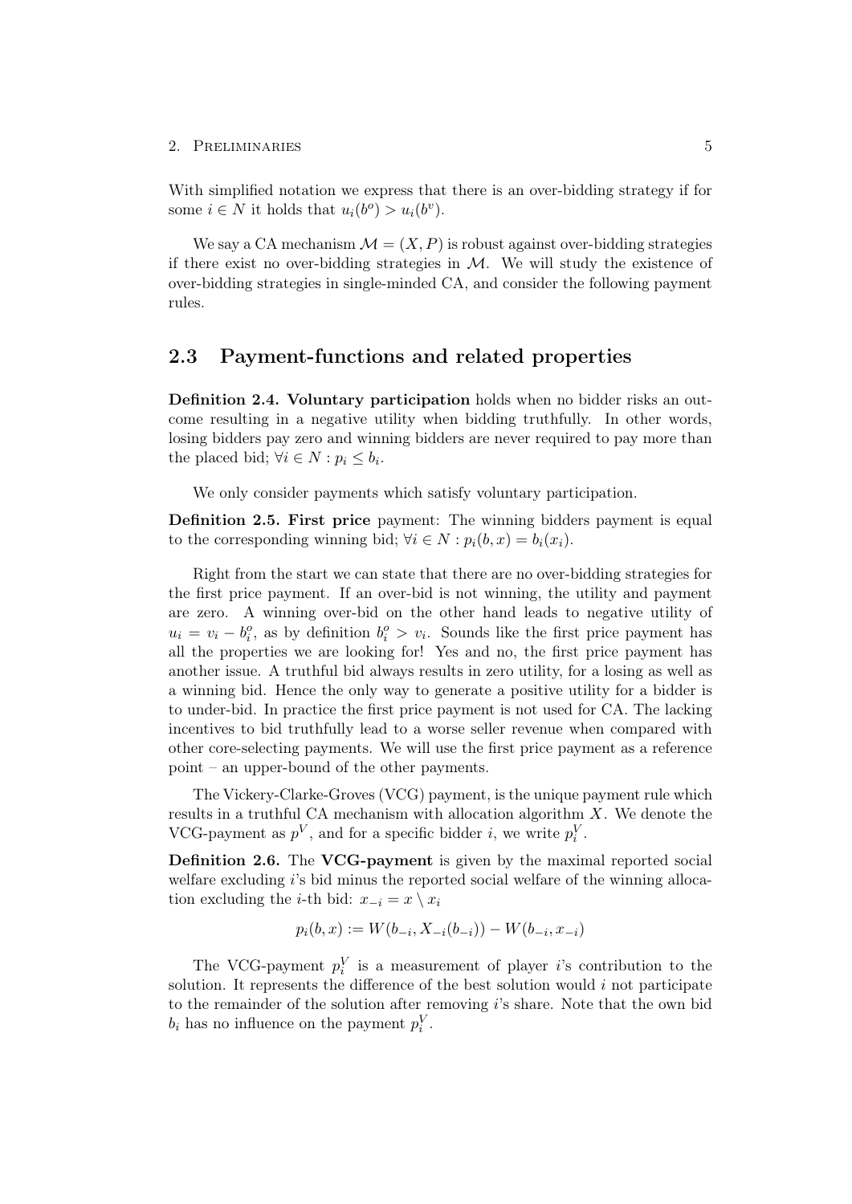With simplified notation we express that there is an over-bidding strategy if for some $i \in N$ it holds that $u_i(b^o) > u_i(b^v)$.

We say a CA mechanism $\mathcal{M} = (X, P)$ is robust against over-bidding strategies if there exist no over-bidding strategies in $\mathcal{M}$. We will study the existence of over-bidding strategies in single-minded CA, and consider the following payment rules.

## 2.3 Payment-functions and related properties

**Definition 2.4. Voluntary participation** holds when no bidder risks an outcome resulting in a negative utility when bidding truthfully. In other words, losing bidders pay zero and winning bidders are never required to pay more than the placed bid; $\forall i \in N : p_i \leq b_i$.

We only consider payments which satisfy voluntary participation.

**Definition 2.5. First price** payment: The winning bidders payment is equal to the corresponding winning bid; $\forall i \in N : p_i(b, x) = b_i(x_i)$.

Right from the start we can state that there are no over-bidding strategies for the first price payment. If an over-bid is not winning, the utility and payment are zero. A winning over-bid on the other hand leads to negative utility of $u_i = v_i - b_i^o$, as by definition $b_i^o > v_i$. Sounds like the first price payment has all the properties we are looking for! Yes and no, the first price payment has another issue. A truthful bid always results in zero utility, for a losing as well as a winning bid. Hence the only way to generate a positive utility for a bidder is to under-bid. In practice the first price payment is not used for CA. The lacking incentives to bid truthfully lead to a worse seller revenue when compared with other core-selecting payments. We will use the first price payment as a reference point – an upper-bound of the other payments.

The Vickery-Clarke-Groves (VCG) payment, is the unique payment rule which results in a truthful CA mechanism with allocation algorithm $X$. We denote the VCG-payment as $p^V$, and for a specific bidder $i$, we write $p_i^V$.

**Definition 2.6.** The **VCG-payment** is given by the maximal reported social welfare excluding $i$'s bid minus the reported social welfare of the winning allocation excluding the $i$-th bid: $x_{-i} = x \setminus x_i$

$$p_i(b, x) := W(b_{-i}, X_{-i}(b_{-i})) - W(b_{-i}, x_{-i})$$

The VCG-payment $p_i^V$ is a measurement of player $i$'s contribution to the solution. It represents the difference of the best solution would $i$ not participate to the remainder of the solution after removing $i$'s share. Note that the own bid $b_i$ has no influence on the payment $p_i^V$.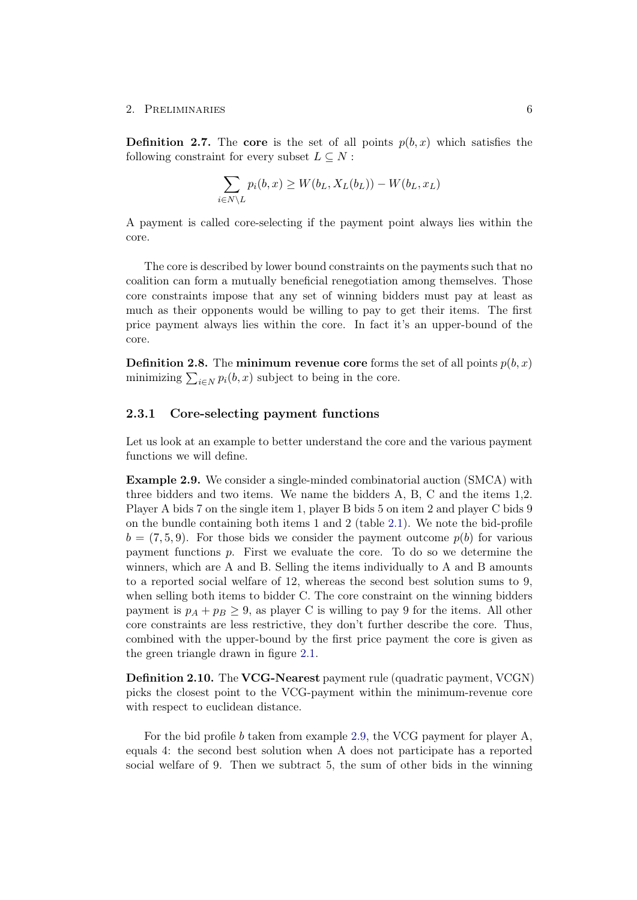**Definition 2.7.** The **core** is the set of all points $p(b, x)$ which satisfies the following constraint for every subset $L \subseteq N$ :

$$\sum_{i \in N \setminus L} p_i(b, x) \geq W(b_L, X_L(b_L)) - W(b_L, x_L)$$

A payment is called core-selecting if the payment point always lies within the core.

The core is described by lower bound constraints on the payments such that no coalition can form a mutually beneficial renegotiation among themselves. Those core constraints impose that any set of winning bidders must pay at least as much as their opponents would be willing to pay to get their items. The first price payment always lies within the core. In fact it's an upper-bound of the core.

**Definition 2.8.** The **minimum revenue core** forms the set of all points $p(b, x)$ minimizing $\sum_{i \in N} p_i(b, x)$ subject to being in the core.

### 2.3.1 Core-selecting payment functions

Let us look at an example to better understand the core and the various payment functions we will define.

**Example 2.9.** We consider a single-minded combinatorial auction (SMCA) with three bidders and two items. We name the bidders A, B, C and the items 1,2. Player A bids 7 on the single item 1, player B bids 5 on item 2 and player C bids 9 on the bundle containing both items 1 and 2 (table 2.1). We note the bid-profile $b = (7, 5, 9)$. For those bids we consider the payment outcome $p(b)$ for various payment functions $p$. First we evaluate the core. To do so we determine the winners, which are A and B. Selling the items individually to A and B amounts to a reported social welfare of 12, whereas the second best solution sums to 9, when selling both items to bidder C. The core constraint on the winning bidders payment is $p_A + p_B \geq 9$, as player C is willing to pay 9 for the items. All other core constraints are less restrictive, they don't further describe the core. Thus, combined with the upper-bound by the first price payment the core is given as the green triangle drawn in figure 2.1.

**Definition 2.10.** The **VCG-Nearest** payment rule (quadratic payment, VCGN) picks the closest point to the VCG-payment within the minimum-revenue core with respect to euclidean distance.

For the bid profile $b$ taken from example 2.9, the VCG payment for player A, equals 4: the second best solution when A does not participate has a reported social welfare of 9. Then we subtract 5, the sum of other bids in the winning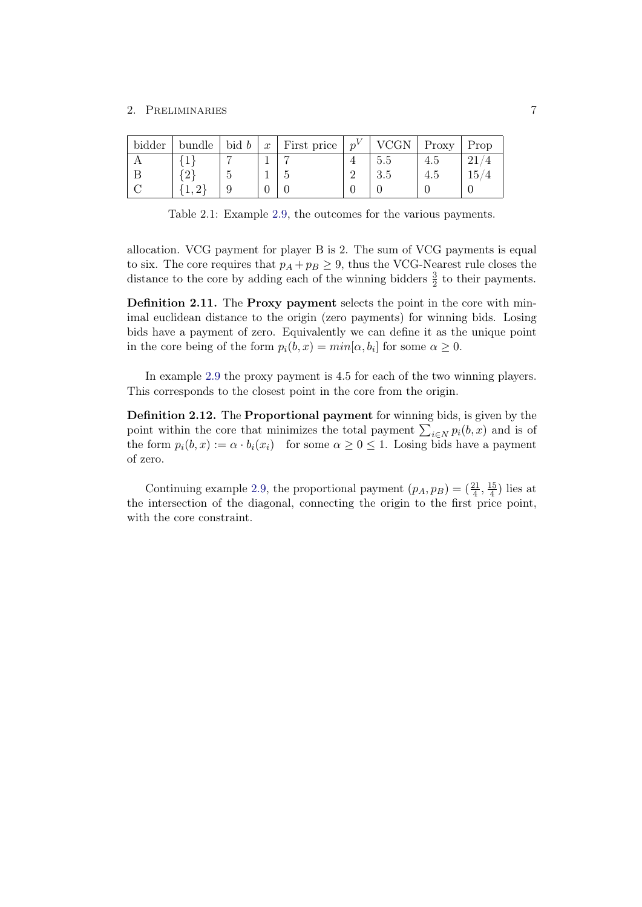| bidder | bundle | bid $b$ | $x$ | First price | $p^V$ | VCGN | Proxy | Prop |
|---|---|---|---|---|---|---|---|---|
| A | $\{1\}$ | 7 | 1 | 7 | 4 | 5.5 | 4.5 | 21/4 |
| B | $\{2\}$ | 5 | 1 | 5 | 2 | 3.5 | 4.5 | 15/4 |
| C | $\{1,2\}$ | 9 | 0 | 0 | 0 | 0 | 0 | 0 |

Table 2.1: Example 2.9, the outcomes for the various payments.

allocation. VCG payment for player B is 2. The sum of VCG payments is equal to six. The core requires that $p_A + p_B \geq 9$, thus the VCG-Nearest rule closes the distance to the core by adding each of the winning bidders $\frac{3}{2}$ to their payments.

**Definition 2.11.** The **Proxy payment** selects the point in the core with minimal euclidean distance to the origin (zero payments) for winning bids. Losing bids have a payment of zero. Equivalently we can define it as the unique point in the core being of the form $p_i(b, x) = min[\alpha, b_i]$ for some $\alpha \geq 0$.

In example 2.9 the proxy payment is 4.5 for each of the two winning players. This corresponds to the closest point in the core from the origin.

**Definition 2.12.** The **Proportional payment** for winning bids, is given by the point within the core that minimizes the total payment $\sum_{i \in N} p_i(b, x)$ and is of the form $p_i(b, x) := \alpha \cdot b_i(x_i)$ for some $\alpha \geq 0 \leq 1$. Losing bids have a payment of zero.

Continuing example 2.9, the proportional payment $(p_A, p_B) = (\frac{21}{4}, \frac{15}{4})$ lies at the intersection of the diagonal, connecting the origin to the first price point, with the core constraint.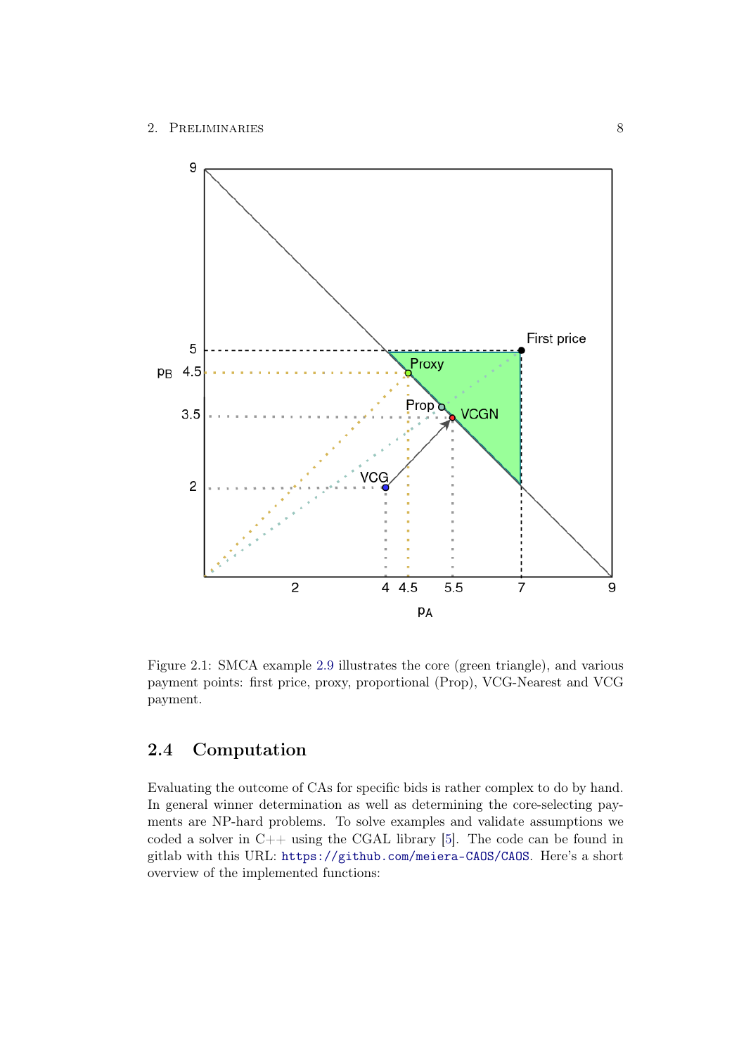Figure 2.1: SMCA example 2.9 illustrates the core (green triangle), and various payment points: first price, proxy, proportional (Prop), VCG-Nearest and VCG payment.

## 2.4 Computation

Evaluating the outcome of CAs for specific bids is rather complex to do by hand. In general winner determination as well as determining the core-selecting payments are NP-hard problems. To solve examples and validate assumptions we coded a solver in C++ using the CGAL library [5]. The code can be found in gitlab with this URL: https://github.com/meiera-CAOS/CAOS. Here's a short overview of the implemented functions: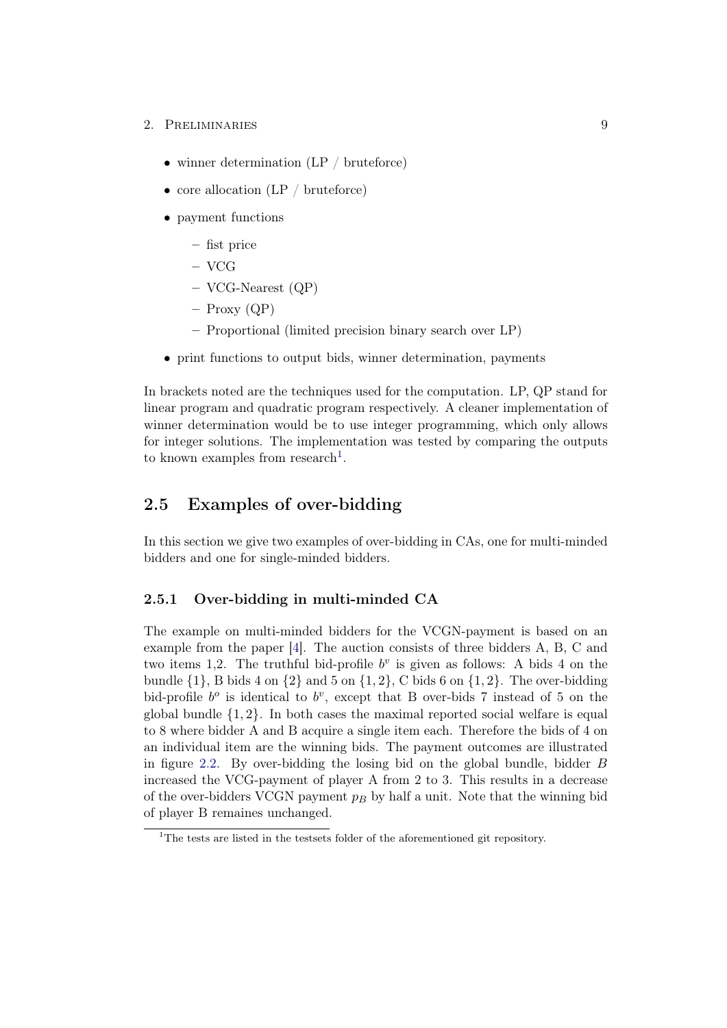- winner determination (LP / bruteforce)
- core allocation (LP / bruteforce)
- payment functions
  - fist price
  - VCG
  - VCG-Nearest (QP)
  - Proxy (QP)
  - Proportional (limited precision binary search over LP)
- print functions to output bids, winner determination, payments

In brackets noted are the techniques used for the computation. LP, QP stand for linear program and quadratic program respectively. A cleaner implementation of winner determination would be to use integer programming, which only allows for integer solutions. The implementation was tested by comparing the outputs to known examples from research[1].

## 2.5 Examples of over-bidding

In this section we give two examples of over-bidding in CAs, one for multi-minded bidders and one for single-minded bidders.

### 2.5.1 Over-bidding in multi-minded CA

The example on multi-minded bidders for the VCGN-payment is based on an example from the paper [4]. The auction consists of three bidders A, B, C and two items 1,2. The truthful bid-profile $b^v$ is given as follows: A bids 4 on the bundle $\{1\}$, B bids 4 on $\{2\}$ and 5 on $\{1,2\}$, C bids 6 on $\{1,2\}$. The over-bidding bid-profile $b^o$ is identical to $b^v$, except that B over-bids 7 instead of 5 on the global bundle $\{1,2\}$. In both cases the maximal reported social welfare is equal to 8 where bidder A and B acquire a single item each. Therefore the bids of 4 on an individual item are the winning bids. The payment outcomes are illustrated in figure 2.2. By over-bidding the losing bid on the global bundle, bidder $B$ increased the VCG-payment of player A from 2 to 3. This results in a decrease of the over-bidders VCGN payment $p_B$ by half a unit. Note that the winning bid of player B remaines unchanged.

[1] The tests are listed in the testsets folder of the aforementioned git repository.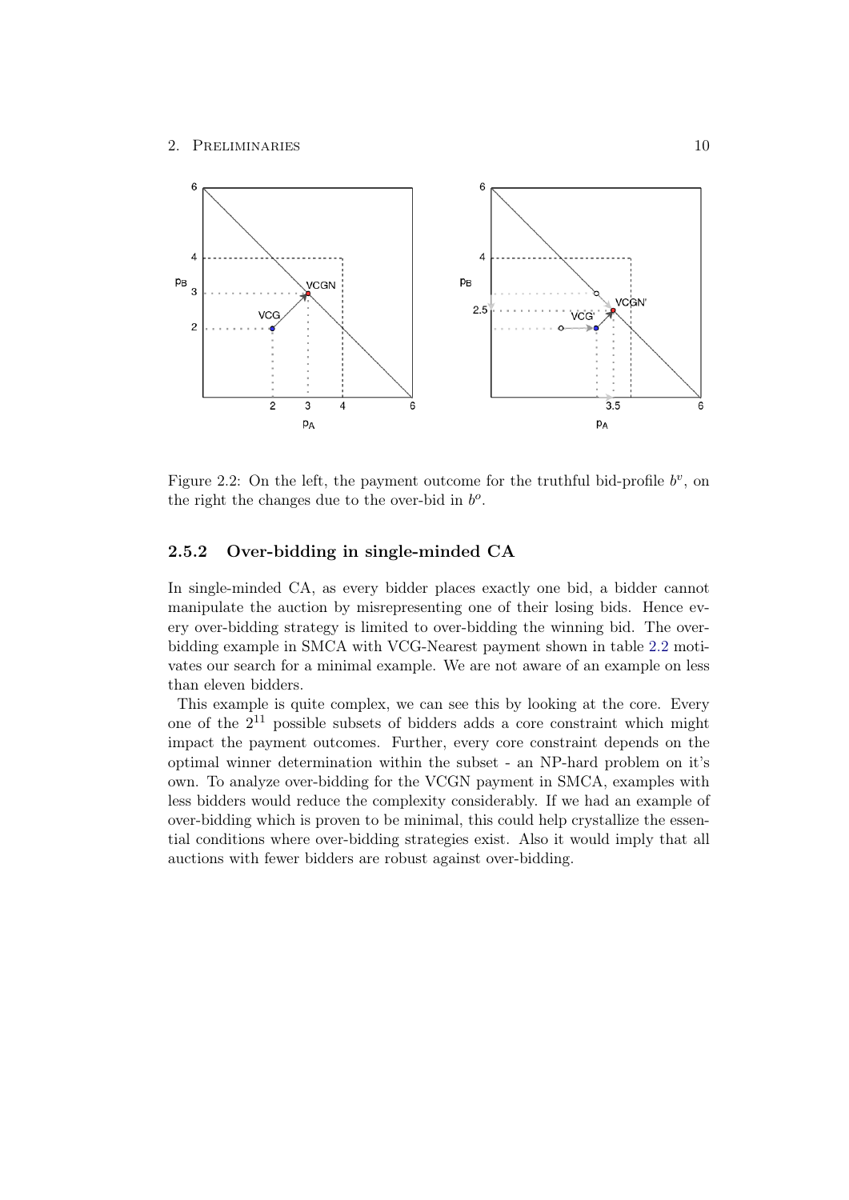Figure 2.2: On the left, the payment outcome for the truthful bid-profile $b^v$, on the right the changes due to the over-bid in $b^o$.

### 2.5.2 Over-bidding in single-minded CA

In single-minded CA, as every bidder places exactly one bid, a bidder cannot manipulate the auction by misrepresenting one of their losing bids. Hence every over-bidding strategy is limited to over-bidding the winning bid. The over-bidding example in SMCA with VCG-Nearest payment shown in table 2.2 motivates our search for a minimal example. We are not aware of an example on less than eleven bidders.

This example is quite complex, we can see this by looking at the core. Every one of the $2^{11}$ possible subsets of bidders adds a core constraint which might impact the payment outcomes. Further, every core constraint depends on the optimal winner determination within the subset - an NP-hard problem on it's own. To analyze over-bidding for the VCGN payment in SMCA, examples with less bidders would reduce the complexity considerably. If we had an example of over-bidding which is proven to be minimal, this could help crystallize the essential conditions where over-bidding strategies exist. Also it would imply that all auctions with fewer bidders are robust against over-bidding.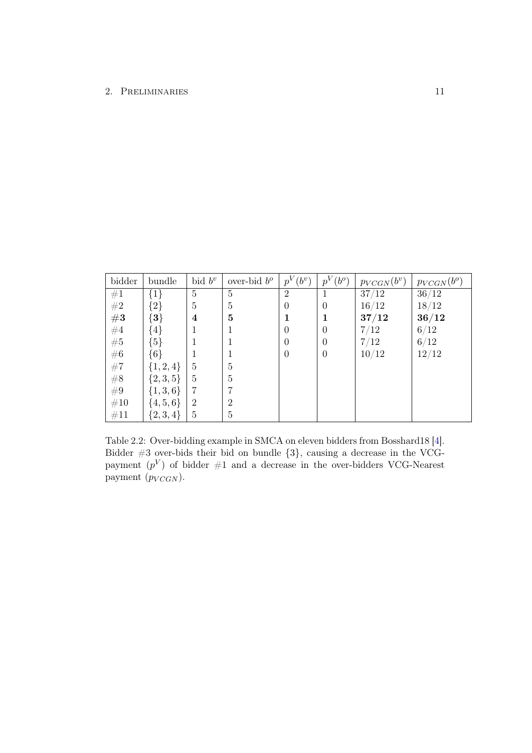| bidder | bundle | bid $b^v$ | over-bid $b^o$ | $p^V(b^v)$ | $p^V(b^o)$ | $p_{VCGN}(b^v)$ | $p_{VCGN}(b^o)$ |
|---|---|---|---|---|---|---|---|
| #1 | $\{1\}$ | 5 | 5 | 2 | 1 | 37/12 | 36/12 |
| #2 | $\{2\}$ | 5 | 5 | 0 | 0 | 16/12 | 18/12 |
| **#3** | $\{\mathbf{3}\}$ | **4** | **5** | **1** | **1** | **37/12** | **36/12** |
| #4 | $\{4\}$ | 1 | 1 | 0 | 0 | 7/12 | 6/12 |
| #5 | $\{5\}$ | 1 | 1 | 0 | 0 | 7/12 | 6/12 |
| #6 | $\{6\}$ | 1 | 1 | 0 | 0 | 10/12 | 12/12 |
| #7 | $\{1,2,4\}$ | 5 | 5 | | | | |
| #8 | $\{2,3,5\}$ | 5 | 5 | | | | |
| #9 | $\{1,3,6\}$ | 7 | 7 | | | | |
| #10 | $\{4,5,6\}$ | 2 | 2 | | | | |
| #11 | $\{2,3,4\}$ | 5 | 5 | | | | |

Table 2.2: Over-bidding example in SMCA on eleven bidders from Bosshard18 [4]. Bidder #3 over-bids their bid on bundle $\{3\}$, causing a decrease in the VCG-payment ($p^V$) of bidder #1 and a decrease in the over-bidders VCG-Nearest payment ($p_{VCGN}$).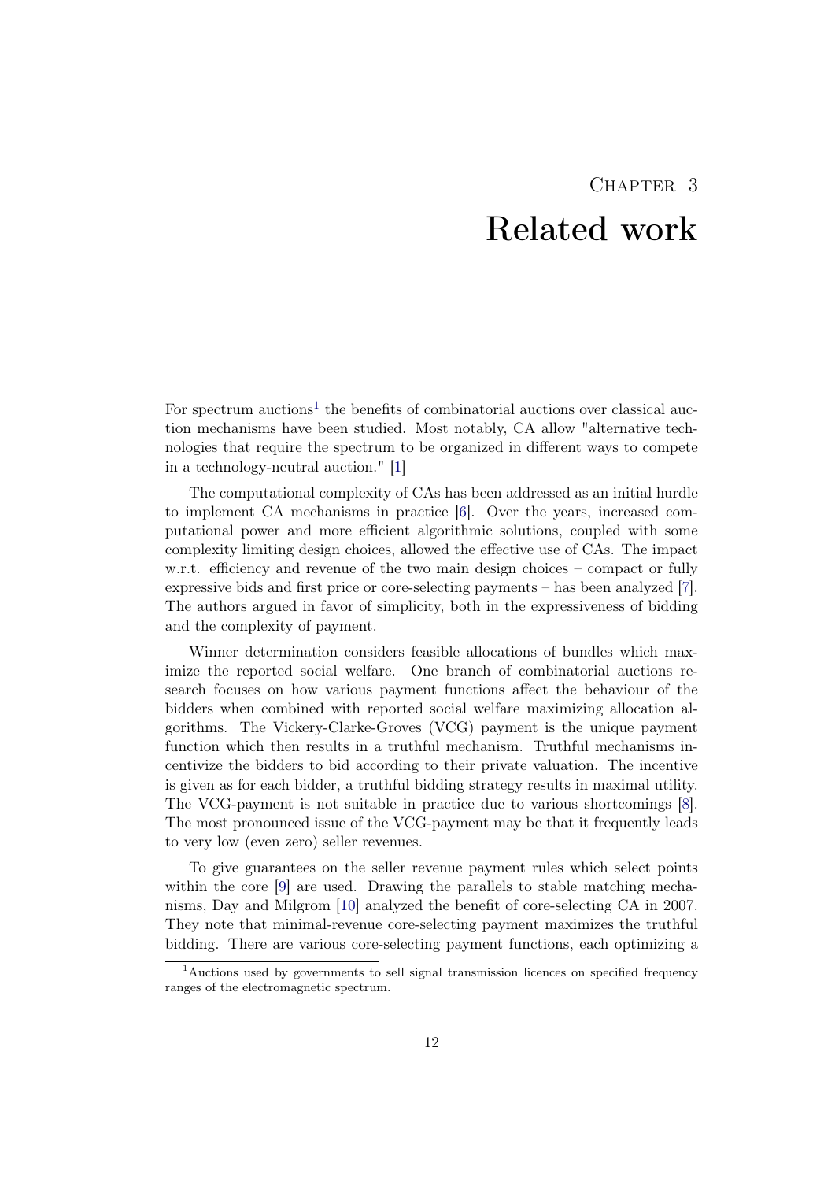# Chapter 3
# Related work

For spectrum auctions[1] the benefits of combinatorial auctions over classical auction mechanisms have been studied. Most notably, CA allow "alternative technologies that require the spectrum to be organized in different ways to compete in a technology-neutral auction." [1]

The computational complexity of CAs has been addressed as an initial hurdle to implement CA mechanisms in practice [6]. Over the years, increased computational power and more efficient algorithmic solutions, coupled with some complexity limiting design choices, allowed the effective use of CAs. The impact w.r.t. efficiency and revenue of the two main design choices – compact or fully expressive bids and first price or core-selecting payments – has been analyzed [7]. The authors argued in favor of simplicity, both in the expressiveness of bidding and the complexity of payment.

Winner determination considers feasible allocations of bundles which maximize the reported social welfare. One branch of combinatorial auctions research focuses on how various payment functions affect the behaviour of the bidders when combined with reported social welfare maximizing allocation algorithms. The Vickery-Clarke-Groves (VCG) payment is the unique payment function which then results in a truthful mechanism. Truthful mechanisms incentivize the bidders to bid according to their private valuation. The incentive is given as for each bidder, a truthful bidding strategy results in maximal utility. The VCG-payment is not suitable in practice due to various shortcomings [8]. The most pronounced issue of the VCG-payment may be that it frequently leads to very low (even zero) seller revenues.

To give guarantees on the seller revenue payment rules which select points within the core [9] are used. Drawing the parallels to stable matching mechanisms, Day and Milgrom [10] analyzed the benefit of core-selecting CA in 2007. They note that minimal-revenue core-selecting payment maximizes the truthful bidding. There are various core-selecting payment functions, each optimizing a

[1] Auctions used by governments to sell signal transmission licences on specified frequency ranges of the electromagnetic spectrum.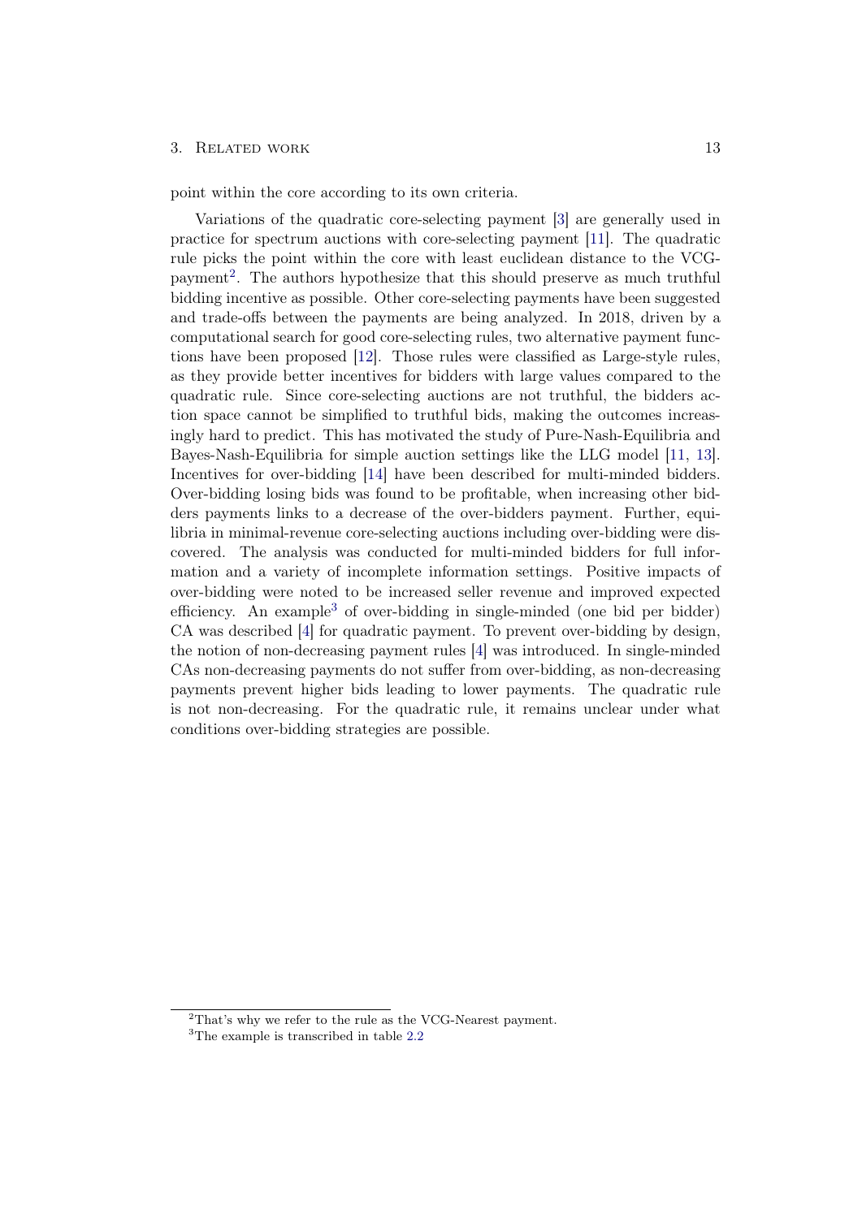point within the core according to its own criteria.

Variations of the quadratic core-selecting payment [3] are generally used in practice for spectrum auctions with core-selecting payment [11]. The quadratic rule picks the point within the core with least euclidean distance to the VCG-payment[2]. The authors hypothesize that this should preserve as much truthful bidding incentive as possible. Other core-selecting payments have been suggested and trade-offs between the payments are being analyzed. In 2018, driven by a computational search for good core-selecting rules, two alternative payment functions have been proposed [12]. Those rules were classified as Large-style rules, as they provide better incentives for bidders with large values compared to the quadratic rule. Since core-selecting auctions are not truthful, the bidders action space cannot be simplified to truthful bids, making the outcomes increasingly hard to predict. This has motivated the study of Pure-Nash-Equilibria and Bayes-Nash-Equilibria for simple auction settings like the LLG model [11, 13]. Incentives for over-bidding [14] have been described for multi-minded bidders. Over-bidding losing bids was found to be profitable, when increasing other bidders payments links to a decrease of the over-bidders payment. Further, equilibria in minimal-revenue core-selecting auctions including over-bidding were discovered. The analysis was conducted for multi-minded bidders for full information and a variety of incomplete information settings. Positive impacts of over-bidding were noted to be increased seller revenue and improved expected efficiency. An example[3] of over-bidding in single-minded (one bid per bidder) CA was described [4] for quadratic payment. To prevent over-bidding by design, the notion of non-decreasing payment rules [4] was introduced. In single-minded CAs non-decreasing payments do not suffer from over-bidding, as non-decreasing payments prevent higher bids leading to lower payments. The quadratic rule is not non-decreasing. For the quadratic rule, it remains unclear under what conditions over-bidding strategies are possible.

[2] That's why we refer to the rule as the VCG-Nearest payment.

[3] The example is transcribed in table 2.2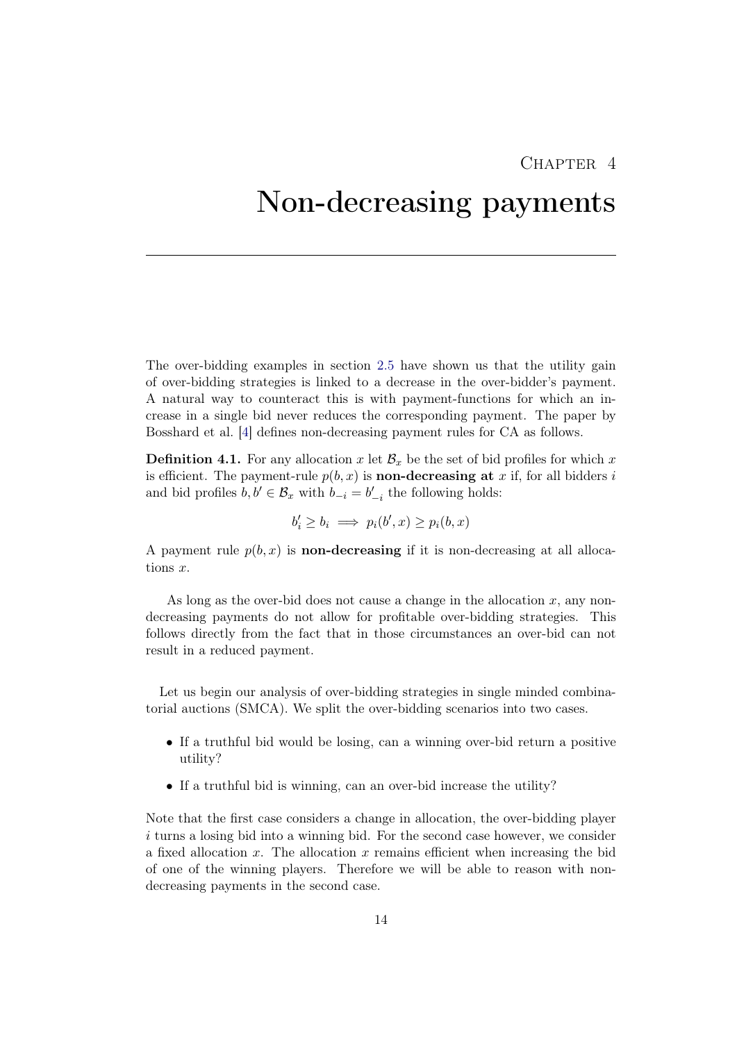# Chapter 4

# Non-decreasing payments

The over-bidding examples in section 2.5 have shown us that the utility gain of over-bidding strategies is linked to a decrease in the over-bidder's payment. A natural way to counteract this is with payment-functions for which an increase in a single bid never reduces the corresponding payment. The paper by Bosshard et al. [4] defines non-decreasing payment rules for CA as follows.

**Definition 4.1.** For any allocation $x$ let $\mathcal{B}_x$ be the set of bid profiles for which $x$ is efficient. The payment-rule $p(b, x)$ is **non-decreasing at** $x$ if, for all bidders $i$ and bid profiles $b, b' \in \mathcal{B}_x$ with $b_{-i} = b'_{-i}$ the following holds:

$$b'_i \geq b_i \implies p_i(b', x) \geq p_i(b, x)$$

A payment rule $p(b, x)$ is **non-decreasing** if it is non-decreasing at all allocations $x$.

As long as the over-bid does not cause a change in the allocation $x$, any non-decreasing payments do not allow for profitable over-bidding strategies. This follows directly from the fact that in those circumstances an over-bid can not result in a reduced payment.

Let us begin our analysis of over-bidding strategies in single minded combinatorial auctions (SMCA). We split the over-bidding scenarios into two cases.

- If a truthful bid would be losing, can a winning over-bid return a positive utility?
- If a truthful bid is winning, can an over-bid increase the utility?

Note that the first case considers a change in allocation, the over-bidding player $i$ turns a losing bid into a winning bid. For the second case however, we consider a fixed allocation $x$. The allocation $x$ remains efficient when increasing the bid of one of the winning players. Therefore we will be able to reason with non-decreasing payments in the second case.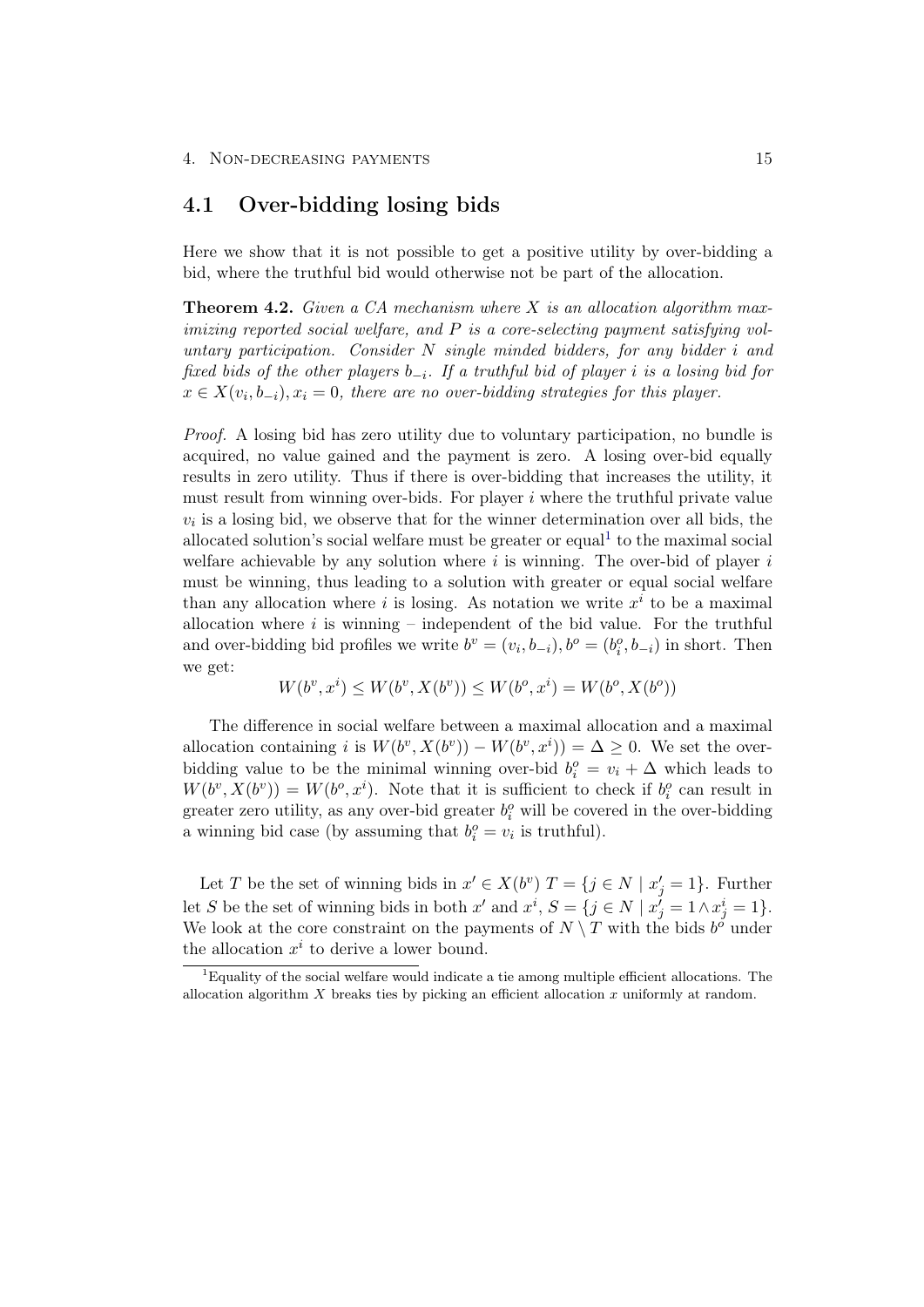## 4.1 Over-bidding losing bids

Here we show that it is not possible to get a positive utility by over-bidding a bid, where the truthful bid would otherwise not be part of the allocation.

**Theorem 4.2.** *Given a CA mechanism where $X$ is an allocation algorithm maximizing reported social welfare, and $P$ is a core-selecting payment satisfying voluntary participation. Consider $N$ single minded bidders, for any bidder $i$ and fixed bids of the other players $b_{-i}$. If a truthful bid of player $i$ is a losing bid for $x \in X(v_i, b_{-i}), x_i = 0$, there are no over-bidding strategies for this player.*

*Proof.* A losing bid has zero utility due to voluntary participation, no bundle is acquired, no value gained and the payment is zero. A losing over-bid equally results in zero utility. Thus if there is over-bidding that increases the utility, it must result from winning over-bids. For player $i$ where the truthful private value $v_i$ is a losing bid, we observe that for the winner determination over all bids, the allocated solution's social welfare must be greater or equal[1] to the maximal social welfare achievable by any solution where $i$ is winning. The over-bid of player $i$ must be winning, thus leading to a solution with greater or equal social welfare than any allocation where $i$ is losing. As notation we write $x^i$ to be a maximal allocation where $i$ is winning – independent of the bid value. For the truthful and over-bidding bid profiles we write $b^v = (v_i, b_{-i}), b^o = (b_i^o, b_{-i})$ in short. Then we get:

$$W(b^v, x^i) \leq W(b^v, X(b^v)) \leq W(b^o, x^i) = W(b^o, X(b^o))$$

The difference in social welfare between a maximal allocation and a maximal allocation containing $i$ is $W(b^v, X(b^v)) - W(b^v, x^i)) = \Delta \geq 0$. We set the over-bidding value to be the minimal winning over-bid $b_i^o = v_i + \Delta$ which leads to $W(b^v, X(b^v)) = W(b^o, x^i)$. Note that it is sufficient to check if $b_i^o$ can result in greater zero utility, as any over-bid greater $b_i^o$ will be covered in the over-bidding a winning bid case (by assuming that $b_i^o = v_i$ is truthful).

Let $T$ be the set of winning bids in $x' \in X(b^v)$ $T = \{j \in N \mid x'_j = 1\}$. Further let $S$ be the set of winning bids in both $x'$ and $x^i$, $S = \{j \in N \mid x'_j = 1 \wedge x^i_j = 1\}$. We look at the core constraint on the payments of $N \setminus T$ with the bids $b^o$ under the allocation $x^i$ to derive a lower bound.

[1] Equality of the social welfare would indicate a tie among multiple efficient allocations. The allocation algorithm $X$ breaks ties by picking an efficient allocation $x$ uniformly at random.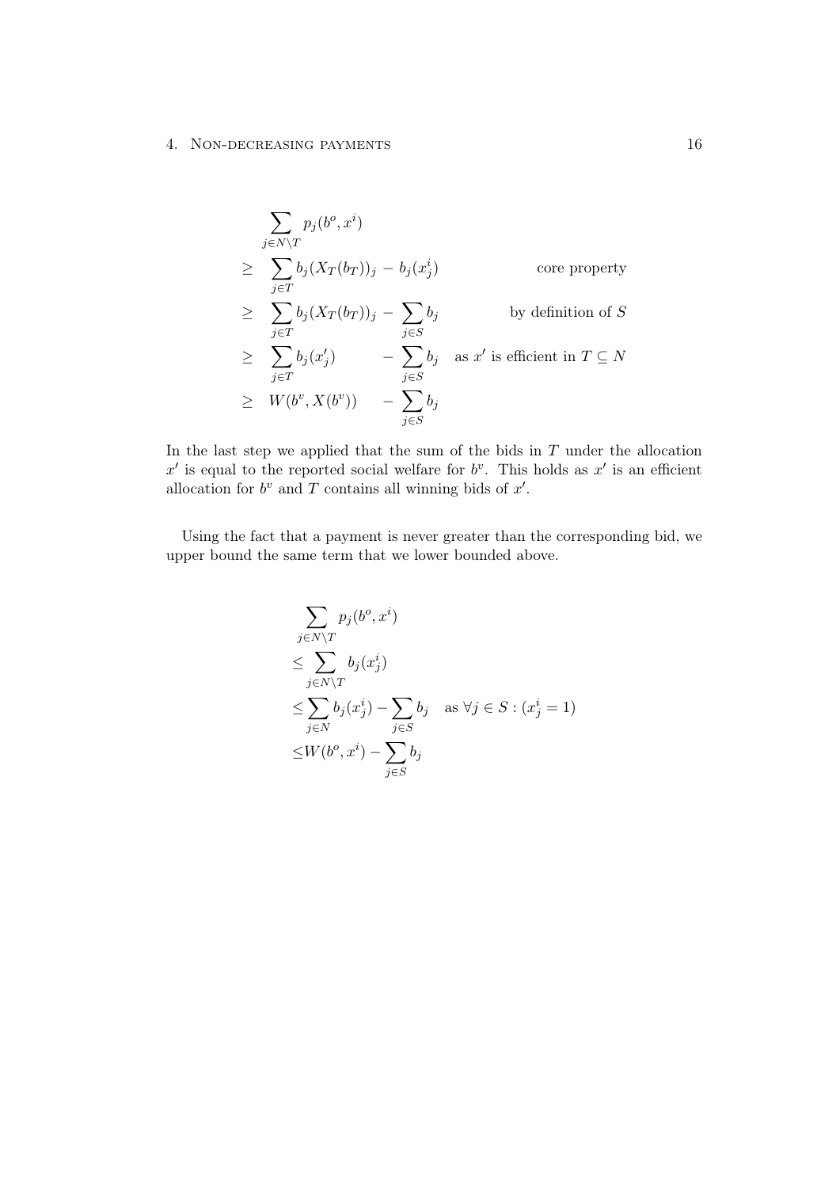$$
\begin{aligned}
& \sum_{j \in N \setminus T} p_j(b^o, x^i) \\
\geq \quad & \sum_{j \in T} b_j(X_T(b_T))_j - b_j(x^i_j) && \text{core property} \\
\geq \quad & \sum_{j \in T} b_j(X_T(b_T))_j - \sum_{j \in S} b_j && \text{by definition of } S \\
\geq \quad & \sum_{j \in T} b_j(x'_j) \qquad - \sum_{j \in S} b_j && \text{as } x' \text{ is efficient in } T \subseteq N \\
\geq \quad & W(b^v, X(b^v)) \quad - \sum_{j \in S} b_j
\end{aligned}
$$

In the last step we applied that the sum of the bids in $T$ under the allocation $x'$ is equal to the reported social welfare for $b^v$. This holds as $x'$ is an efficient allocation for $b^v$ and $T$ contains all winning bids of $x'$.

Using the fact that a payment is never greater than the corresponding bid, we upper bound the same term that we lower bounded above.

$$
\begin{aligned}
& \sum_{j \in N \setminus T} p_j(b^o, x^i) \\
\leq & \sum_{j \in N \setminus T} b_j(x^i_j) \\
\leq & \sum_{j \in N} b_j(x^i_j) - \sum_{j \in S} b_j \quad \text{as } \forall j \in S : (x^i_j = 1) \\
\leq & W(b^o, x^i) - \sum_{j \in S} b_j
\end{aligned}
$$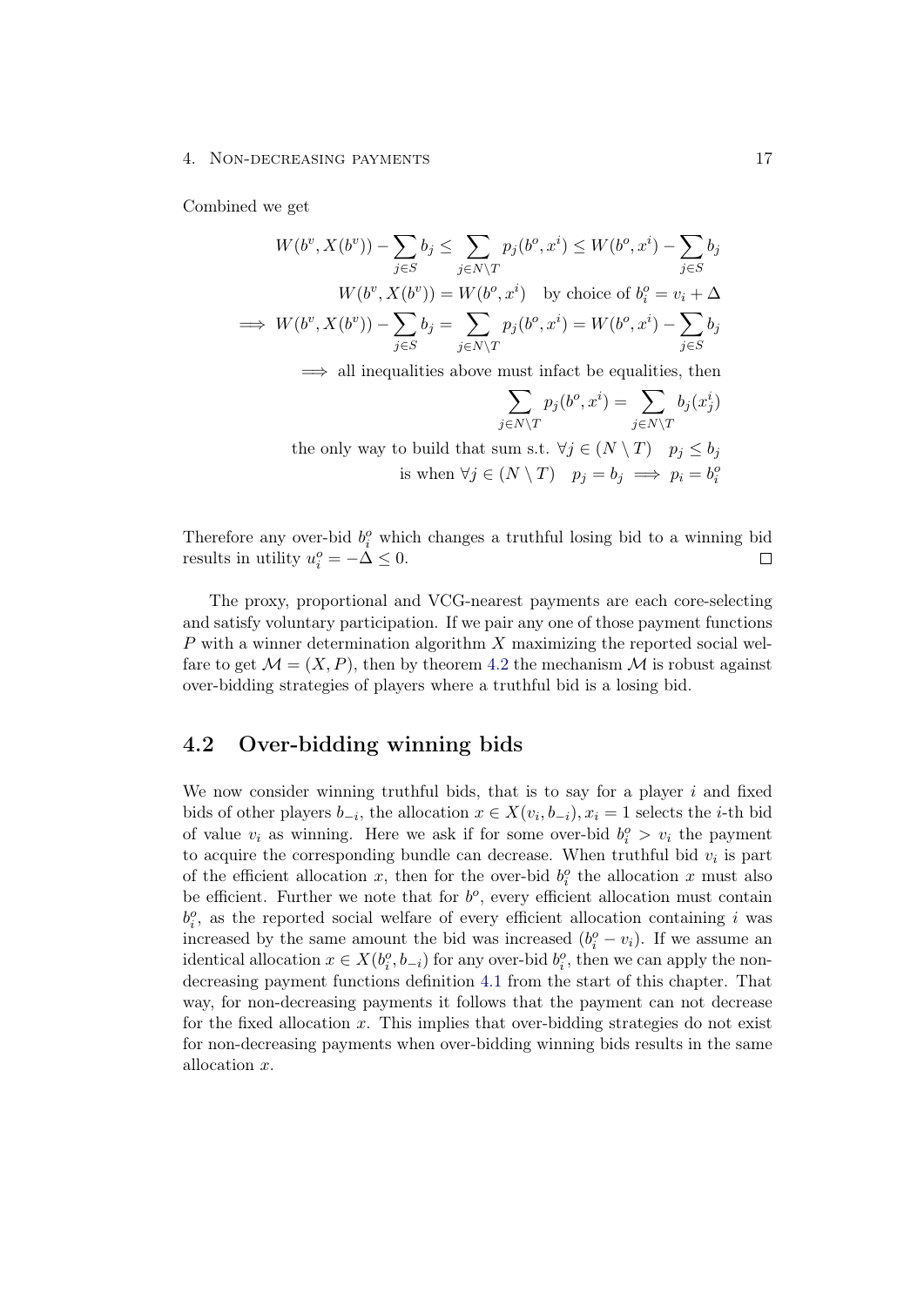Combined we get

$$
\begin{aligned}
W(b^v, X(b^v)) - \sum_{j \in S} b_j \leq \sum_{j \in N \setminus T} p_j(b^o, x^i) \leq W(b^o, x^i) - \sum_{j \in S} b_j \\
W(b^v, X(b^v)) = W(b^o, x^i) \quad \text{by choice of } b_i^o = v_i + \Delta \\
\implies W(b^v, X(b^v)) - \sum_{j \in S} b_j = \sum_{j \in N \setminus T} p_j(b^o, x^i) = W(b^o, x^i) - \sum_{j \in S} b_j \\
\implies \text{all inequalities above must infact be equalities, then} \\
\sum_{j \in N \setminus T} p_j(b^o, x^i) = \sum_{j \in N \setminus T} b_j(x^i_j) \\
\text{the only way to build that sum s.t. } \forall j \in (N \setminus T) \quad p_j \leq b_j \\
\text{is when } \forall j \in (N \setminus T) \quad p_j = b_j \implies p_i = b_i^o
\end{aligned}
$$

Therefore any over-bid $b_i^o$ which changes a truthful losing bid to a winning bid results in utility $u_i^o = -\Delta \leq 0$. □

The proxy, proportional and VCG-nearest payments are each core-selecting and satisfy voluntary participation. If we pair any one of those payment functions $P$ with a winner determination algorithm $X$ maximizing the reported social welfare to get $\mathcal{M} = (X, P)$, then by theorem 4.2 the mechanism $\mathcal{M}$ is robust against over-bidding strategies of players where a truthful bid is a losing bid.

## 4.2 Over-bidding winning bids

We now consider winning truthful bids, that is to say for a player $i$ and fixed bids of other players $b_{-i}$, the allocation $x \in X(v_i, b_{-i}), x_i = 1$ selects the $i$-th bid of value $v_i$ as winning. Here we ask if for some over-bid $b_i^o > v_i$ the payment to acquire the corresponding bundle can decrease. When truthful bid $v_i$ is part of the efficient allocation $x$, then for the over-bid $b_i^o$ the allocation $x$ must also be efficient. Further we note that for $b^o$, every efficient allocation must contain $b_i^o$, as the reported social welfare of every efficient allocation containing $i$ was increased by the same amount the bid was increased $(b_i^o - v_i)$. If we assume an identical allocation $x \in X(b_i^o, b_{-i})$ for any over-bid $b_i^o$, then we can apply the non-decreasing payment functions definition 4.1 from the start of this chapter. That way, for non-decreasing payments it follows that the payment can not decrease for the fixed allocation $x$. This implies that over-bidding strategies do not exist for non-decreasing payments when over-bidding winning bids results in the same allocation $x$.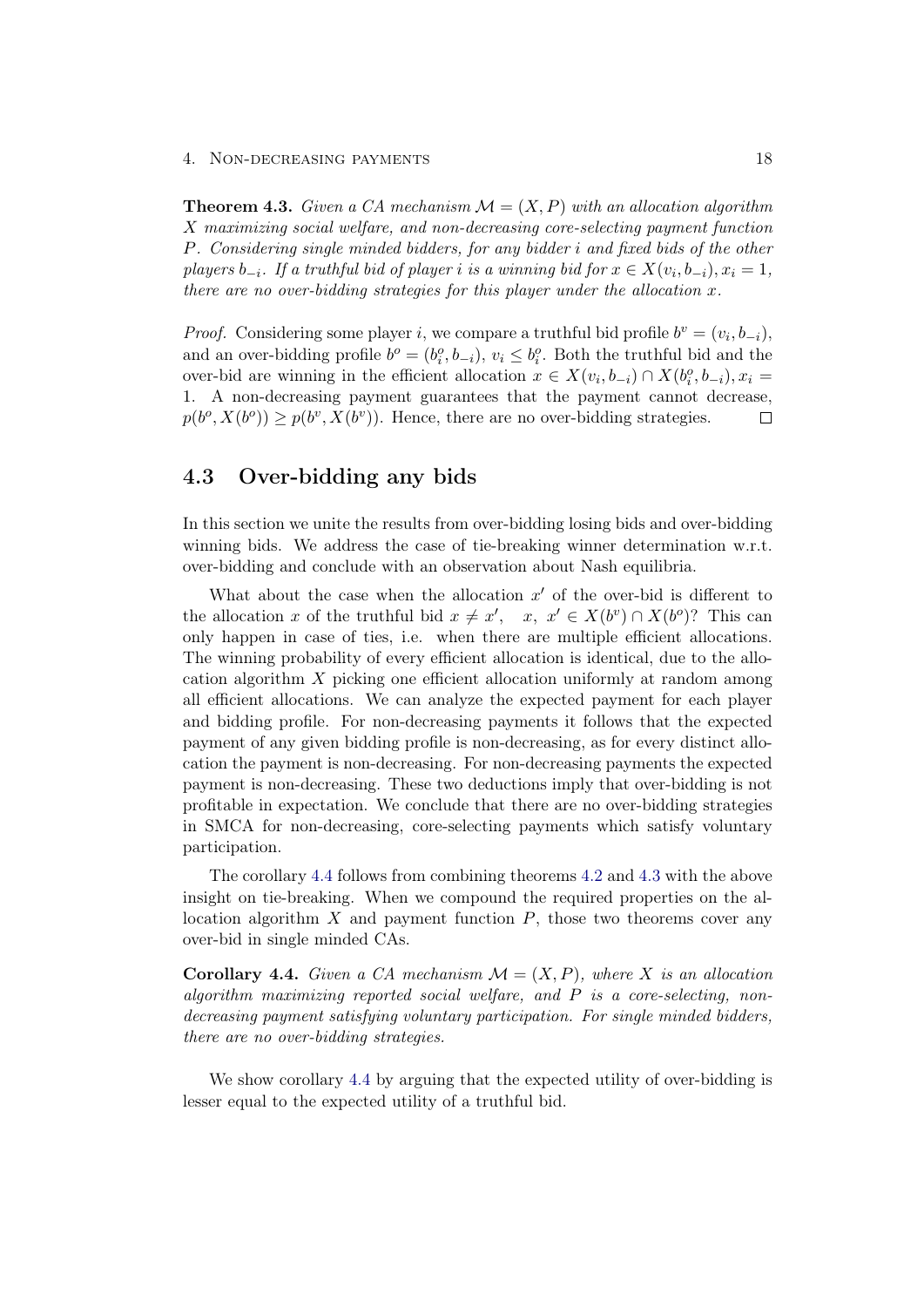**Theorem 4.3.** *Given a CA mechanism $\mathcal{M} = (X, P)$ with an allocation algorithm $X$ maximizing social welfare, and non-decreasing core-selecting payment function $P$. Considering single minded bidders, for any bidder $i$ and fixed bids of the other players $b_{-i}$. If a truthful bid of player $i$ is a winning bid for $x \in X(v_i, b_{-i}), x_i = 1$, there are no over-bidding strategies for this player under the allocation $x$.*

*Proof.* Considering some player $i$, we compare a truthful bid profile $b^v = (v_i, b_{-i})$, and an over-bidding profile $b^o = (b_i^o, b_{-i})$, $v_i \leq b_i^o$. Both the truthful bid and the over-bid are winning in the efficient allocation $x \in X(v_i, b_{-i}) \cap X(b_i^o, b_{-i}), x_i = 1$. A non-decreasing payment guarantees that the payment cannot decrease, $p(b^o, X(b^o)) \geq p(b^v, X(b^v))$. Hence, there are no over-bidding strategies. □

## 4.3 Over-bidding any bids

In this section we unite the results from over-bidding losing bids and over-bidding winning bids. We address the case of tie-breaking winner determination w.r.t. over-bidding and conclude with an observation about Nash equilibria.

What about the case when the allocation $x'$ of the over-bid is different to the allocation $x$ of the truthful bid $x \neq x', \quad x,\ x' \in X(b^v) \cap X(b^o)$? This can only happen in case of ties, i.e. when there are multiple efficient allocations. The winning probability of every efficient allocation is identical, due to the allocation algorithm $X$ picking one efficient allocation uniformly at random among all efficient allocations. We can analyze the expected payment for each player and bidding profile. For non-decreasing payments it follows that the expected payment of any given bidding profile is non-decreasing, as for every distinct allocation the payment is non-decreasing. For non-decreasing payments the expected payment is non-decreasing. These two deductions imply that over-bidding is not profitable in expectation. We conclude that there are no over-bidding strategies in SMCA for non-decreasing, core-selecting payments which satisfy voluntary participation.

The corollary 4.4 follows from combining theorems 4.2 and 4.3 with the above insight on tie-breaking. When we compound the required properties on the allocation algorithm $X$ and payment function $P$, those two theorems cover any over-bid in single minded CAs.

**Corollary 4.4.** *Given a CA mechanism $\mathcal{M} = (X, P)$, where $X$ is an allocation algorithm maximizing reported social welfare, and $P$ is a core-selecting, non-decreasing payment satisfying voluntary participation. For single minded bidders, there are no over-bidding strategies.*

We show corollary 4.4 by arguing that the expected utility of over-bidding is lesser equal to the expected utility of a truthful bid.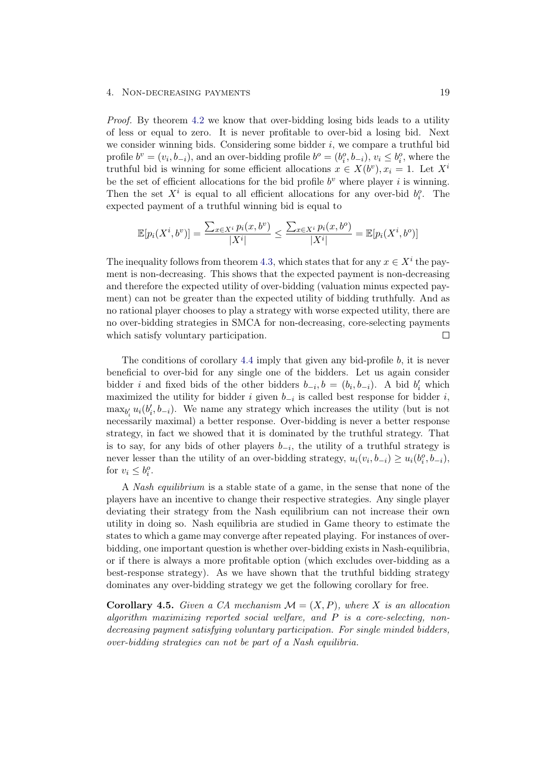*Proof.* By theorem 4.2 we know that over-bidding losing bids leads to a utility of less or equal to zero. It is never profitable to over-bid a losing bid. Next we consider winning bids. Considering some bidder $i$, we compare a truthful bid profile $b^v = (v_i, b_{-i})$, and an over-bidding profile $b^o = (b_i^o, b_{-i})$, $v_i \leq b_i^o$, where the truthful bid is winning for some efficient allocations $x \in X(b^v), x_i = 1$. Let $X^i$ be the set of efficient allocations for the bid profile $b^v$ where player $i$ is winning. Then the set $X^i$ is equal to all efficient allocations for any over-bid $b_i^o$. The expected payment of a truthful winning bid is equal to

$$\mathbb{E}[p_i(X^i, b^v)] = \frac{\sum_{x \in X^i} p_i(x, b^v)}{|X^i|} \leq \frac{\sum_{x \in X^i} p_i(x, b^o)}{|X^i|} = \mathbb{E}[p_i(X^i, b^o)]$$

The inequality follows from theorem 4.3, which states that for any $x \in X^i$ the payment is non-decreasing. This shows that the expected payment is non-decreasing and therefore the expected utility of over-bidding (valuation minus expected payment) can not be greater than the expected utility of bidding truthfully. And as no rational player chooses to play a strategy with worse expected utility, there are no over-bidding strategies in SMCA for non-decreasing, core-selecting payments which satisfy voluntary participation. □

The conditions of corollary 4.4 imply that given any bid-profile $b$, it is never beneficial to over-bid for any single one of the bidders. Let us again consider bidder $i$ and fixed bids of the other bidders $b_{-i}, b = (b_i, b_{-i})$. A bid $b_i'$ which maximized the utility for bidder $i$ given $b_{-i}$ is called best response for bidder $i$, $\max_{b_i'} u_i(b_i', b_{-i})$. We name any strategy which increases the utility (but is not necessarily maximal) a better response. Over-bidding is never a better response strategy, in fact we showed that it is dominated by the truthful strategy. That is to say, for any bids of other players $b_{-i}$, the utility of a truthful strategy is never lesser than the utility of an over-bidding strategy, $u_i(v_i, b_{-i}) \geq u_i(b_i^o, b_{-i})$, for $v_i \leq b_i^o$.

A *Nash equilibrium* is a stable state of a game, in the sense that none of the players have an incentive to change their respective strategies. Any single player deviating their strategy from the Nash equilibrium can not increase their own utility in doing so. Nash equilibria are studied in Game theory to estimate the states to which a game may converge after repeated playing. For instances of over-bidding, one important question is whether over-bidding exists in Nash-equilibria, or if there is always a more profitable option (which excludes over-bidding as a best-response strategy). As we have shown that the truthful bidding strategy dominates any over-bidding strategy we get the following corollary for free.

**Corollary 4.5.** *Given a CA mechanism $\mathcal{M} = (X, P)$, where $X$ is an allocation algorithm maximizing reported social welfare, and $P$ is a core-selecting, non-decreasing payment satisfying voluntary participation. For single minded bidders, over-bidding strategies can not be part of a Nash equilibria.*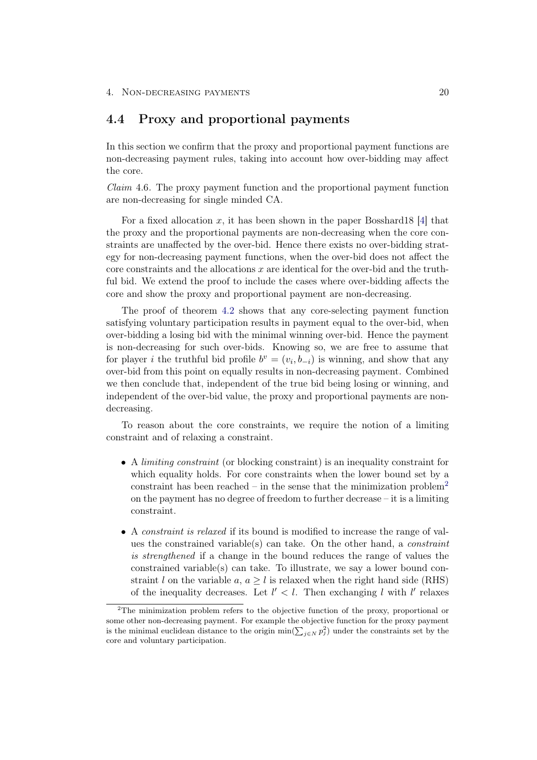## 4.4 Proxy and proportional payments

In this section we confirm that the proxy and proportional payment functions are non-decreasing payment rules, taking into account how over-bidding may affect the core.

*Claim* 4.6. The proxy payment function and the proportional payment function are non-decreasing for single minded CA.

For a fixed allocation $x$, it has been shown in the paper Bosshard18 [4] that the proxy and the proportional payments are non-decreasing when the core constraints are unaffected by the over-bid. Hence there exists no over-bidding strategy for non-decreasing payment functions, when the over-bid does not affect the core constraints and the allocations $x$ are identical for the over-bid and the truthful bid. We extend the proof to include the cases where over-bidding affects the core and show the proxy and proportional payment are non-decreasing.

The proof of theorem 4.2 shows that any core-selecting payment function satisfying voluntary participation results in payment equal to the over-bid, when over-bidding a losing bid with the minimal winning over-bid. Hence the payment is non-decreasing for such over-bids. Knowing so, we are free to assume that for player $i$ the truthful bid profile $b^v = (v_i, b_{-i})$ is winning, and show that any over-bid from this point on equally results in non-decreasing payment. Combined we then conclude that, independent of the true bid being losing or winning, and independent of the over-bid value, the proxy and proportional payments are non-decreasing.

To reason about the core constraints, we require the notion of a limiting constraint and of relaxing a constraint.

- A *limiting constraint* (or blocking constraint) is an inequality constraint for which equality holds. For core constraints when the lower bound set by a constraint has been reached – in the sense that the minimization problem[2] on the payment has no degree of freedom to further decrease – it is a limiting constraint.
- A *constraint is relaxed* if its bound is modified to increase the range of values the constrained variable(s) can take. On the other hand, a *constraint is strengthened* if a change in the bound reduces the range of values the constrained variable(s) can take. To illustrate, we say a lower bound constraint $l$ on the variable $a$, $a \geq l$ is relaxed when the right hand side (RHS) of the inequality decreases. Let $l' < l$. Then exchanging $l$ with $l'$ relaxes

[2] The minimization problem refers to the objective function of the proxy, proportional or some other non-decreasing payment. For example the objective function for the proxy payment is the minimal euclidean distance to the origin $\min(\sum_{j \in N} p_j^2)$ under the constraints set by the core and voluntary participation.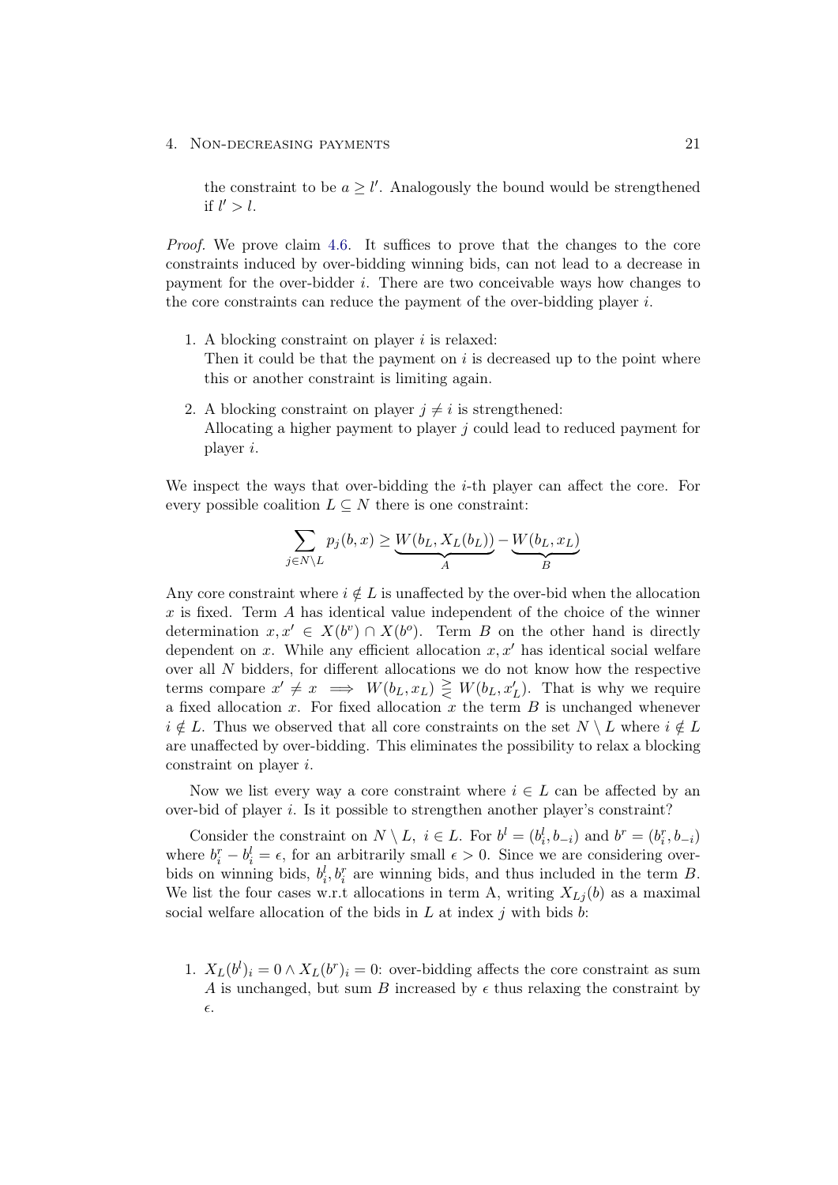the constraint to be $a \geq l'$. Analogously the bound would be strengthened if $l' > l$.

*Proof.* We prove claim 4.6. It suffices to prove that the changes to the core constraints induced by over-bidding winning bids, can not lead to a decrease in payment for the over-bidder $i$. There are two conceivable ways how changes to the core constraints can reduce the payment of the over-bidding player $i$.

1. A blocking constraint on player $i$ is relaxed:
   Then it could be that the payment on $i$ is decreased up to the point where this or another constraint is limiting again.
2. A blocking constraint on player $j \neq i$ is strengthened:
   Allocating a higher payment to player $j$ could lead to reduced payment for player $i$.

We inspect the ways that over-bidding the $i$-th player can affect the core. For every possible coalition $L \subseteq N$ there is one constraint:

$$\sum_{j \in N \setminus L} p_j(b, x) \geq \underbrace{W(b_L, X_L(b_L))}_{A} - \underbrace{W(b_L, x_L)}_{B}$$

Any core constraint where $i \notin L$ is unaffected by the over-bid when the allocation $x$ is fixed. Term $A$ has identical value independent of the choice of the winner determination $x, x' \in X(b^v) \cap X(b^o)$. Term $B$ on the other hand is directly dependent on $x$. While any efficient allocation $x, x'$ has identical social welfare over all $N$ bidders, for different allocations we do not know how the respective terms compare $x' \neq x \implies W(b_L, x_L) \gtreqless W(b_L, x'_L)$. That is why we require a fixed allocation $x$. For fixed allocation $x$ the term $B$ is unchanged whenever $i \notin L$. Thus we observed that all core constraints on the set $N \setminus L$ where $i \notin L$ are unaffected by over-bidding. This eliminates the possibility to relax a blocking constraint on player $i$.

Now we list every way a core constraint where $i \in L$ can be affected by an over-bid of player $i$. Is it possible to strengthen another player's constraint?

Consider the constraint on $N \setminus L,\ i \in L$. For $b^l = (b^l_i, b_{-i})$ and $b^r = (b^r_i, b_{-i})$ where $b^r_i - b^l_i = \epsilon$, for an arbitrarily small $\epsilon > 0$. Since we are considering over-bids on winning bids, $b^l_i, b^r_i$ are winning bids, and thus included in the term $B$. We list the four cases w.r.t allocations in term A, writing $X_{Lj}(b)$ as a maximal social welfare allocation of the bids in $L$ at index $j$ with bids $b$:

1. $X_L(b^l)_i = 0 \wedge X_L(b^r)_i = 0$: over-bidding affects the core constraint as sum $A$ is unchanged, but sum $B$ increased by $\epsilon$ thus relaxing the constraint by $\epsilon$.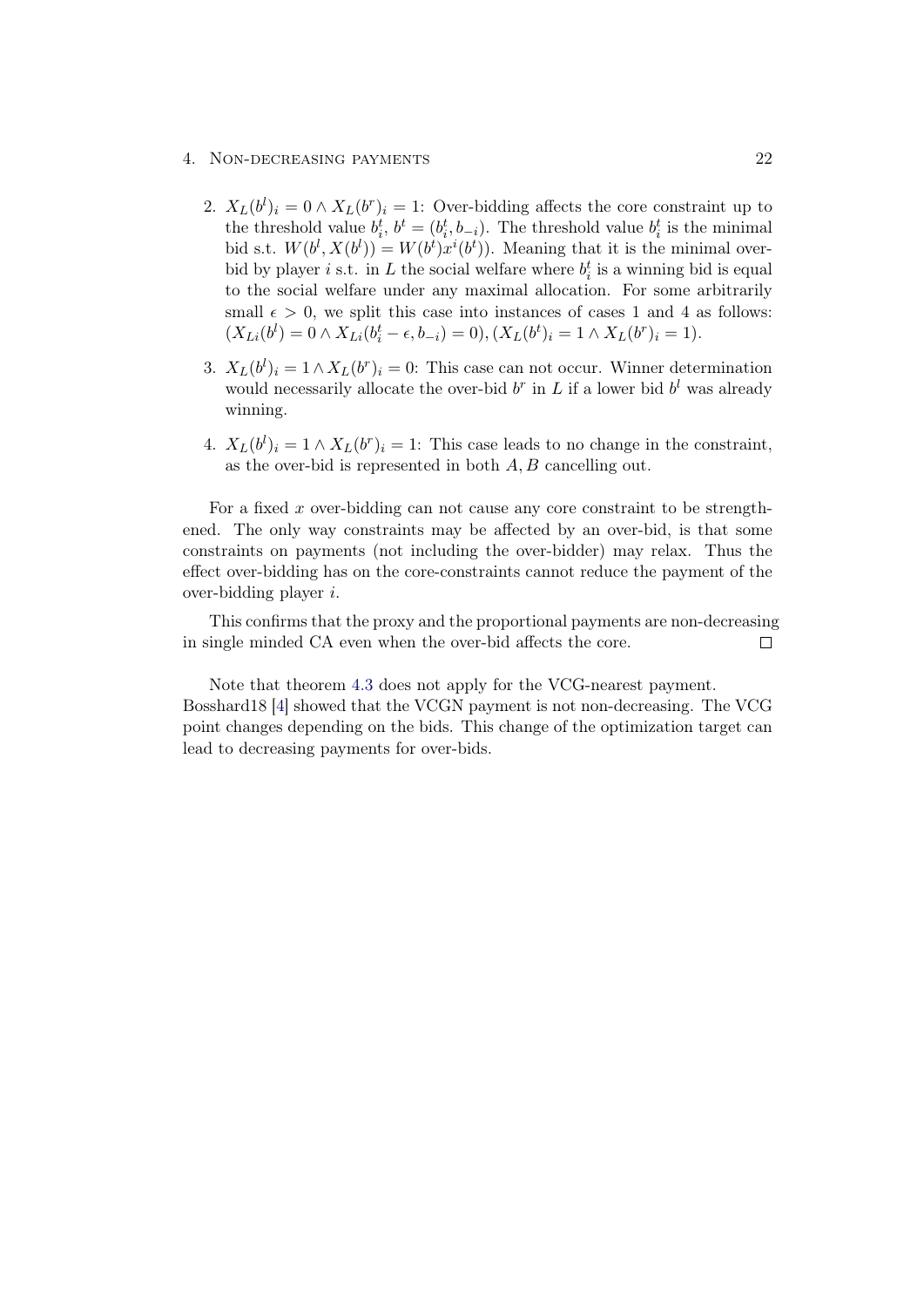2. $X_L(b^l)_i = 0 \wedge X_L(b^r)_i = 1$: Over-bidding affects the core constraint up to the threshold value $b_i^t$, $b^t = (b_i^t, b_{-i})$. The threshold value $b_i^t$ is the minimal bid s.t. $W(b^l, X(b^l)) = W(b^t)x^i(b^t))$. Meaning that it is the minimal over-bid by player $i$ s.t. in $L$ the social welfare where $b_i^t$ is a winning bid is equal to the social welfare under any maximal allocation. For some arbitrarily small $\epsilon > 0$, we split this case into instances of cases 1 and 4 as follows: $(X_{Li}(b^l) = 0 \wedge X_{Li}(b_i^t - \epsilon, b_{-i}) = 0), (X_L(b^t)_i = 1 \wedge X_L(b^r)_i = 1)$.

3. $X_L(b^l)_i = 1 \wedge X_L(b^r)_i = 0$: This case can not occur. Winner determination would necessarily allocate the over-bid $b^r$ in $L$ if a lower bid $b^l$ was already winning.

4. $X_L(b^l)_i = 1 \wedge X_L(b^r)_i = 1$: This case leads to no change in the constraint, as the over-bid is represented in both $A, B$ cancelling out.

For a fixed $x$ over-bidding can not cause any core constraint to be strengthened. The only way constraints may be affected by an over-bid, is that some constraints on payments (not including the over-bidder) may relax. Thus the effect over-bidding has on the core-constraints cannot reduce the payment of the over-bidding player $i$.

This confirms that the proxy and the proportional payments are non-decreasing in single minded CA even when the over-bid affects the core. □

Note that theorem 4.3 does not apply for the VCG-nearest payment. Bosshard18 [4] showed that the VCGN payment is not non-decreasing. The VCG point changes depending on the bids. This change of the optimization target can lead to decreasing payments for over-bids.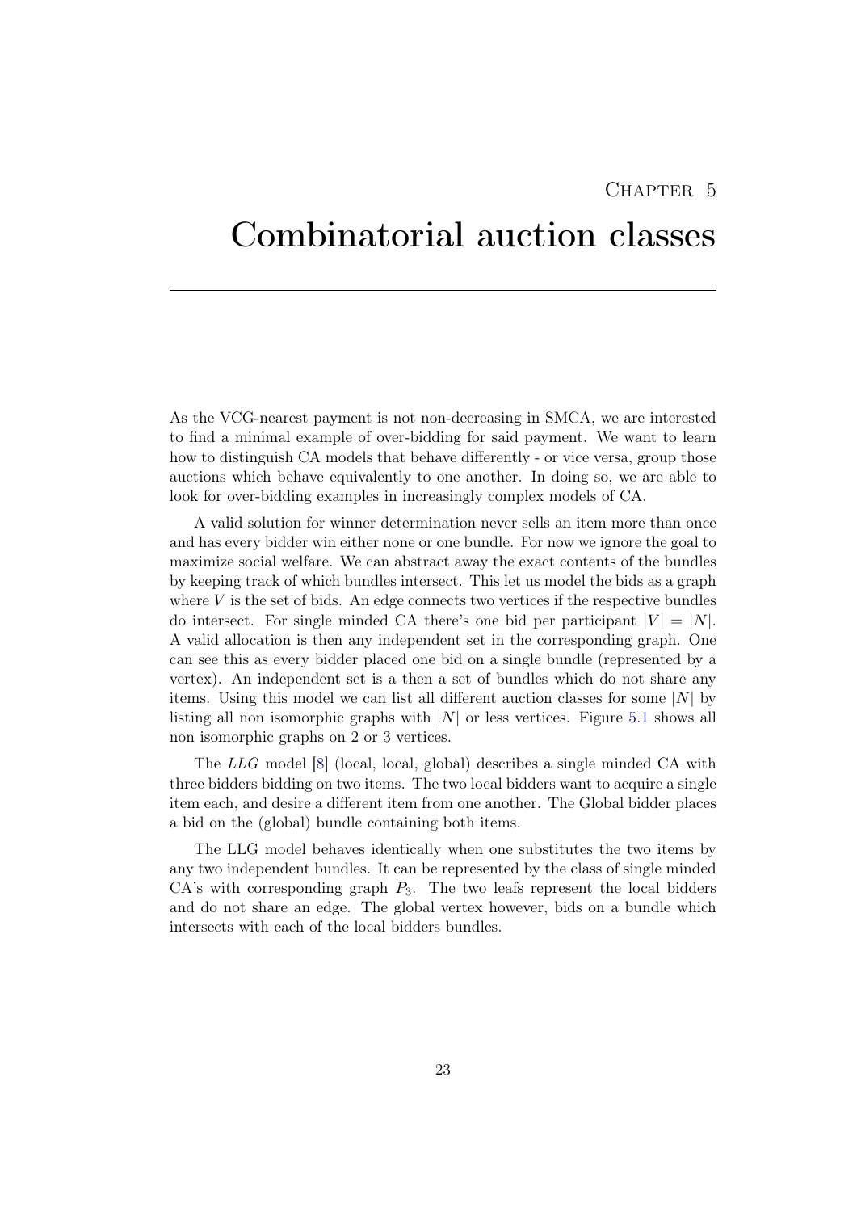# Chapter 5

# Combinatorial auction classes

As the VCG-nearest payment is not non-decreasing in SMCA, we are interested to find a minimal example of over-bidding for said payment. We want to learn how to distinguish CA models that behave differently - or vice versa, group those auctions which behave equivalently to one another. In doing so, we are able to look for over-bidding examples in increasingly complex models of CA.

A valid solution for winner determination never sells an item more than once and has every bidder win either none or one bundle. For now we ignore the goal to maximize social welfare. We can abstract away the exact contents of the bundles by keeping track of which bundles intersect. This let us model the bids as a graph where $V$ is the set of bids. An edge connects two vertices if the respective bundles do intersect. For single minded CA there's one bid per participant $|V| = |N|$. A valid allocation is then any independent set in the corresponding graph. One can see this as every bidder placed one bid on a single bundle (represented by a vertex). An independent set is a then a set of bundles which do not share any items. Using this model we can list all different auction classes for some $|N|$ by listing all non isomorphic graphs with $|N|$ or less vertices. Figure 5.1 shows all non isomorphic graphs on 2 or 3 vertices.

The *LLG* model [8] (local, local, global) describes a single minded CA with three bidders bidding on two items. The two local bidders want to acquire a single item each, and desire a different item from one another. The Global bidder places a bid on the (global) bundle containing both items.

The LLG model behaves identically when one substitutes the two items by any two independent bundles. It can be represented by the class of single minded CA's with corresponding graph $P_3$. The two leafs represent the local bidders and do not share an edge. The global vertex however, bids on a bundle which intersects with each of the local bidders bundles.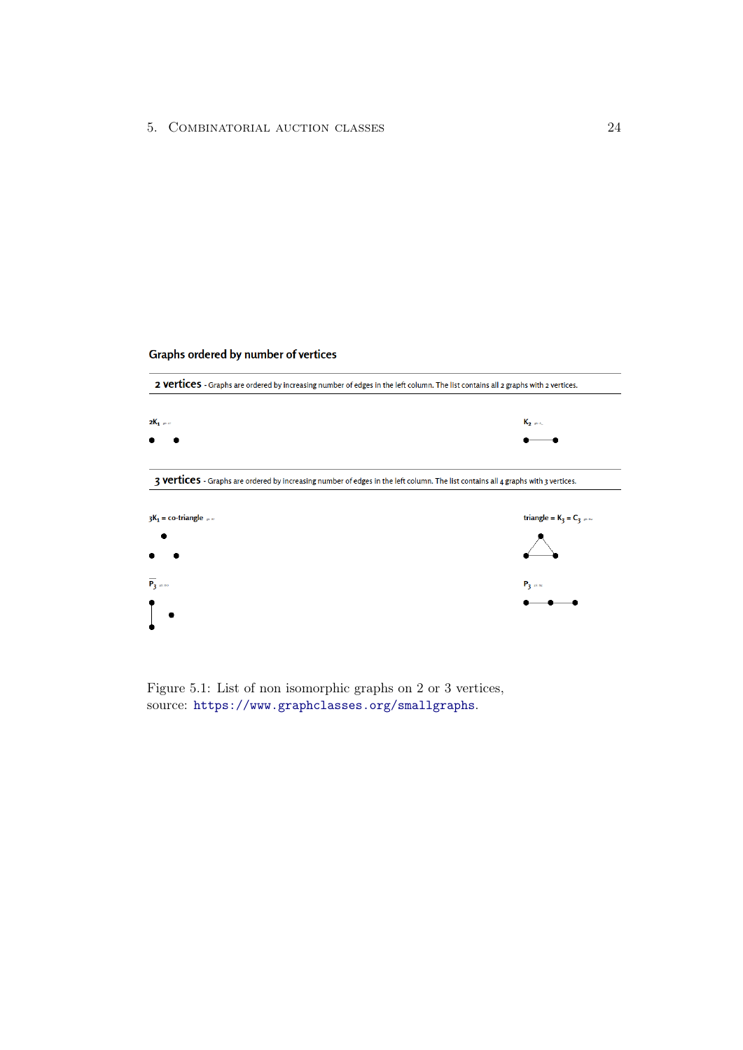Graphs ordered by number of vertices

**2 vertices** - Graphs are ordered by increasing number of edges in the left column. The list contains all 2 graphs with 2 vertices.

$2K_1$

$K_2$

**3 vertices** - Graphs are ordered by increasing number of edges in the left column. The list contains all 4 graphs with 3 vertices.

$3K_1$ = co-triangle

triangle = $K_3$ = $C_3$

$\overline{P_3}$

$P_3$

Figure 5.1: List of non isomorphic graphs on 2 or 3 vertices, source: https://www.graphclasses.org/smallgraphs.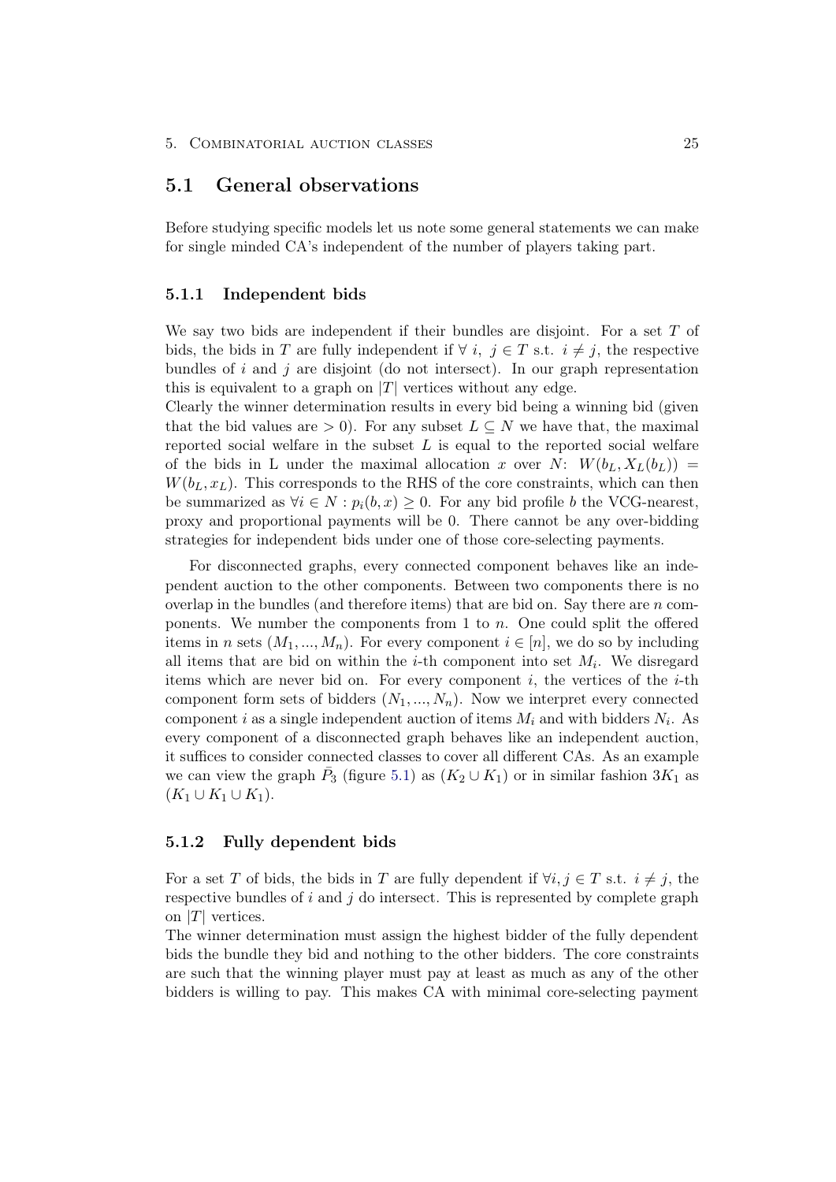## 5.1 General observations

Before studying specific models let us note some general statements we can make for single minded CA's independent of the number of players taking part.

### 5.1.1 Independent bids

We say two bids are independent if their bundles are disjoint. For a set $T$ of bids, the bids in $T$ are fully independent if $\forall\ i,\ j \in T$ s.t. $i \neq j$, the respective bundles of $i$ and $j$ are disjoint (do not intersect). In our graph representation this is equivalent to a graph on $|T|$ vertices without any edge.

Clearly the winner determination results in every bid being a winning bid (given that the bid values are $> 0$). For any subset $L \subseteq N$ we have that, the maximal reported social welfare in the subset $L$ is equal to the reported social welfare of the bids in L under the maximal allocation $x$ over $N$: $W(b_L, X_L(b_L)) = W(b_L, x_L)$. This corresponds to the RHS of the core constraints, which can then be summarized as $\forall i \in N : p_i(b, x) \geq 0$. For any bid profile $b$ the VCG-nearest, proxy and proportional payments will be 0. There cannot be any over-bidding strategies for independent bids under one of those core-selecting payments.

For disconnected graphs, every connected component behaves like an independent auction to the other components. Between two components there is no overlap in the bundles (and therefore items) that are bid on. Say there are $n$ components. We number the components from 1 to $n$. One could split the offered items in $n$ sets $(M_1, ..., M_n)$. For every component $i \in [n]$, we do so by including all items that are bid on within the $i$-th component into set $M_i$. We disregard items which are never bid on. For every component $i$, the vertices of the $i$-th component form sets of bidders $(N_1, ..., N_n)$. Now we interpret every connected component $i$ as a single independent auction of items $M_i$ and with bidders $N_i$. As every component of a disconnected graph behaves like an independent auction, it suffices to consider connected classes to cover all different CAs. As an example we can view the graph $\bar{P}_3$ (figure 5.1) as $(K_2 \cup K_1)$ or in similar fashion $3K_1$ as $(K_1 \cup K_1 \cup K_1)$.

### 5.1.2 Fully dependent bids

For a set $T$ of bids, the bids in $T$ are fully dependent if $\forall i, j \in T$ s.t. $i \neq j$, the respective bundles of $i$ and $j$ do intersect. This is represented by complete graph on $|T|$ vertices.

The winner determination must assign the highest bidder of the fully dependent bids the bundle they bid and nothing to the other bidders. The core constraints are such that the winning player must pay at least as much as any of the other bidders is willing to pay. This makes CA with minimal core-selecting payment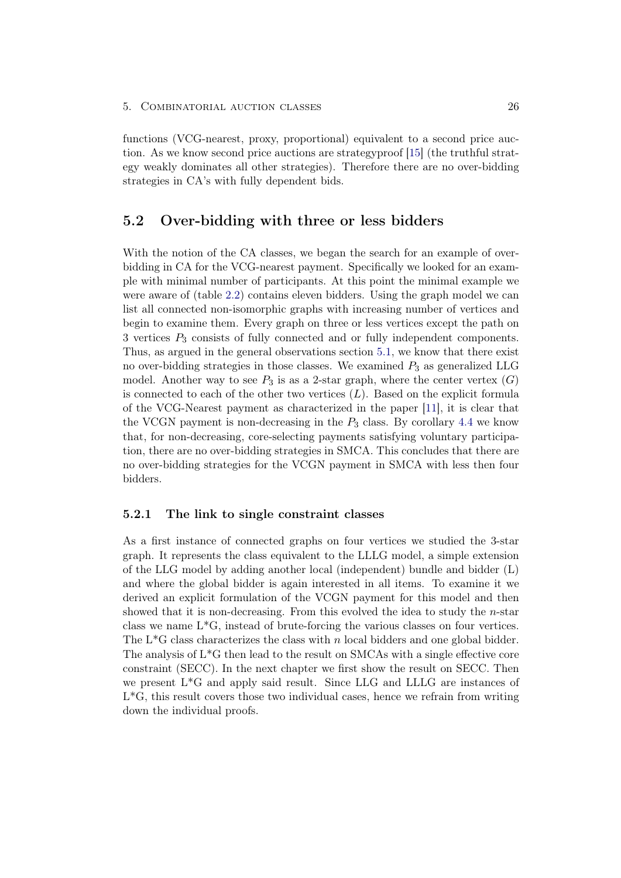functions (VCG-nearest, proxy, proportional) equivalent to a second price auction. As we know second price auctions are strategyproof [15] (the truthful strategy weakly dominates all other strategies). Therefore there are no over-bidding strategies in CA's with fully dependent bids.

## 5.2 Over-bidding with three or less bidders

With the notion of the CA classes, we began the search for an example of over-bidding in CA for the VCG-nearest payment. Specifically we looked for an example with minimal number of participants. At this point the minimal example we were aware of (table 2.2) contains eleven bidders. Using the graph model we can list all connected non-isomorphic graphs with increasing number of vertices and begin to examine them. Every graph on three or less vertices except the path on 3 vertices $P_3$ consists of fully connected and or fully independent components. Thus, as argued in the general observations section 5.1, we know that there exist no over-bidding strategies in those classes. We examined $P_3$ as generalized LLG model. Another way to see $P_3$ is as a 2-star graph, where the center vertex ($G$) is connected to each of the other two vertices ($L$). Based on the explicit formula of the VCG-Nearest payment as characterized in the paper [11], it is clear that the VCGN payment is non-decreasing in the $P_3$ class. By corollary 4.4 we know that, for non-decreasing, core-selecting payments satisfying voluntary participation, there are no over-bidding strategies in SMCA. This concludes that there are no over-bidding strategies for the VCGN payment in SMCA with less then four bidders.

### 5.2.1 The link to single constraint classes

As a first instance of connected graphs on four vertices we studied the 3-star graph. It represents the class equivalent to the LLLG model, a simple extension of the LLG model by adding another local (independent) bundle and bidder (L) and where the global bidder is again interested in all items. To examine it we derived an explicit formulation of the VCGN payment for this model and then showed that it is non-decreasing. From this evolved the idea to study the $n$-star class we name L*G, instead of brute-forcing the various classes on four vertices. The L*G class characterizes the class with $n$ local bidders and one global bidder. The analysis of L*G then lead to the result on SMCAs with a single effective core constraint (SECC). In the next chapter we first show the result on SECC. Then we present L*G and apply said result. Since LLG and LLLG are instances of L*G, this result covers those two individual cases, hence we refrain from writing down the individual proofs.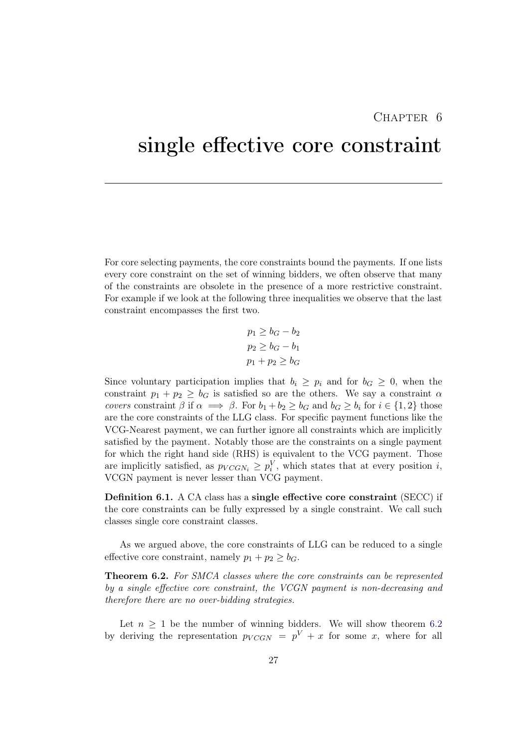# Chapter 6

# single effective core constraint

For core selecting payments, the core constraints bound the payments. If one lists every core constraint on the set of winning bidders, we often observe that many of the constraints are obsolete in the presence of a more restrictive constraint. For example if we look at the following three inequalities we observe that the last constraint encompasses the first two.

$$
\begin{aligned}
p_1 &\geq b_G - b_2 \\
p_2 &\geq b_G - b_1 \\
p_1 + p_2 &\geq b_G
\end{aligned}
$$

Since voluntary participation implies that $b_i \geq p_i$ and for $b_G \geq 0$, when the constraint $p_1 + p_2 \geq b_G$ is satisfied so are the others. We say a constraint $\alpha$ *covers* constraint $\beta$ if $\alpha \implies \beta$. For $b_1 + b_2 \geq b_G$ and $b_G \geq b_i$ for $i \in \{1, 2\}$ those are the core constraints of the LLG class. For specific payment functions like the VCG-Nearest payment, we can further ignore all constraints which are implicitly satisfied by the payment. Notably those are the constraints on a single payment for which the right hand side (RHS) is equivalent to the VCG payment. Those are implicitly satisfied, as $p_{VCGN_i} \geq p_i^V$, which states that at every position $i$, VCGN payment is never lesser than VCG payment.

**Definition 6.1.** A CA class has a **single effective core constraint** (SECC) if the core constraints can be fully expressed by a single constraint. We call such classes single core constraint classes.

As we argued above, the core constraints of LLG can be reduced to a single effective core constraint, namely $p_1 + p_2 \geq b_G$.

**Theorem 6.2.** *For SMCA classes where the core constraints can be represented by a single effective core constraint, the VCGN payment is non-decreasing and therefore there are no over-bidding strategies.*

Let $n \geq 1$ be the number of winning bidders. We will show theorem 6.2 by deriving the representation $p_{VCGN} = p^V + x$ for some $x$, where for all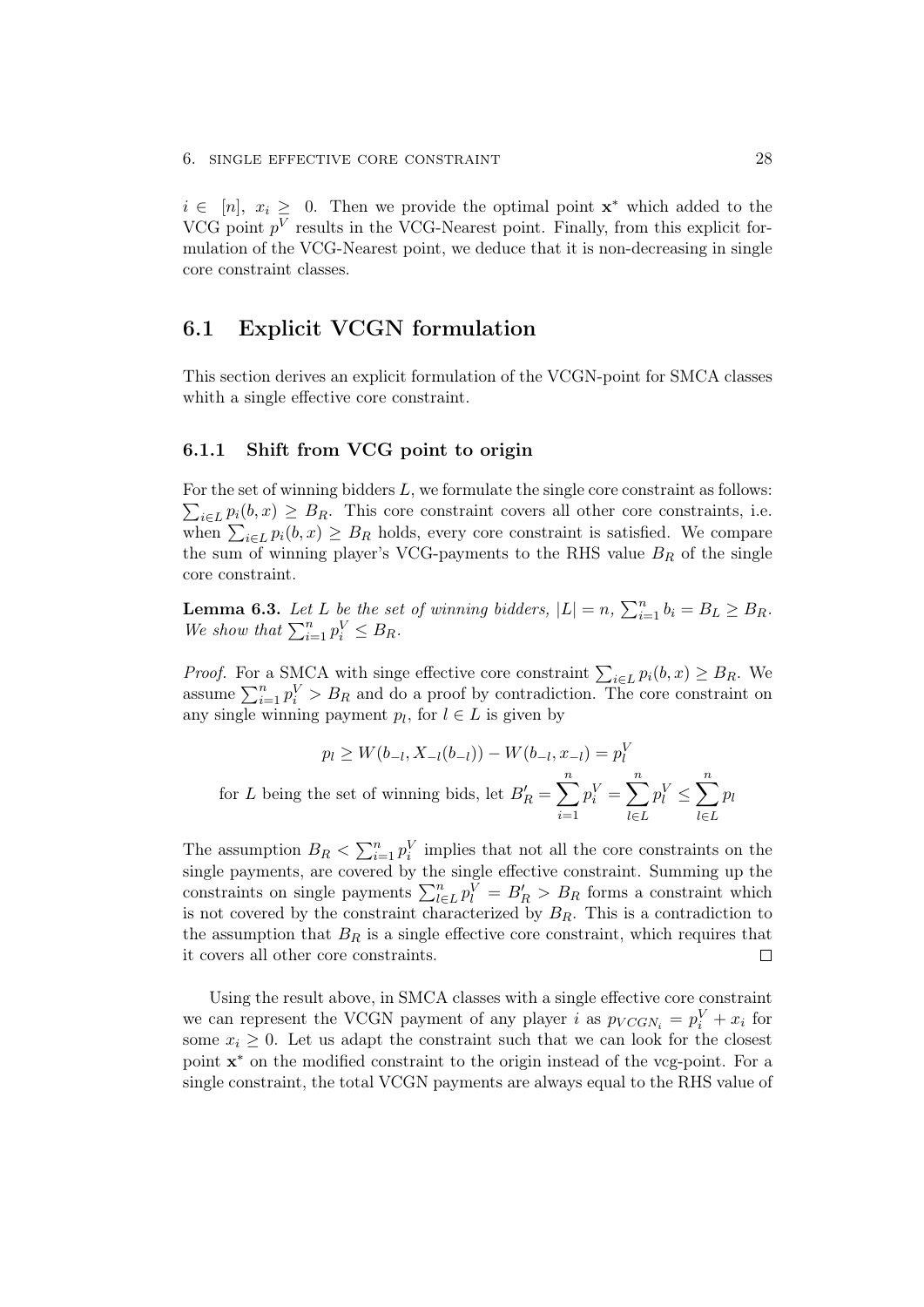$i \in [n]$, $x_i \geq 0$. Then we provide the optimal point $\mathbf{x}^*$ which added to the VCG point $p^V$ results in the VCG-Nearest point. Finally, from this explicit formulation of the VCG-Nearest point, we deduce that it is non-decreasing in single core constraint classes.

## 6.1 Explicit VCGN formulation

This section derives an explicit formulation of the VCGN-point for SMCA classes whith a single effective core constraint.

### 6.1.1 Shift from VCG point to origin

For the set of winning bidders $L$, we formulate the single core constraint as follows: $\sum_{i \in L} p_i(b, x) \geq B_R$. This core constraint covers all other core constraints, i.e. when $\sum_{i \in L} p_i(b, x) \geq B_R$ holds, every core constraint is satisfied. We compare the sum of winning player's VCG-payments to the RHS value $B_R$ of the single core constraint.

**Lemma 6.3.** *Let $L$ be the set of winning bidders, $|L| = n$, $\sum_{i=1}^{n} b_i = B_L \geq B_R$. We show that $\sum_{i=1}^{n} p_i^V \leq B_R$.*

*Proof.* For a SMCA with singe effective core constraint $\sum_{i \in L} p_i(b, x) \geq B_R$. We assume $\sum_{i=1}^{n} p_i^V > B_R$ and do a proof by contradiction. The core constraint on any single winning payment $p_l$, for $l \in L$ is given by

$$p_l \geq W(b_{-l}, X_{-l}(b_{-l})) - W(b_{-l}, x_{-l}) = p_l^V$$

$$\text{for } L \text{ being the set of winning bids, let } B_R' = \sum_{i=1}^{n} p_i^V = \sum_{l \in L}^{n} p_l^V \leq \sum_{l \in L}^{n} p_l$$

The assumption $B_R < \sum_{i=1}^{n} p_i^V$ implies that not all the core constraints on the single payments, are covered by the single effective constraint. Summing up the constraints on single payments $\sum_{l \in L}^{n} p_l^V = B_R' > B_R$ forms a constraint which is not covered by the constraint characterized by $B_R$. This is a contradiction to the assumption that $B_R$ is a single effective core constraint, which requires that it covers all other core constraints. $\square$

Using the result above, in SMCA classes with a single effective core constraint we can represent the VCGN payment of any player $i$ as $p_{VCGN_i} = p_i^V + x_i$ for some $x_i \geq 0$. Let us adapt the constraint such that we can look for the closest point $\mathbf{x}^*$ on the modified constraint to the origin instead of the vcg-point. For a single constraint, the total VCGN payments are always equal to the RHS value of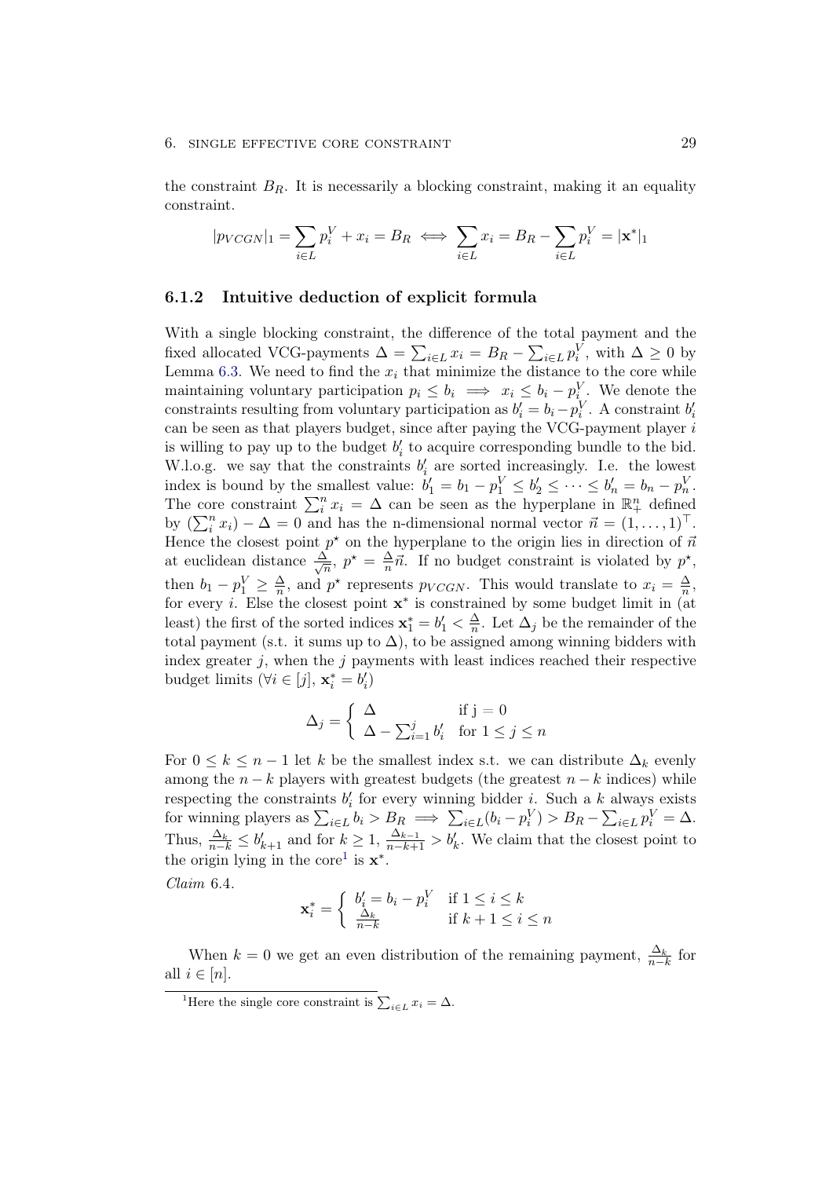the constraint $B_R$. It is necessarily a blocking constraint, making it an equality constraint.

$$|p_{VCGN}|_1 = \sum_{i \in L} p_i^V + x_i = B_R \iff \sum_{i \in L} x_i = B_R - \sum_{i \in L} p_i^V = |\mathbf{x}^*|_1$$

### 6.1.2 Intuitive deduction of explicit formula

With a single blocking constraint, the difference of the total payment and the fixed allocated VCG-payments $\Delta = \sum_{i \in L} x_i = B_R - \sum_{i \in L} p_i^V$, with $\Delta \geq 0$ by Lemma 6.3. We need to find the $x_i$ that minimize the distance to the core while maintaining voluntary participation $p_i \leq b_i \implies x_i \leq b_i - p_i^V$. We denote the constraints resulting from voluntary participation as $b_i' = b_i - p_i^V$. A constraint $b_i'$ can be seen as that players budget, since after paying the VCG-payment player $i$ is willing to pay up to the budget $b_i'$ to acquire corresponding bundle to the bid. W.l.o.g. we say that the constraints $b_i'$ are sorted increasingly. I.e. the lowest index is bound by the smallest value: $b_1' = b_1 - p_1^V \leq b_2' \leq \cdots \leq b_n' = b_n - p_n^V$. The core constraint $\sum_i^n x_i = \Delta$ can be seen as the hyperplane in $\mathbb{R}_+^n$ defined by $(\sum_i^n x_i) - \Delta = 0$ and has the n-dimensional normal vector $\vec{n} = (1, \ldots, 1)^\top$. Hence the closest point $p^\star$ on the hyperplane to the origin lies in direction of $\vec{n}$ at euclidean distance $\frac{\Delta}{\sqrt{n}}$, $p^\star = \frac{\Delta}{n}\vec{n}$. If no budget constraint is violated by $p^\star$, then $b_1 - p_1^V \geq \frac{\Delta}{n}$, and $p^\star$ represents $p_{VCGN}$. This would translate to $x_i = \frac{\Delta}{n}$, for every $i$. Else the closest point $\mathbf{x}^*$ is constrained by some budget limit in (at least) the first of the sorted indices $\mathbf{x}_1^* = b_1' < \frac{\Delta}{n}$. Let $\Delta_j$ be the remainder of the total payment (s.t. it sums up to $\Delta$), to be assigned among winning bidders with index greater $j$, when the $j$ payments with least indices reached their respective budget limits ($\forall i \in [j]$, $\mathbf{x}_i^* = b_i'$)

$$\Delta_j = \begin{cases} \Delta & \text{if j} = 0 \\ \Delta - \sum_{i=1}^{j} b_i' & \text{for } 1 \leq j \leq n \end{cases}$$

For $0 \leq k \leq n-1$ let $k$ be the smallest index s.t. we can distribute $\Delta_k$ evenly among the $n-k$ players with greatest budgets (the greatest $n-k$ indices) while respecting the constraints $b_i'$ for every winning bidder $i$. Such a $k$ always exists for winning players as $\sum_{i \in L} b_i > B_R \implies \sum_{i \in L}(b_i - p_i^V) > B_R - \sum_{i \in L} p_i^V = \Delta$. Thus, $\frac{\Delta_k}{n-k} \leq b_{k+1}'$ and for $k \geq 1$, $\frac{\Delta_{k-1}}{n-k+1} > b_k'$. We claim that the closest point to the origin lying in the core[1] is $\mathbf{x}^*$.

*Claim* 6.4.

$$\mathbf{x}_i^* = \begin{cases} b_i' = b_i - p_i^V & \text{if } 1 \leq i \leq k \\ \frac{\Delta_k}{n-k} & \text{if } k+1 \leq i \leq n \end{cases}$$

When $k = 0$ we get an even distribution of the remaining payment, $\frac{\Delta_k}{n-k}$ for all $i \in [n]$.

[1] Here the single core constraint is $\sum_{i \in L} x_i = \Delta$.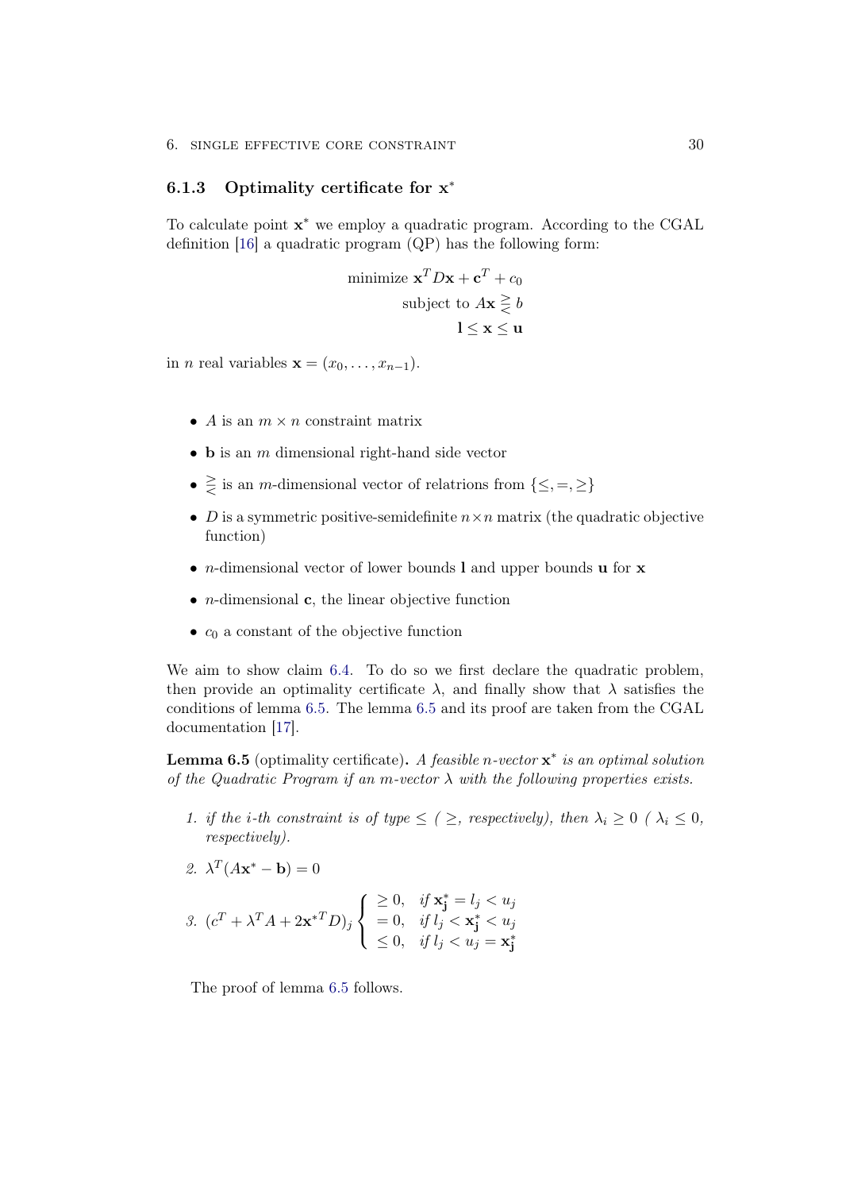### 6.1.3 Optimality certificate for $\mathbf{x}^*$

To calculate point $\mathbf{x}^*$ we employ a quadratic program. According to the CGAL definition [16] a quadratic program (QP) has the following form:

$$
\begin{aligned}
\text{minimize } \mathbf{x}^T D\mathbf{x} + \mathbf{c}^T + c_0 \\
\text{subject to } A\mathbf{x} \gtreqless b \\
\mathbf{l} \leq \mathbf{x} \leq \mathbf{u}
\end{aligned}
$$

in $n$ real variables $\mathbf{x} = (x_0, \ldots, x_{n-1})$.

- $A$ is an $m \times n$ constraint matrix
- $\mathbf{b}$ is an $m$ dimensional right-hand side vector
- $\gtreqless$ is an $m$-dimensional vector of relatrions from $\{\leq, =, \geq\}$
- $D$ is a symmetric positive-semidefinite $n \times n$ matrix (the quadratic objective function)
- $n$-dimensional vector of lower bounds $\mathbf{l}$ and upper bounds $\mathbf{u}$ for $\mathbf{x}$
- $n$-dimensional $\mathbf{c}$, the linear objective function
- $c_0$ a constant of the objective function

We aim to show claim 6.4. To do so we first declare the quadratic problem, then provide an optimality certificate $\lambda$, and finally show that $\lambda$ satisfies the conditions of lemma 6.5. The lemma 6.5 and its proof are taken from the CGAL documentation [17].

**Lemma 6.5** (optimality certificate)**.** *A feasible n-vector $\mathbf{x}^*$ is an optimal solution of the Quadratic Program if an m-vector $\lambda$ with the following properties exists.*

1. *if the i-th constraint is of type $\leq$ ( $\geq$, respectively), then $\lambda_i \geq 0$ ( $\lambda_i \leq 0$, respectively).*
2. $\lambda^T(A\mathbf{x}^* - \mathbf{b}) = 0$
3. $(c^T + \lambda^T A + 2\mathbf{x}^{*T} D)_j \begin{cases} \geq 0, & \text{if } \mathbf{x}^*_{\mathbf{j}} = l_j < u_j \\ = 0, & \text{if } l_j < \mathbf{x}^*_{\mathbf{j}} < u_j \\ \leq 0, & \text{if } l_j < u_j = \mathbf{x}^*_{\mathbf{j}} \end{cases}$

The proof of lemma 6.5 follows.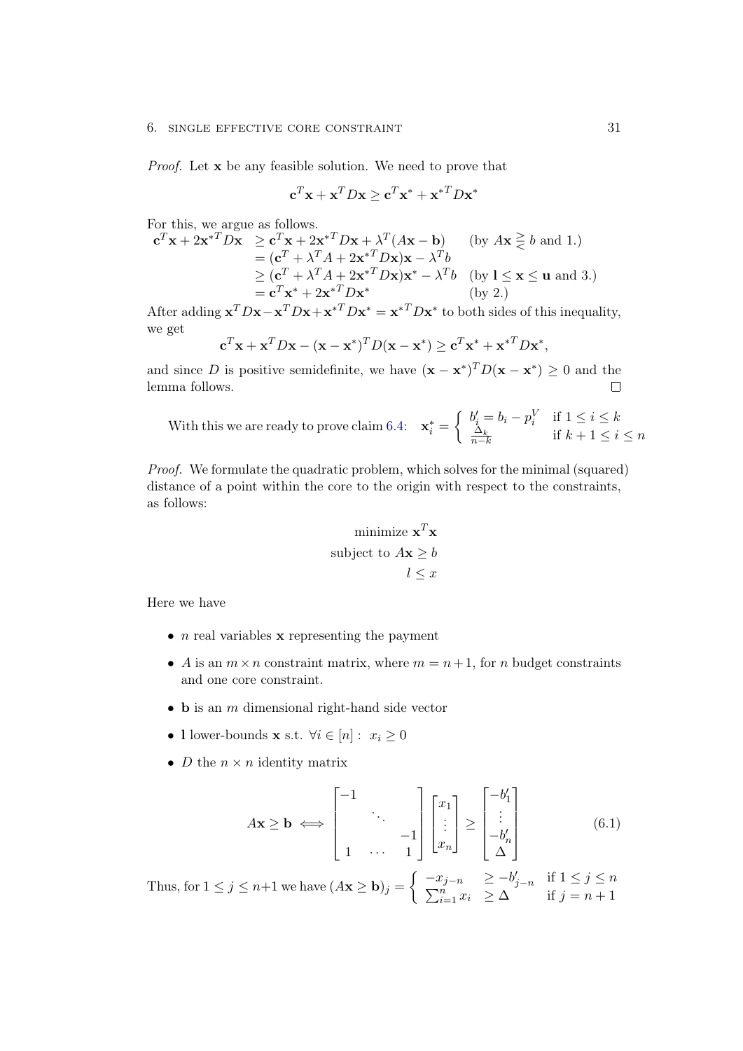*Proof.* Let $\mathbf{x}$ be any feasible solution. We need to prove that

$$\mathbf{c}^T\mathbf{x} + \mathbf{x}^T D\mathbf{x} \geq \mathbf{c}^T\mathbf{x}^* + \mathbf{x}^{*T} D\mathbf{x}^*$$

For this, we argue as follows.

$$\begin{aligned}
\mathbf{c}^T\mathbf{x} + 2\mathbf{x}^{*T} D\mathbf{x} &\geq \mathbf{c}^T\mathbf{x} + 2\mathbf{x}^{*T} D\mathbf{x} + \lambda^T(A\mathbf{x} - \mathbf{b}) && \text{(by } A\mathbf{x} \gtreqless b \text{ and 1.)} \\
&= (\mathbf{c}^T + \lambda^T A + 2\mathbf{x}^{*T} D\mathbf{x})\mathbf{x} - \lambda^T b \\
&\geq (\mathbf{c}^T + \lambda^T A + 2\mathbf{x}^{*T} D\mathbf{x})\mathbf{x}^* - \lambda^T b && \text{(by } \mathbf{l} \leq \mathbf{x} \leq \mathbf{u} \text{ and 3.)} \\
&= \mathbf{c}^T\mathbf{x}^* + 2\mathbf{x}^{*T} D\mathbf{x}^* && \text{(by 2.)}
\end{aligned}$$

After adding $\mathbf{x}^T D\mathbf{x} - \mathbf{x}^T D\mathbf{x} + \mathbf{x}^{*T} D\mathbf{x}^* = \mathbf{x}^{*T} D\mathbf{x}^*$ to both sides of this inequality, we get

$$\mathbf{c}^T\mathbf{x} + \mathbf{x}^T D\mathbf{x} - (\mathbf{x} - \mathbf{x}^*)^T D(\mathbf{x} - \mathbf{x}^*) \geq \mathbf{c}^T\mathbf{x}^* + \mathbf{x}^{*T} D\mathbf{x}^*,$$

and since $D$ is positive semidefinite, we have $(\mathbf{x} - \mathbf{x}^*)^T D(\mathbf{x} - \mathbf{x}^*) \geq 0$ and the lemma follows. ∎

With this we are ready to prove claim 6.4: $\mathbf{x}_i^* = \begin{cases} b_i' = b_i - p_i^V & \text{if } 1 \leq i \leq k \\ \frac{\Delta_k}{n-k} & \text{if } k+1 \leq i \leq n \end{cases}$

*Proof.* We formulate the quadratic problem, which solves for the minimal (squared) distance of a point within the core to the origin with respect to the constraints, as follows:

$$\begin{aligned}
\text{minimize } & \mathbf{x}^T\mathbf{x} \\
\text{subject to } & A\mathbf{x} \geq b \\
& l \leq x
\end{aligned}$$

Here we have

- $n$ real variables $\mathbf{x}$ representing the payment
- $A$ is an $m \times n$ constraint matrix, where $m = n+1$, for $n$ budget constraints and one core constraint.
- $\mathbf{b}$ is an $m$ dimensional right-hand side vector
- $\mathbf{l}$ lower-bounds $\mathbf{x}$ s.t. $\forall i \in [n] : \; x_i \geq 0$
- $D$ the $n \times n$ identity matrix

$$A\mathbf{x} \geq \mathbf{b} \iff \begin{bmatrix} -1 & & \\ & \ddots & \\ & & -1 \\ 1 & \cdots & 1 \end{bmatrix} \begin{bmatrix} x_1 \\ \vdots \\ x_n \end{bmatrix} \geq \begin{bmatrix} -b_1' \\ \vdots \\ -b_n' \\ \Delta \end{bmatrix} \tag{6.1}$$

Thus, for $1 \leq j \leq n+1$ we have $(A\mathbf{x} \geq \mathbf{b})_j = \begin{cases} -x_{j-n} & \geq -b_{j-n}' & \text{if } 1 \leq j \leq n \\ \sum_{i=1}^n x_i & \geq \Delta & \text{if } j = n+1 \end{cases}$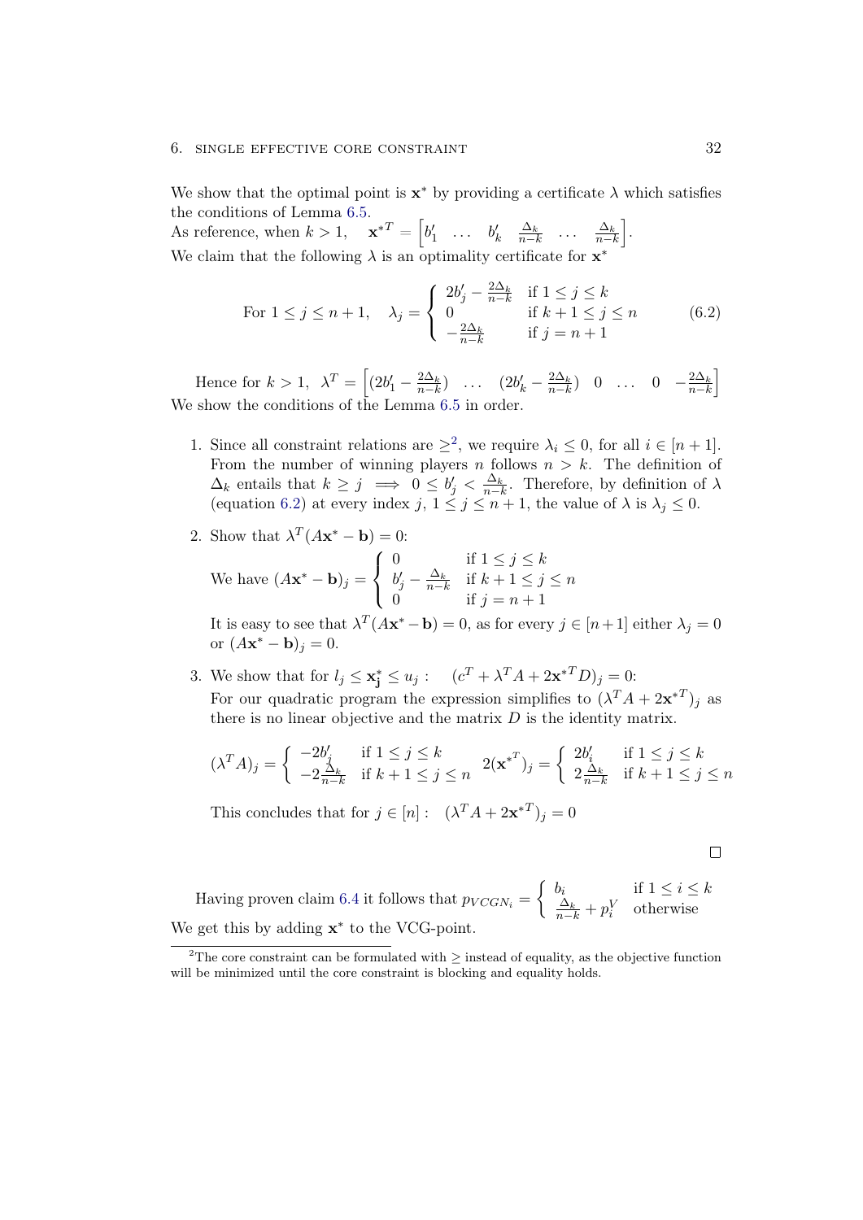We show that the optimal point is $\mathbf{x}^*$ by providing a certificate $\lambda$ which satisfies the conditions of Lemma 6.5.

As reference, when $k > 1$, $\quad \mathbf{x}^{*T} = \begin{bmatrix} b'_1 & \dots & b'_k & \frac{\Delta_k}{n-k} & \dots & \frac{\Delta_k}{n-k} \end{bmatrix}$.

We claim that the following $\lambda$ is an optimality certificate for $\mathbf{x}^*$

$$\text{For } 1 \leq j \leq n+1, \quad \lambda_j = \begin{cases} 2b'_j - \frac{2\Delta_k}{n-k} & \text{if } 1 \leq j \leq k \\ 0 & \text{if } k+1 \leq j \leq n \\ -\frac{2\Delta_k}{n-k} & \text{if } j = n+1 \end{cases} \tag{6.2}$$

Hence for $k > 1$, $\lambda^T = \begin{bmatrix} (2b'_1 - \frac{2\Delta_k}{n-k}) & \dots & (2b'_k - \frac{2\Delta_k}{n-k}) & 0 & \dots & 0 & -\frac{2\Delta_k}{n-k} \end{bmatrix}$

We show the conditions of the Lemma 6.5 in order.

1. Since all constraint relations are $\geq$[2], we require $\lambda_i \leq 0$, for all $i \in [n+1]$. From the number of winning players $n$ follows $n > k$. The definition of $\Delta_k$ entails that $k \geq j \implies 0 \leq b'_j < \frac{\Delta_k}{n-k}$. Therefore, by definition of $\lambda$ (equation 6.2) at every index $j$, $1 \leq j \leq n+1$, the value of $\lambda$ is $\lambda_j \leq 0$.

2. Show that $\lambda^T(A\mathbf{x}^* - \mathbf{b}) = 0$:

   We have $(A\mathbf{x}^* - \mathbf{b})_j = \begin{cases} 0 & \text{if } 1 \leq j \leq k \\ b'_j - \frac{\Delta_k}{n-k} & \text{if } k+1 \leq j \leq n \\ 0 & \text{if } j = n+1 \end{cases}$

   It is easy to see that $\lambda^T(A\mathbf{x}^* - \mathbf{b}) = 0$, as for every $j \in [n+1]$ either $\lambda_j = 0$ or $(A\mathbf{x}^* - \mathbf{b})_j = 0$.

3. We show that for $l_j \leq \mathbf{x}^*_\mathbf{j} \leq u_j$ : $\quad (c^T + \lambda^T A + 2\mathbf{x}^{*T} D)_j = 0$:

   For our quadratic program the expression simplifies to $(\lambda^T A + 2\mathbf{x}^{*T})_j$ as there is no linear objective and the matrix $D$ is the identity matrix.

   $$(\lambda^T A)_j = \begin{cases} -2b'_j & \text{if } 1 \leq j \leq k \\ -2\frac{\Delta_k}{n-k} & \text{if } k+1 \leq j \leq n \end{cases} \quad 2(\mathbf{x}^{*T})_j = \begin{cases} 2b'_i & \text{if } 1 \leq j \leq k \\ 2\frac{\Delta_k}{n-k} & \text{if } k+1 \leq j \leq n \end{cases}$$

   This concludes that for $j \in [n]$ : $\quad (\lambda^T A + 2\mathbf{x}^{*T})_j = 0$

□

Having proven claim 6.4 it follows that $p_{VCGN_i} = \begin{cases} b_i & \text{if } 1 \leq i \leq k \\ \frac{\Delta_k}{n-k} + p_i^V & \text{otherwise} \end{cases}$

We get this by adding $\mathbf{x}^*$ to the VCG-point.

[2] The core constraint can be formulated with $\geq$ instead of equality, as the objective function will be minimized until the core constraint is blocking and equality holds.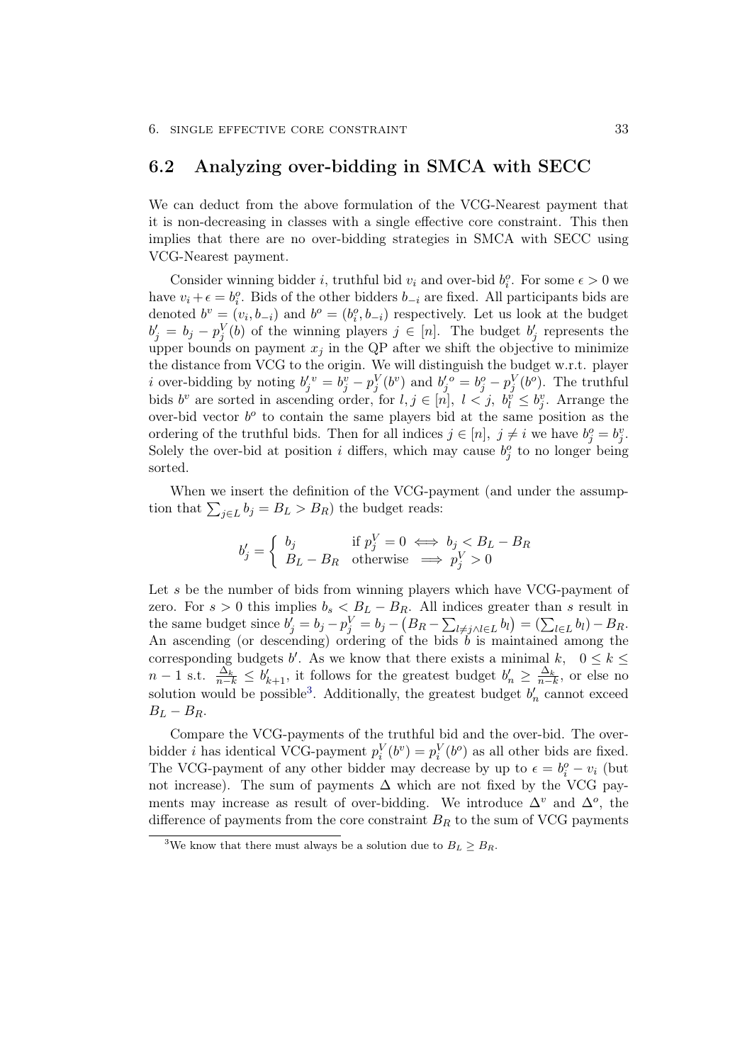## 6.2 Analyzing over-bidding in SMCA with SECC

We can deduct from the above formulation of the VCG-Nearest payment that it is non-decreasing in classes with a single effective core constraint. This then implies that there are no over-bidding strategies in SMCA with SECC using VCG-Nearest payment.

Consider winning bidder $i$, truthful bid $v_i$ and over-bid $b_i^o$. For some $\epsilon > 0$ we have $v_i + \epsilon = b_i^o$. Bids of the other bidders $b_{-i}$ are fixed. All participants bids are denoted $b^v = (v_i, b_{-i})$ and $b^o = (b_i^o, b_{-i})$ respectively. Let us look at the budget $b_j' = b_j - p_j^V(b)$ of the winning players $j \in [n]$. The budget $b_j'$ represents the upper bounds on payment $x_j$ in the QP after we shift the objective to minimize the distance from VCG to the origin. We will distinguish the budget w.r.t. player $i$ over-bidding by noting $b_j'^v = b_j^v - p_j^V(b^v)$ and $b_j'^o = b_j^o - p_j^V(b^o)$. The truthful bids $b^v$ are sorted in ascending order, for $l, j \in [n],\ l < j,\ b_l^v \leq b_j^v$. Arrange the over-bid vector $b^o$ to contain the same players bid at the same position as the ordering of the truthful bids. Then for all indices $j \in [n],\ j \neq i$ we have $b_j^o = b_j^v$. Solely the over-bid at position $i$ differs, which may cause $b_j^o$ to no longer being sorted.

When we insert the definition of the VCG-payment (and under the assumption that $\sum_{j \in L} b_j = B_L > B_R$) the budget reads:

$$b_j' = \begin{cases} b_j & \text{if } p_j^V = 0 \iff b_j < B_L - B_R \\ B_L - B_R & \text{otherwise} \implies p_j^V > 0 \end{cases}$$

Let $s$ be the number of bids from winning players which have VCG-payment of zero. For $s > 0$ this implies $b_s < B_L - B_R$. All indices greater than $s$ result in the same budget since $b_j' = b_j - p_j^V = b_j - \left(B_R - \sum_{l \neq j \wedge l \in L} b_l\right) = \left(\sum_{l \in L} b_l\right) - B_R$. An ascending (or descending) ordering of the bids $b$ is maintained among the corresponding budgets $b'$. As we know that there exists a minimal $k$, $\ 0 \leq k \leq n-1$ s.t. $\frac{\Delta_k}{n-k} \leq b_{k+1}'$, it follows for the greatest budget $b_n' \geq \frac{\Delta_k}{n-k}$, or else no solution would be possible[3]. Additionally, the greatest budget $b_n'$ cannot exceed $B_L - B_R$.

Compare the VCG-payments of the truthful bid and the over-bid. The over-bidder $i$ has identical VCG-payment $p_i^V(b^v) = p_i^V(b^o)$ as all other bids are fixed. The VCG-payment of any other bidder may decrease by up to $\epsilon = b_i^o - v_i$ (but not increase). The sum of payments $\Delta$ which are not fixed by the VCG payments may increase as result of over-bidding. We introduce $\Delta^v$ and $\Delta^o$, the difference of payments from the core constraint $B_R$ to the sum of VCG payments

[3] We know that there must always be a solution due to $B_L \geq B_R$.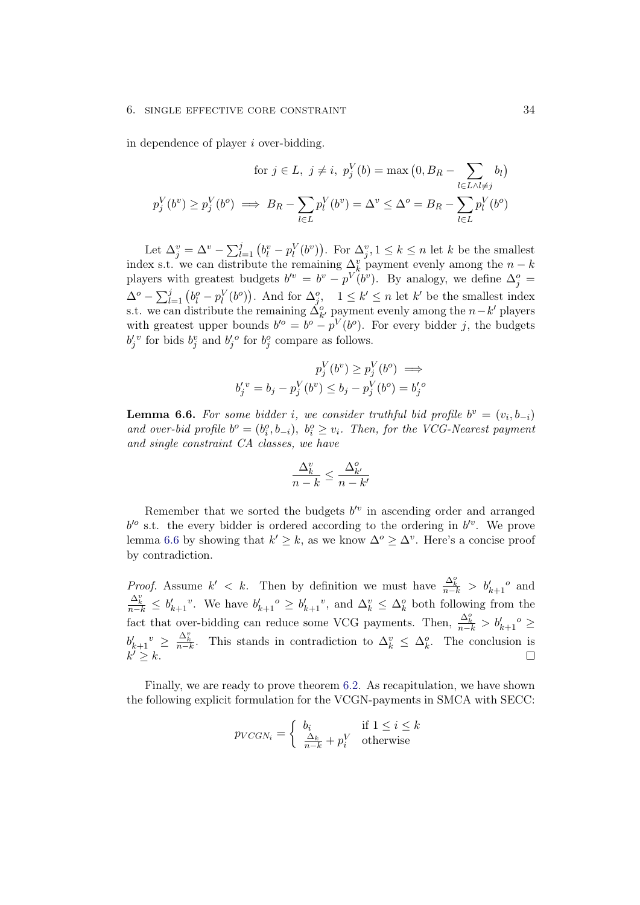in dependence of player $i$ over-bidding.

$$\text{for } j \in L,\ j \neq i,\ p_j^V(b) = \max\big(0, B_R - \sum_{l \in L \wedge l \neq j} b_l\big)$$

$$p_j^V(b^v) \geq p_j^V(b^o) \implies B_R - \sum_{l \in L} p_l^V(b^v) = \Delta^v \leq \Delta^o = B_R - \sum_{l \in L} p_l^V(b^o)$$

Let $\Delta_j^v = \Delta^v - \sum_{l=1}^{j}\big(b_l^v - p_l^V(b^v)\big)$. For $\Delta_j^v, 1 \leq k \leq n$ let $k$ be the smallest index s.t. we can distribute the remaining $\Delta_k^v$ payment evenly among the $n-k$ players with greatest budgets $b'^v = b^v - p^V(b^v)$. By analogy, we define $\Delta_j^o = \Delta^o - \sum_{l=1}^{j}\big(b_l^o - p_l^V(b^o)\big)$. And for $\Delta_j^o, \quad 1 \leq k' \leq n$ let $k'$ be the smallest index s.t. we can distribute the remaining $\Delta_{k'}^o$ payment evenly among the $n-k'$ players with greatest upper bounds $b'^o = b^o - p^V(b^o)$. For every bidder $j$, the budgets ${b'_j}^v$ for bids $b_j^v$ and ${b'_j}^o$ for $b_j^o$ compare as follows.

$$p_j^V(b^v) \geq p_j^V(b^o) \implies$$
$${b'_j}^v = b_j - p_j^V(b^v) \leq b_j - p_j^V(b^o) = {b'_j}^o$$

**Lemma 6.6.** *For some bidder $i$, we consider truthful bid profile $b^v = (v_i, b_{-i})$ and over-bid profile $b^o = (b_i^o, b_{-i})$, $b_i^o \geq v_i$. Then, for the VCG-Nearest payment and single constraint CA classes, we have*

$$\frac{\Delta_k^v}{n-k} \leq \frac{\Delta_{k'}^o}{n-k'}$$

Remember that we sorted the budgets $b'^v$ in ascending order and arranged $b'^o$ s.t. the every bidder is ordered according to the ordering in $b'^v$. We prove lemma 6.6 by showing that $k' \geq k$, as we know $\Delta^o \geq \Delta^v$. Here's a concise proof by contradiction.

*Proof.* Assume $k' < k$. Then by definition we must have $\frac{\Delta_k^o}{n-k} > {b'_{k+1}}^o$ and $\frac{\Delta_k^v}{n-k} \leq {b'_{k+1}}^v$. We have ${b'_{k+1}}^o \geq {b'_{k+1}}^v$, and $\Delta_k^v \leq \Delta_k^o$ both following from the fact that over-bidding can reduce some VCG payments. Then, $\frac{\Delta_k^o}{n-k} > {b'_{k+1}}^o \geq {b'_{k+1}}^v \geq \frac{\Delta_k^v}{n-k}$. This stands in contradiction to $\Delta_k^v \leq \Delta_k^o$. The conclusion is $k' \geq k$. $\square$

Finally, we are ready to prove theorem 6.2. As recapitulation, we have shown the following explicit formulation for the VCGN-payments in SMCA with SECC:

$$p_{VCGN_i} = \begin{cases} b_i & \text{if } 1 \leq i \leq k \\ \frac{\Delta_k}{n-k} + p_i^V & \text{otherwise} \end{cases}$$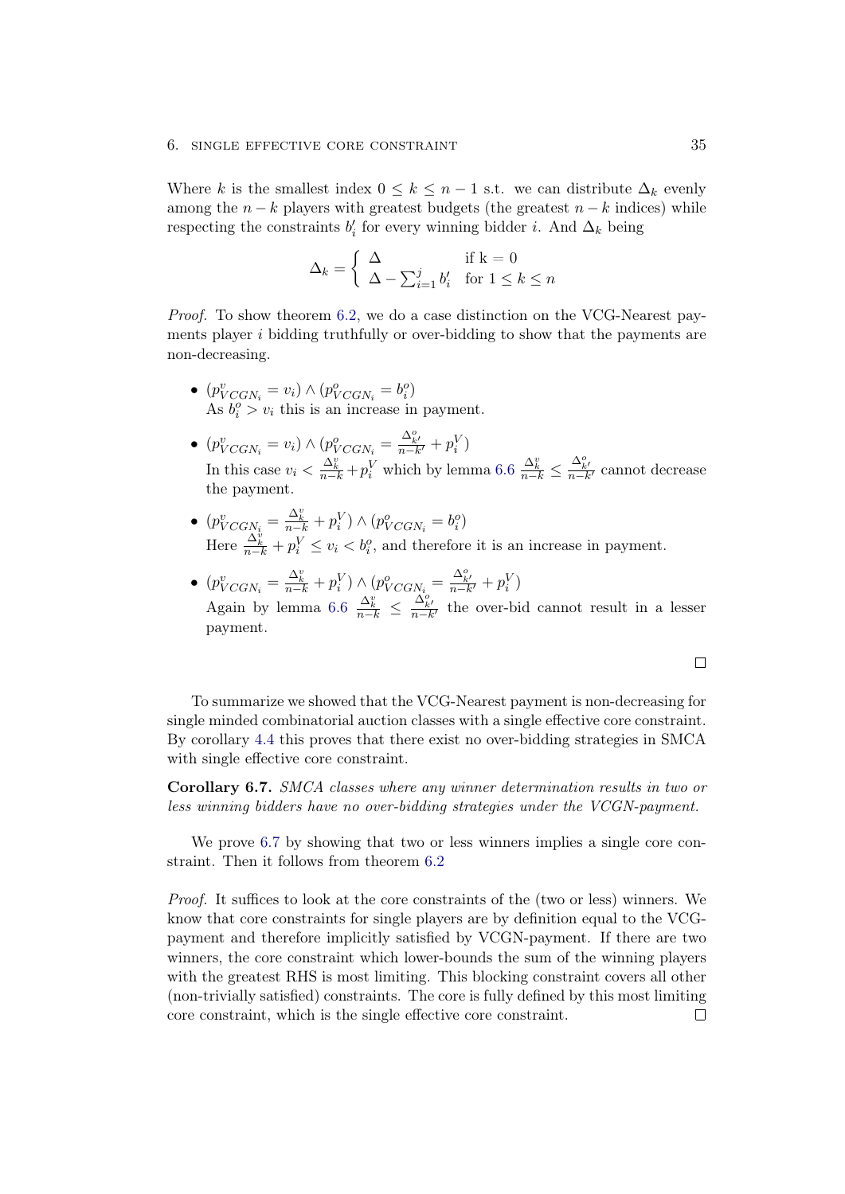Where $k$ is the smallest index $0 \leq k \leq n-1$ s.t. we can distribute $\Delta_k$ evenly among the $n-k$ players with greatest budgets (the greatest $n-k$ indices) while respecting the constraints $b'_i$ for every winning bidder $i$. And $\Delta_k$ being

$$\Delta_k = \begin{cases} \Delta & \text{if k} = 0 \\ \Delta - \sum_{i=1}^{j} b'_i & \text{for } 1 \leq k \leq n \end{cases}$$

*Proof.* To show theorem 6.2, we do a case distinction on the VCG-Nearest payments player $i$ bidding truthfully or over-bidding to show that the payments are non-decreasing.

- $(p^v_{VCGN_i} = v_i) \wedge (p^o_{VCGN_i} = b^o_i)$
  As $b^o_i > v_i$ this is an increase in payment.
- $(p^v_{VCGN_i} = v_i) \wedge (p^o_{VCGN_i} = \frac{\Delta^o_{k'}}{n-k'} + p^V_i)$
  In this case $v_i < \frac{\Delta^v_k}{n-k} + p^V_i$ which by lemma 6.6 $\frac{\Delta^v_k}{n-k} \leq \frac{\Delta^o_{k'}}{n-k'}$ cannot decrease the payment.
- $(p^v_{VCGN_i} = \frac{\Delta^v_k}{n-k} + p^V_i) \wedge (p^o_{VCGN_i} = b^o_i)$
  Here $\frac{\Delta^v_k}{n-k} + p^V_i \leq v_i < b^o_i$, and therefore it is an increase in payment.
- $(p^v_{VCGN_i} = \frac{\Delta^v_k}{n-k} + p^V_i) \wedge (p^o_{VCGN_i} = \frac{\Delta^o_{k'}}{n-k'} + p^V_i)$
  Again by lemma 6.6 $\frac{\Delta^v_k}{n-k} \leq \frac{\Delta^o_{k'}}{n-k'}$ the over-bid cannot result in a lesser payment.

□

To summarize we showed that the VCG-Nearest payment is non-decreasing for single minded combinatorial auction classes with a single effective core constraint. By corollary 4.4 this proves that there exist no over-bidding strategies in SMCA with single effective core constraint.

**Corollary 6.7.** *SMCA classes where any winner determination results in two or less winning bidders have no over-bidding strategies under the VCGN-payment.*

We prove 6.7 by showing that two or less winners implies a single core constraint. Then it follows from theorem 6.2

*Proof.* It suffices to look at the core constraints of the (two or less) winners. We know that core constraints for single players are by definition equal to the VCG-payment and therefore implicitly satisfied by VCGN-payment. If there are two winners, the core constraint which lower-bounds the sum of the winning players with the greatest RHS is most limiting. This blocking constraint covers all other (non-trivially satisfied) constraints. The core is fully defined by this most limiting core constraint, which is the single effective core constraint. □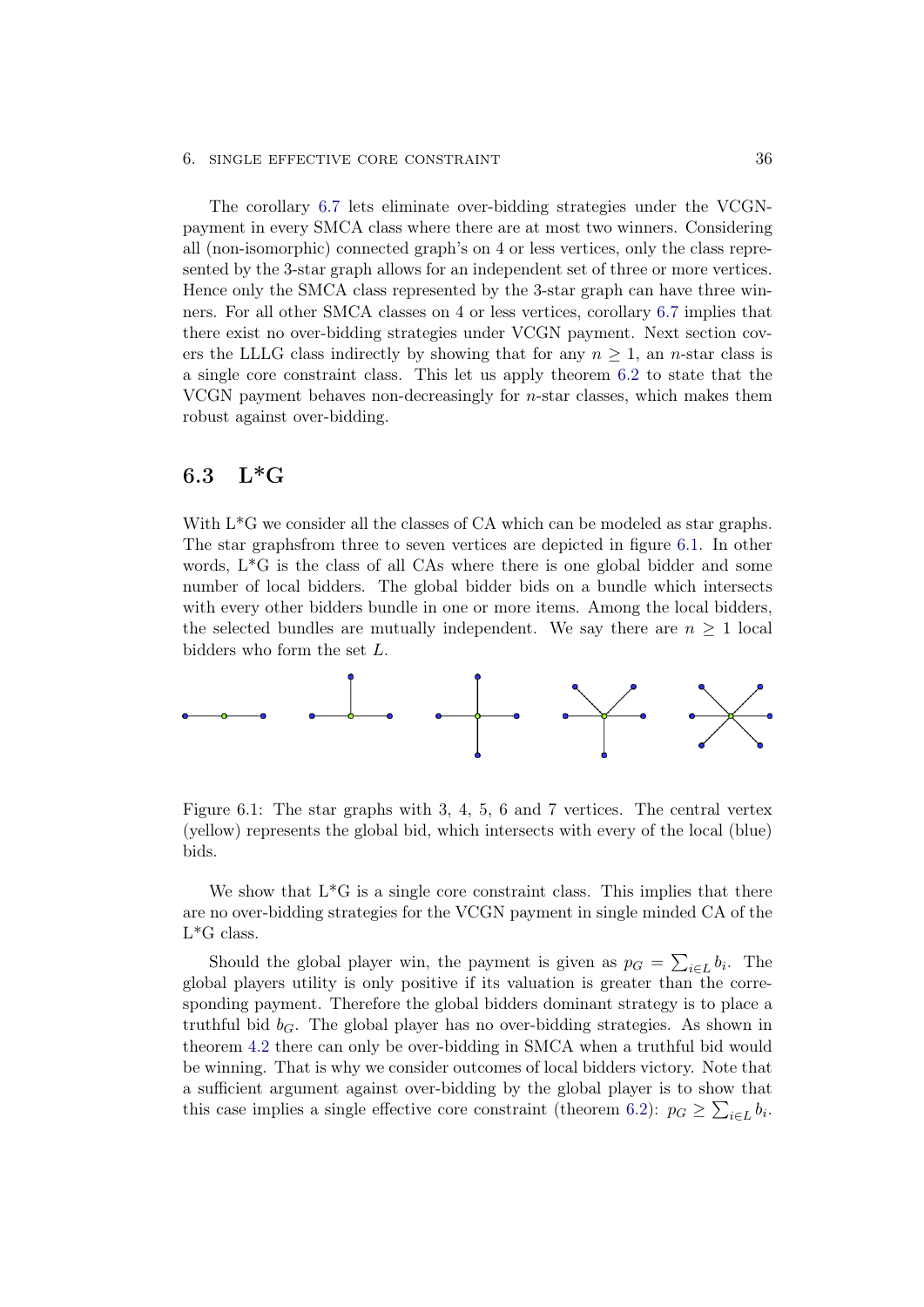The corollary 6.7 lets eliminate over-bidding strategies under the VCGN-payment in every SMCA class where there are at most two winners. Considering all (non-isomorphic) connected graph's on 4 or less vertices, only the class represented by the 3-star graph allows for an independent set of three or more vertices. Hence only the SMCA class represented by the 3-star graph can have three winners. For all other SMCA classes on 4 or less vertices, corollary 6.7 implies that there exist no over-bidding strategies under VCGN payment. Next section covers the LLLG class indirectly by showing that for any $n \geq 1$, an $n$-star class is a single core constraint class. This let us apply theorem 6.2 to state that the VCGN payment behaves non-decreasingly for $n$-star classes, which makes them robust against over-bidding.

## 6.3 L*G

With L*G we consider all the classes of CA which can be modeled as star graphs. The star graphsfrom three to seven vertices are depicted in figure 6.1. In other words, L*G is the class of all CAs where there is one global bidder and some number of local bidders. The global bidder bids on a bundle which intersects with every other bidders bundle in one or more items. Among the local bidders, the selected bundles are mutually independent. We say there are $n \geq 1$ local bidders who form the set $L$.

Figure 6.1: The star graphs with 3, 4, 5, 6 and 7 vertices. The central vertex (yellow) represents the global bid, which intersects with every of the local (blue) bids.

We show that L*G is a single core constraint class. This implies that there are no over-bidding strategies for the VCGN payment in single minded CA of the L*G class.

Should the global player win, the payment is given as $p_G = \sum_{i \in L} b_i$. The global players utility is only positive if its valuation is greater than the corresponding payment. Therefore the global bidders dominant strategy is to place a truthful bid $b_G$. The global player has no over-bidding strategies. As shown in theorem 4.2 there can only be over-bidding in SMCA when a truthful bid would be winning. That is why we consider outcomes of local bidders victory. Note that a sufficient argument against over-bidding by the global player is to show that this case implies a single effective core constraint (theorem 6.2): $p_G \geq \sum_{i \in L} b_i$.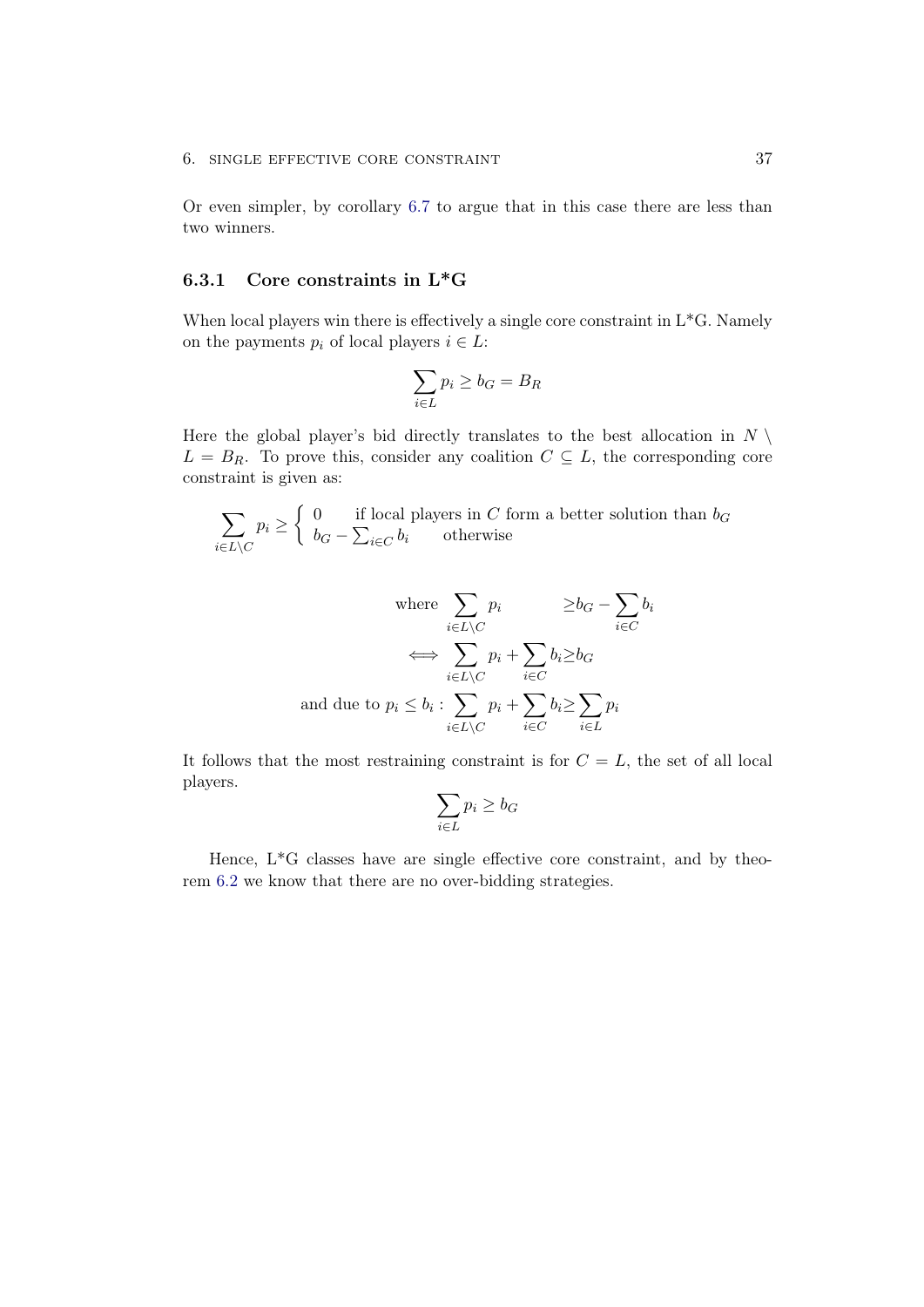Or even simpler, by corollary 6.7 to argue that in this case there are less than two winners.

### 6.3.1 Core constraints in L*G

When local players win there is effectively a single core constraint in L*G. Namely on the payments $p_i$ of local players $i \in L$:

$$\sum_{i \in L} p_i \geq b_G = B_R$$

Here the global player's bid directly translates to the best allocation in $N \setminus L = B_R$. To prove this, consider any coalition $C \subseteq L$, the corresponding core constraint is given as:

$$\sum_{i \in L \setminus C} p_i \geq \begin{cases} 0 & \text{if local players in } C \text{ form a better solution than } b_G \\ b_G - \sum_{i \in C} b_i & \text{otherwise} \end{cases}$$

$$\begin{aligned}
\text{where } \sum_{i \in L \setminus C} p_i &\geq b_G - \sum_{i \in C} b_i \\
\iff \sum_{i \in L \setminus C} p_i + \sum_{i \in C} b_i &\geq b_G \\
\text{and due to } p_i \leq b_i : \sum_{i \in L \setminus C} p_i + \sum_{i \in C} b_i &\geq \sum_{i \in L} p_i
\end{aligned}$$

It follows that the most restraining constraint is for $C = L$, the set of all local players.

$$\sum_{i \in L} p_i \geq b_G$$

Hence, L*G classes have are single effective core constraint, and by theorem 6.2 we know that there are no over-bidding strategies.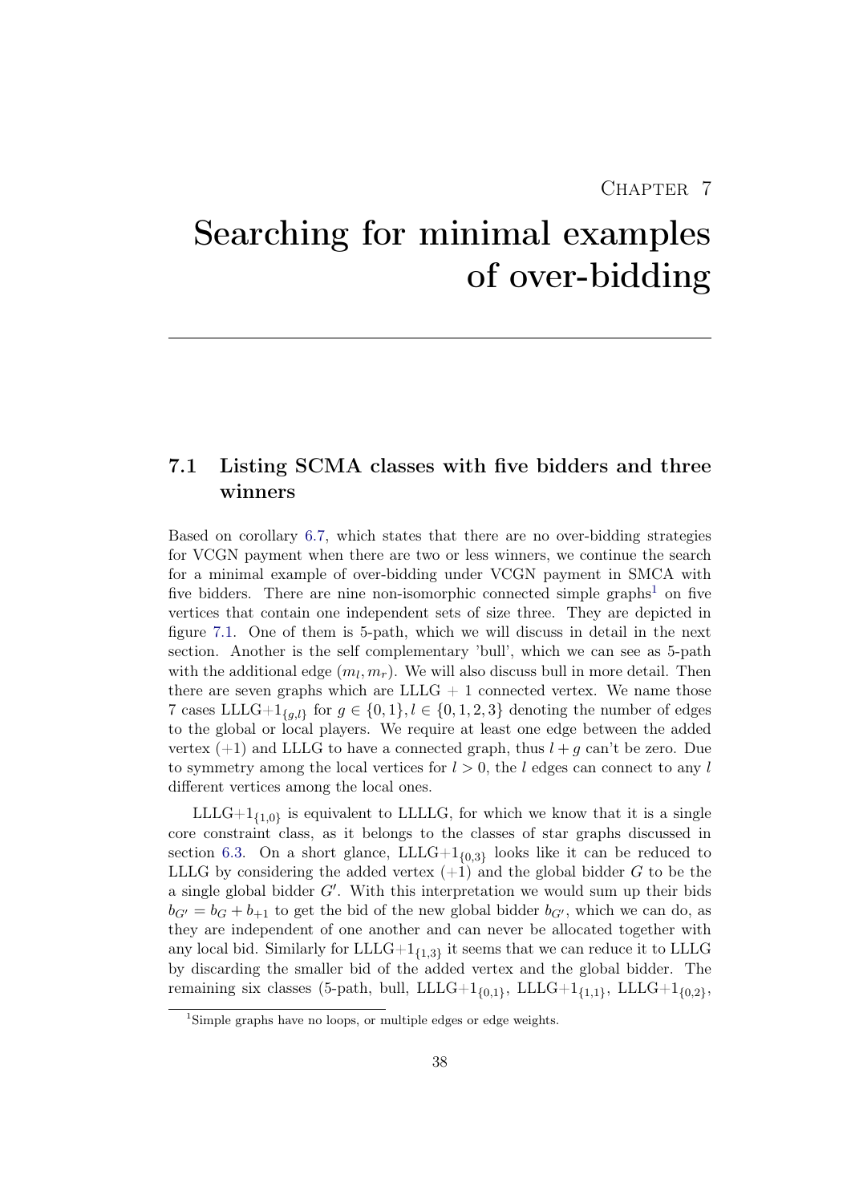# Chapter 7

# Searching for minimal examples of over-bidding

## 7.1 Listing SCMA classes with five bidders and three winners

Based on corollary 6.7, which states that there are no over-bidding strategies for VCGN payment when there are two or less winners, we continue the search for a minimal example of over-bidding under VCGN payment in SMCA with five bidders. There are nine non-isomorphic connected simple graphs[1] on five vertices that contain one independent sets of size three. They are depicted in figure 7.1. One of them is 5-path, which we will discuss in detail in the next section. Another is the self complementary 'bull', which we can see as 5-path with the additional edge $(m_l, m_r)$. We will also discuss bull in more detail. Then there are seven graphs which are LLLG + 1 connected vertex. We name those 7 cases LLLG+$1_{\{g,l\}}$ for $g \in \{0,1\}, l \in \{0,1,2,3\}$ denoting the number of edges to the global or local players. We require at least one edge between the added vertex (+1) and LLLG to have a connected graph, thus $l + g$ can't be zero. Due to symmetry among the local vertices for $l > 0$, the $l$ edges can connect to any $l$ different vertices among the local ones.

LLLG+$1_{\{1,0\}}$ is equivalent to LLLLG, for which we know that it is a single core constraint class, as it belongs to the classes of star graphs discussed in section 6.3. On a short glance, LLLG+$1_{\{0,3\}}$ looks like it can be reduced to LLLG by considering the added vertex (+1) and the global bidder $G$ to be the a single global bidder $G'$. With this interpretation we would sum up their bids $b_{G'} = b_G + b_{+1}$ to get the bid of the new global bidder $b_{G'}$, which we can do, as they are independent of one another and can never be allocated together with any local bid. Similarly for LLLG+$1_{\{1,3\}}$ it seems that we can reduce it to LLLG by discarding the smaller bid of the added vertex and the global bidder. The remaining six classes (5-path, bull, LLLG+$1_{\{0,1\}}$, LLLG+$1_{\{1,1\}}$, LLLG+$1_{\{0,2\}}$,

[1] Simple graphs have no loops, or multiple edges or edge weights.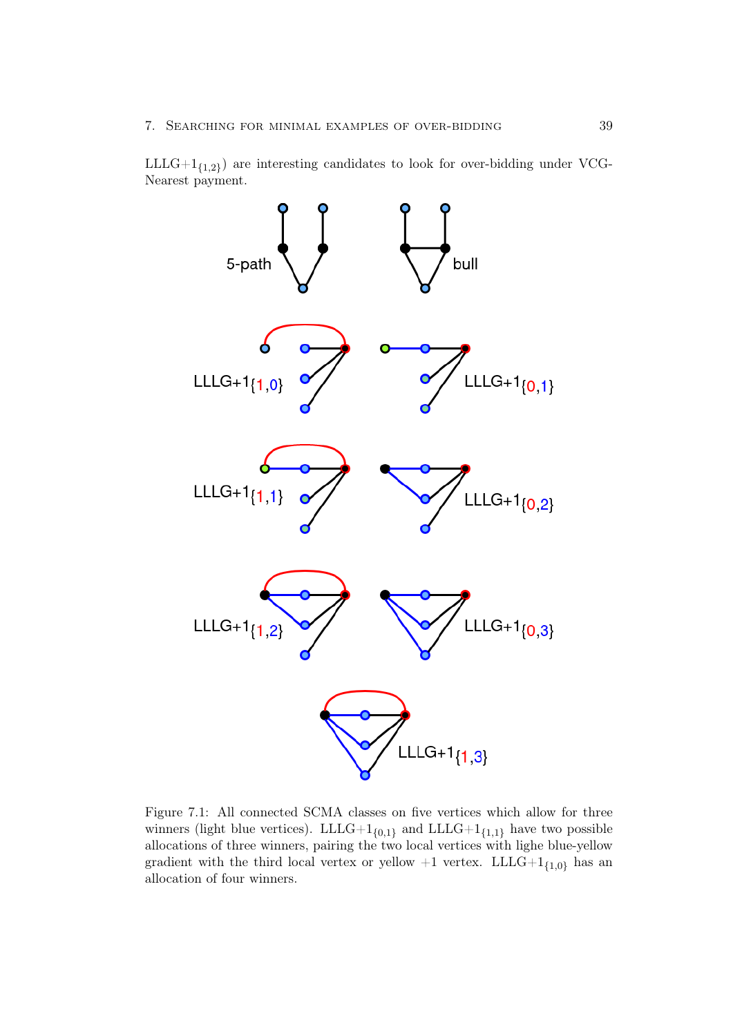LLLG+$1_{\{1,2\}}$) are interesting candidates to look for over-bidding under VCG-Nearest payment.

Figure 7.1: All connected SCMA classes on five vertices which allow for three winners (light blue vertices). LLLG+$1_{\{0,1\}}$ and LLLG+$1_{\{1,1\}}$ have two possible allocations of three winners, pairing the two local vertices with lighe blue-yellow gradient with the third local vertex or yellow +1 vertex. LLLG+$1_{\{1,0\}}$ has an allocation of four winners.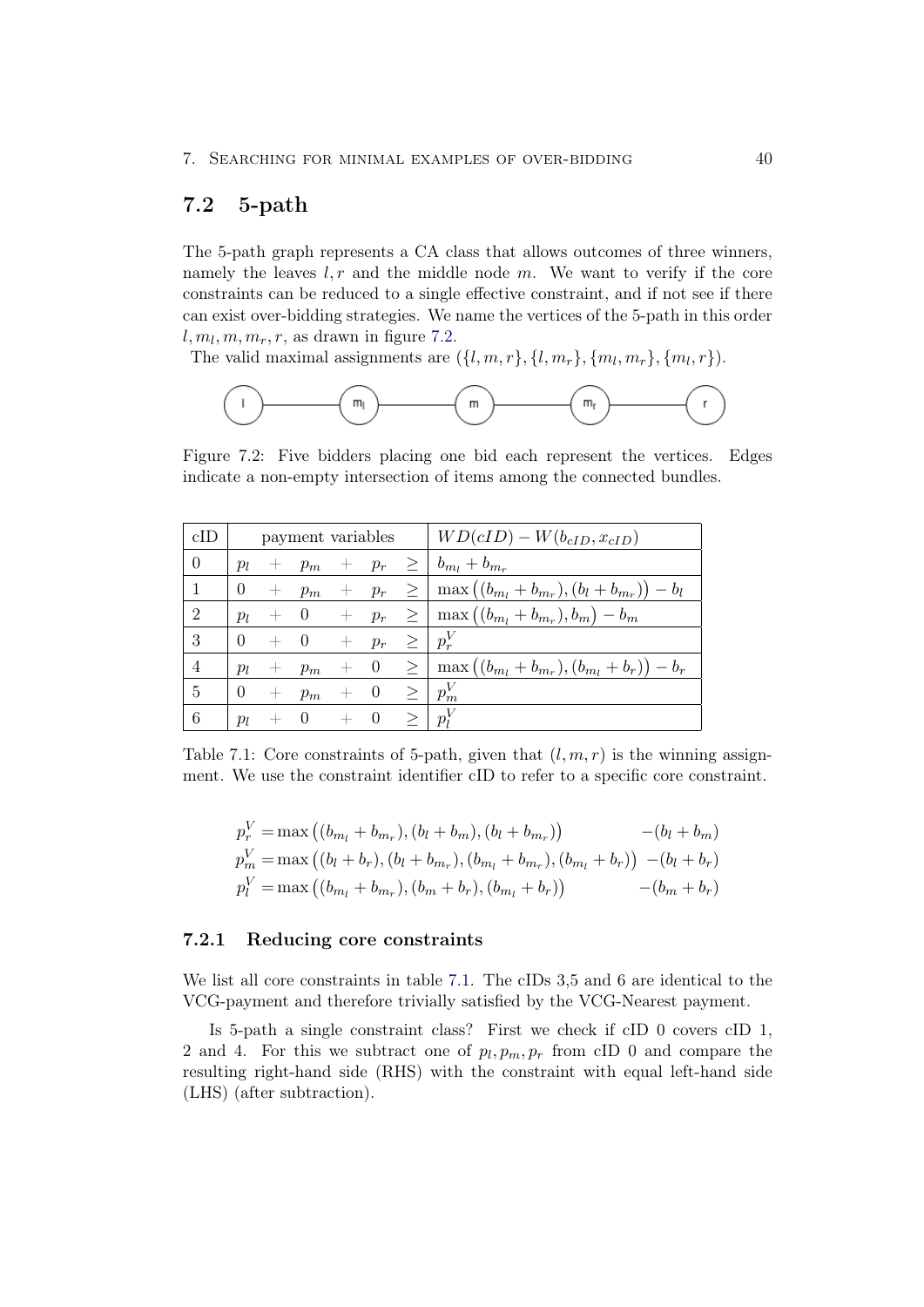## 7.2 5-path

The 5-path graph represents a CA class that allows outcomes of three winners, namely the leaves $l, r$ and the middle node $m$. We want to verify if the core constraints can be reduced to a single effective constraint, and if not see if there can exist over-bidding strategies. We name the vertices of the 5-path in this order $l, m_l, m, m_r, r$, as drawn in figure 7.2.

The valid maximal assignments are $(\{l, m, r\}, \{l, m_r\}, \{m_l, m_r\}, \{m_l, r\})$.

Figure 7.2: Five bidders placing one bid each represent the vertices. Edges indicate a non-empty intersection of items among the connected bundles.

| cID | payment variables | | | | | | $WD(cID) - W(b_{cID}, x_{cID})$ |
|---|---|---|---|---|---|---|---|
| 0 | $p_l$ | $+$ | $p_m$ | $+$ | $p_r$ | $\geq$ | $b_{m_l} + b_{m_r}$ |
| 1 | $0$ | $+$ | $p_m$ | $+$ | $p_r$ | $\geq$ | $\max\big((b_{m_l} + b_{m_r}), (b_l + b_{m_r})\big) - b_l$ |
| 2 | $p_l$ | $+$ | $0$ | $+$ | $p_r$ | $\geq$ | $\max\big((b_{m_l} + b_{m_r}), b_m\big) - b_m$ |
| 3 | $0$ | $+$ | $0$ | $+$ | $p_r$ | $\geq$ | $p_r^V$ |
| 4 | $p_l$ | $+$ | $p_m$ | $+$ | $0$ | $\geq$ | $\max\big((b_{m_l} + b_{m_r}), (b_{m_l} + b_r)\big) - b_r$ |
| 5 | $0$ | $+$ | $p_m$ | $+$ | $0$ | $\geq$ | $p_m^V$ |
| 6 | $p_l$ | $+$ | $0$ | $+$ | $0$ | $\geq$ | $p_l^V$ |

Table 7.1: Core constraints of 5-path, given that $(l, m, r)$ is the winning assignment. We use the constraint identifier cID to refer to a specific core constraint.

$$
\begin{aligned}
p_r^V &= \max\big((b_{m_l} + b_{m_r}), (b_l + b_m), (b_l + b_{m_r})\big) & -(b_l + b_m) \\
p_m^V &= \max\big((b_l + b_r), (b_l + b_{m_r}), (b_{m_l} + b_{m_r}), (b_{m_l} + b_r)\big) & -(b_l + b_r) \\
p_l^V &= \max\big((b_{m_l} + b_{m_r}), (b_m + b_r), (b_{m_l} + b_r)\big) & -(b_m + b_r)
\end{aligned}
$$

### 7.2.1 Reducing core constraints

We list all core constraints in table 7.1. The cIDs 3,5 and 6 are identical to the VCG-payment and therefore trivially satisfied by the VCG-Nearest payment.

Is 5-path a single constraint class? First we check if cID 0 covers cID 1, 2 and 4. For this we subtract one of $p_l, p_m, p_r$ from cID 0 and compare the resulting right-hand side (RHS) with the constraint with equal left-hand side (LHS) (after subtraction).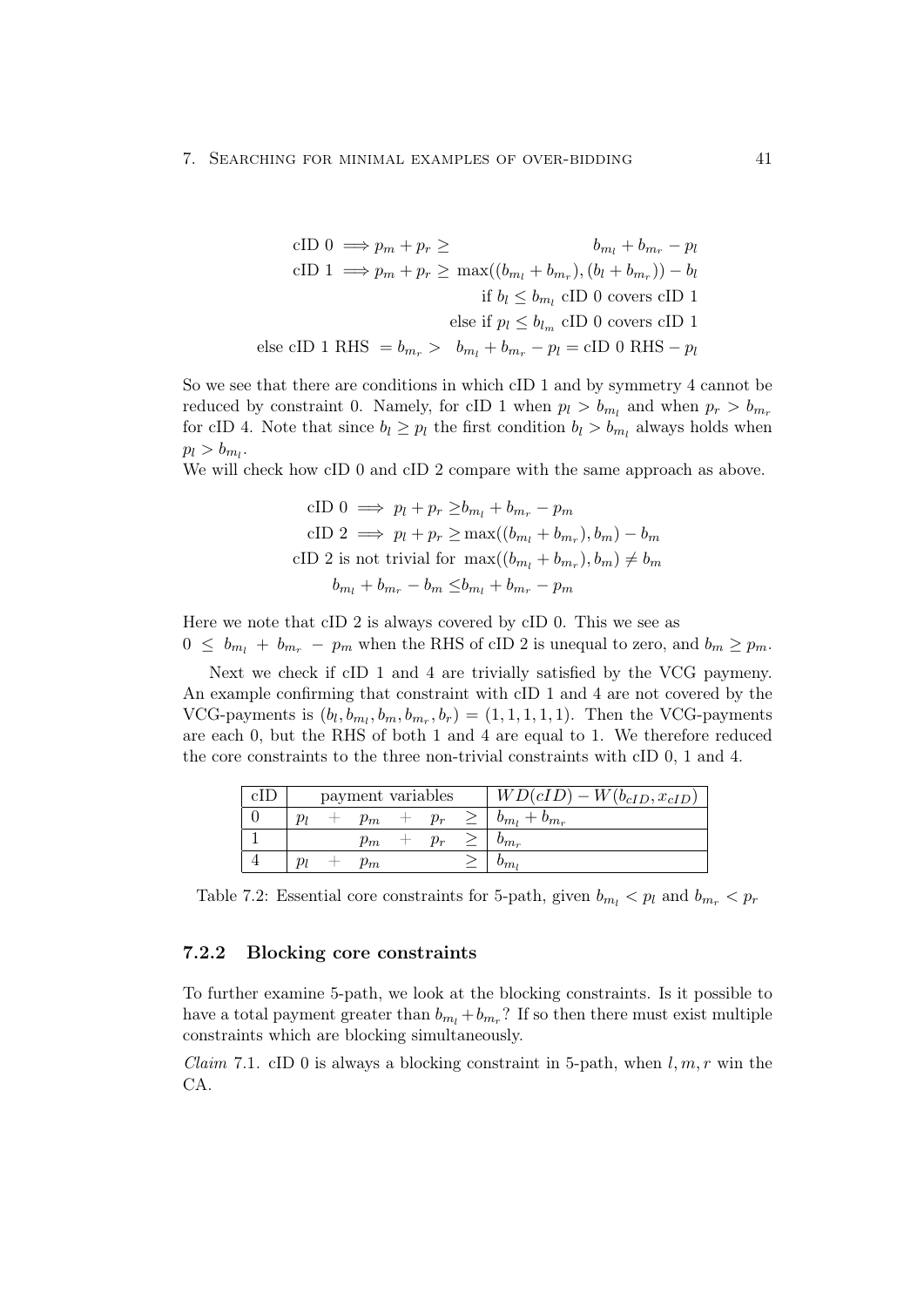$$
\begin{aligned}
\text{cID } 0 &\implies p_m + p_r \geq \qquad\qquad\qquad\qquad b_{m_l} + b_{m_r} - p_l \\
\text{cID } 1 &\implies p_m + p_r \geq \max((b_{m_l} + b_{m_r}), (b_l + b_{m_r})) - b_l \\
&\qquad\qquad\qquad\qquad\qquad \text{if } b_l \leq b_{m_l} \text{ cID 0 covers cID 1} \\
&\qquad\qquad\qquad\qquad\qquad \text{else if } p_l \leq b_{l_m} \text{ cID 0 covers cID 1} \\
\text{else cID 1 RHS } &= b_{m_r} > \quad b_{m_l} + b_{m_r} - p_l = \text{cID 0 RHS} - p_l
\end{aligned}
$$

So we see that there are conditions in which cID 1 and by symmetry 4 cannot be reduced by constraint 0. Namely, for cID 1 when $p_l > b_{m_l}$ and when $p_r > b_{m_r}$ for cID 4. Note that since $b_l \geq p_l$ the first condition $b_l > b_{m_l}$ always holds when $p_l > b_{m_l}$.

We will check how cID 0 and cID 2 compare with the same approach as above.

$$
\begin{aligned}
\text{cID } 0 &\implies p_l + p_r \geq b_{m_l} + b_{m_r} - p_m \\
\text{cID } 2 &\implies p_l + p_r \geq \max((b_{m_l} + b_{m_r}), b_m) - b_m \\
\text{cID 2 is not trivial for } &\max((b_{m_l} + b_{m_r}), b_m) \neq b_m \\
b_{m_l} + b_{m_r} - b_m &\leq b_{m_l} + b_{m_r} - p_m
\end{aligned}
$$

Here we note that cID 2 is always covered by cID 0. This we see as $0 \leq b_{m_l} + b_{m_r} - p_m$ when the RHS of cID 2 is unequal to zero, and $b_m \geq p_m$.

Next we check if cID 1 and 4 are trivially satisfied by the VCG paymeny. An example confirming that constraint with cID 1 and 4 are not covered by the VCG-payments is $(b_l, b_{m_l}, b_m, b_{m_r}, b_r) = (1, 1, 1, 1, 1)$. Then the VCG-payments are each 0, but the RHS of both 1 and 4 are equal to 1. We therefore reduced the core constraints to the three non-trivial constraints with cID 0, 1 and 4.

| cID | payment variables | | | | | | $WD(cID) - W(b_{cID}, x_{cID})$ |
|---|---|---|---|---|---|---|---|
| 0 | $p_l$ | + | $p_m$ | + | $p_r$ | $\geq$ | $b_{m_l} + b_{m_r}$ |
| 1 | | | $p_m$ | + | $p_r$ | $\geq$ | $b_{m_r}$ |
| 4 | $p_l$ | + | $p_m$ | | | $\geq$ | $b_{m_l}$ |

Table 7.2: Essential core constraints for 5-path, given $b_{m_l} < p_l$ and $b_{m_r} < p_r$

### 7.2.2 Blocking core constraints

To further examine 5-path, we look at the blocking constraints. Is it possible to have a total payment greater than $b_{m_l} + b_{m_r}$? If so then there must exist multiple constraints which are blocking simultaneously.

*Claim* 7.1. cID 0 is always a blocking constraint in 5-path, when $l, m, r$ win the CA.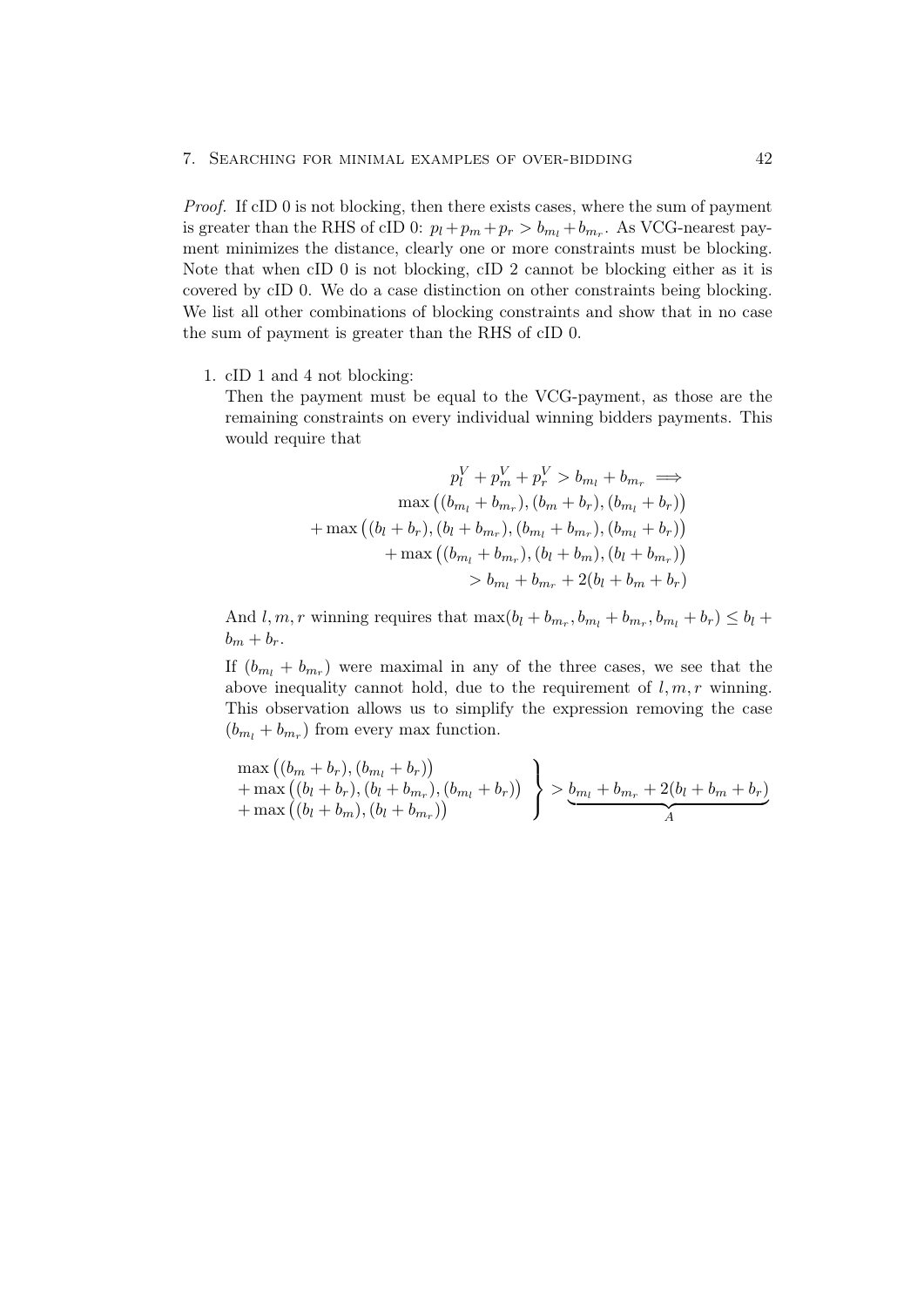*Proof.* If cID 0 is not blocking, then there exists cases, where the sum of payment is greater than the RHS of cID 0: $p_l + p_m + p_r > b_{m_l} + b_{m_r}$. As VCG-nearest payment minimizes the distance, clearly one or more constraints must be blocking. Note that when cID 0 is not blocking, cID 2 cannot be blocking either as it is covered by cID 0. We do a case distinction on other constraints being blocking. We list all other combinations of blocking constraints and show that in no case the sum of payment is greater than the RHS of cID 0.

1. cID 1 and 4 not blocking:
   Then the payment must be equal to the VCG-payment, as those are the remaining constraints on every individual winning bidders payments. This would require that

$$
\begin{aligned}
p_l^V + p_m^V + p_r^V > b_{m_l} + b_{m_r} \implies \\
\max\big((b_{m_l} + b_{m_r}), (b_m + b_r), (b_{m_l} + b_r)\big) \\
+ \max\big((b_l + b_r), (b_l + b_{m_r}), (b_{m_l} + b_{m_r}), (b_{m_l} + b_r)\big) \\
+ \max\big((b_{m_l} + b_{m_r}), (b_l + b_m), (b_l + b_{m_r})\big) \\
> b_{m_l} + b_{m_r} + 2(b_l + b_m + b_r)
\end{aligned}
$$

   And $l, m, r$ winning requires that $\max(b_l + b_{m_r}, b_{m_l} + b_{m_r}, b_{m_l} + b_r) \leq b_l + b_m + b_r$.

   If $(b_{m_l} + b_{m_r})$ were maximal in any of the three cases, we see that the above inequality cannot hold, due to the requirement of $l, m, r$ winning. This observation allows us to simplify the expression removing the case $(b_{m_l} + b_{m_r})$ from every max function.

$$
\left.
\begin{aligned}
&\max\big((b_m + b_r), (b_{m_l} + b_r)\big) \\
&+ \max\big((b_l + b_r), (b_l + b_{m_r}), (b_{m_l} + b_r)\big) \\
&+ \max\big((b_l + b_m), (b_l + b_{m_r})\big)
\end{aligned}
\right\} > \underbrace{b_{m_l} + b_{m_r} + 2(b_l + b_m + b_r)}_{A}
$$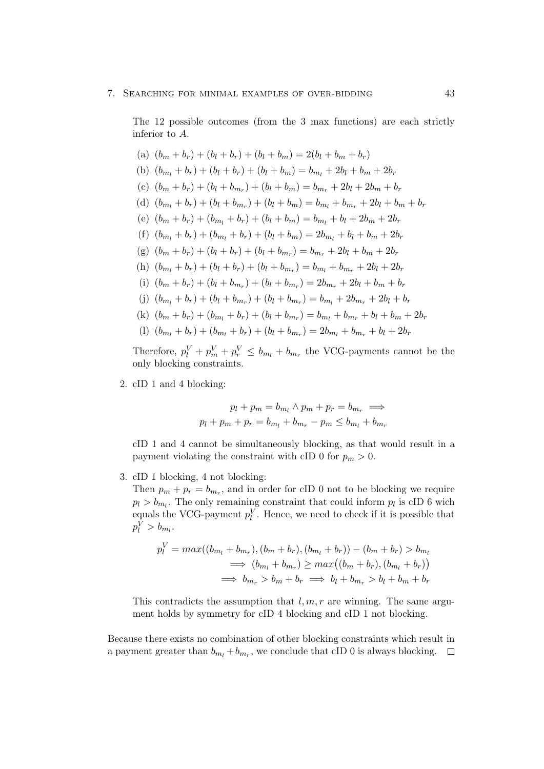The 12 possible outcomes (from the 3 max functions) are each strictly inferior to $A$.

(a) $(b_m + b_r) + (b_l + b_r) + (b_l + b_m) = 2(b_l + b_m + b_r)$

(b) $(b_{m_l} + b_r) + (b_l + b_r) + (b_l + b_m) = b_{m_l} + 2b_l + b_m + 2b_r$

(c) $(b_m + b_r) + (b_l + b_{m_r}) + (b_l + b_m) = b_{m_r} + 2b_l + 2b_m + b_r$

(d) $(b_{m_l} + b_r) + (b_l + b_{m_r}) + (b_l + b_m) = b_{m_l} + b_{m_r} + 2b_l + b_m + b_r$

(e) $(b_m + b_r) + (b_{m_l} + b_r) + (b_l + b_m) = b_{m_l} + b_l + 2b_m + 2b_r$

(f) $(b_{m_l} + b_r) + (b_{m_l} + b_r) + (b_l + b_m) = 2b_{m_l} + b_l + b_m + 2b_r$

(g) $(b_m + b_r) + (b_l + b_r) + (b_l + b_{m_r}) = b_{m_r} + 2b_l + b_m + 2b_r$

(h) $(b_{m_l} + b_r) + (b_l + b_r) + (b_l + b_{m_r}) = b_{m_l} + b_{m_r} + 2b_l + 2b_r$

(i) $(b_m + b_r) + (b_l + b_{m_r}) + (b_l + b_{m_r}) = 2b_{m_r} + 2b_l + b_m + b_r$

(j) $(b_{m_l} + b_r) + (b_l + b_{m_r}) + (b_l + b_{m_r}) = b_{m_l} + 2b_{m_r} + 2b_l + b_r$

(k) $(b_m + b_r) + (b_{m_l} + b_r) + (b_l + b_{m_r}) = b_{m_l} + b_{m_r} + b_l + b_m + 2b_r$

(l) $(b_{m_l} + b_r) + (b_{m_l} + b_r) + (b_l + b_{m_r}) = 2b_{m_l} + b_{m_r} + b_l + 2b_r$

Therefore, $p_l^V + p_m^V + p_r^V \leq b_{m_l} + b_{m_r}$ the VCG-payments cannot be the only blocking constraints.

2. cID 1 and 4 blocking:

$$p_l + p_m = b_{m_l} \wedge p_m + p_r = b_{m_r} \implies$$
$$p_l + p_m + p_r = b_{m_l} + b_{m_r} - p_m \leq b_{m_l} + b_{m_r}$$

cID 1 and 4 cannot be simultaneously blocking, as that would result in a payment violating the constraint with cID 0 for $p_m > 0$.

3. cID 1 blocking, 4 not blocking:
Then $p_m + p_r = b_{m_r}$, and in order for cID 0 not to be blocking we require $p_l > b_{m_l}$. The only remaining constraint that could inform $p_l$ is cID 6 wich equals the VCG-payment $p_l^V$. Hence, we need to check if it is possible that $p_l^V > b_{m_l}$.

$$\begin{aligned} p_l^V = max((b_{m_l} + b_{m_r}), (b_m + b_r), (b_{m_l} + b_r)) - (b_m + b_r) > b_{m_l} \\ \implies (b_{m_l} + b_{m_r}) \geq max\big((b_m + b_r), (b_{m_l} + b_r)\big) \\ \implies b_{m_r} > b_m + b_r \implies b_l + b_{m_r} > b_l + b_m + b_r \end{aligned}$$

This contradicts the assumption that $l, m, r$ are winning. The same argument holds by symmetry for cID 4 blocking and cID 1 not blocking.

Because there exists no combination of other blocking constraints which result in a payment greater than $b_{m_l} + b_{m_r}$, we conclude that cID 0 is always blocking. □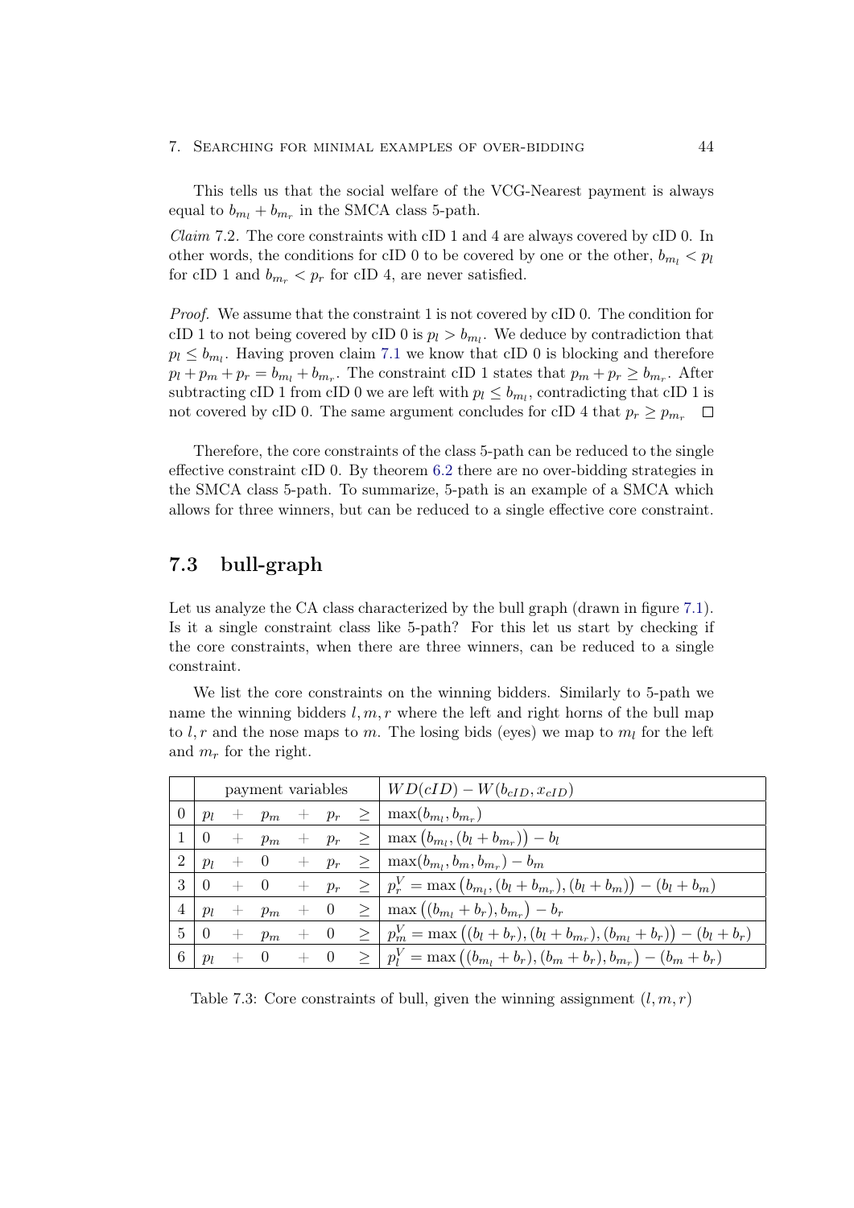This tells us that the social welfare of the VCG-Nearest payment is always equal to $b_{m_l} + b_{m_r}$ in the SMCA class 5-path.

*Claim* 7.2. The core constraints with cID 1 and 4 are always covered by cID 0. In other words, the conditions for cID 0 to be covered by one or the other, $b_{m_l} < p_l$ for cID 1 and $b_{m_r} < p_r$ for cID 4, are never satisfied.

*Proof.* We assume that the constraint 1 is not covered by cID 0. The condition for cID 1 to not being covered by cID 0 is $p_l > b_{m_l}$. We deduce by contradiction that $p_l \leq b_{m_l}$. Having proven claim 7.1 we know that cID 0 is blocking and therefore $p_l + p_m + p_r = b_{m_l} + b_{m_r}$. The constraint cID 1 states that $p_m + p_r \geq b_{m_r}$. After subtracting cID 1 from cID 0 we are left with $p_l \leq b_{m_l}$, contradicting that cID 1 is not covered by cID 0. The same argument concludes for cID 4 that $p_r \geq p_{m_r}$. $\square$

Therefore, the core constraints of the class 5-path can be reduced to the single effective constraint cID 0. By theorem 6.2 there are no over-bidding strategies in the SMCA class 5-path. To summarize, 5-path is an example of a SMCA which allows for three winners, but can be reduced to a single effective core constraint.

## 7.3 bull-graph

Let us analyze the CA class characterized by the bull graph (drawn in figure 7.1). Is it a single constraint class like 5-path? For this let us start by checking if the core constraints, when there are three winners, can be reduced to a single constraint.

We list the core constraints on the winning bidders. Similarly to 5-path we name the winning bidders $l, m, r$ where the left and right horns of the bull map to $l, r$ and the nose maps to $m$. The losing bids (eyes) we map to $m_l$ for the left and $m_r$ for the right.

| | payment variables | | | | | | $WD(cID) - W(b_{cID}, x_{cID})$ |
|---|---|---|---|---|---|---|---|
| 0 | $p_l$ | $+$ | $p_m$ | $+$ | $p_r$ | $\geq$ | $\max(b_{m_l}, b_{m_r})$ |
| 1 | $0$ | $+$ | $p_m$ | $+$ | $p_r$ | $\geq$ | $\max\left(b_{m_l}, (b_l + b_{m_r})\right) - b_l$ |
| 2 | $p_l$ | $+$ | $0$ | $+$ | $p_r$ | $\geq$ | $\max(b_{m_l}, b_m, b_{m_r}) - b_m$ |
| 3 | $0$ | $+$ | $0$ | $+$ | $p_r$ | $\geq$ | $p_r^V = \max\left(b_{m_l}, (b_l + b_{m_r}), (b_l + b_m)\right) - (b_l + b_m)$ |
| 4 | $p_l$ | $+$ | $p_m$ | $+$ | $0$ | $\geq$ | $\max\left((b_{m_l} + b_r), b_{m_r}\right) - b_r$ |
| 5 | $0$ | $+$ | $p_m$ | $+$ | $0$ | $\geq$ | $p_m^V = \max\left((b_l + b_r), (b_l + b_{m_r}), (b_{m_l} + b_r)\right) - (b_l + b_r)$ |
| 6 | $p_l$ | $+$ | $0$ | $+$ | $0$ | $\geq$ | $p_l^V = \max\left((b_{m_l} + b_r), (b_m + b_r), b_{m_r}\right) - (b_m + b_r)$ |

Table 7.3: Core constraints of bull, given the winning assignment $(l, m, r)$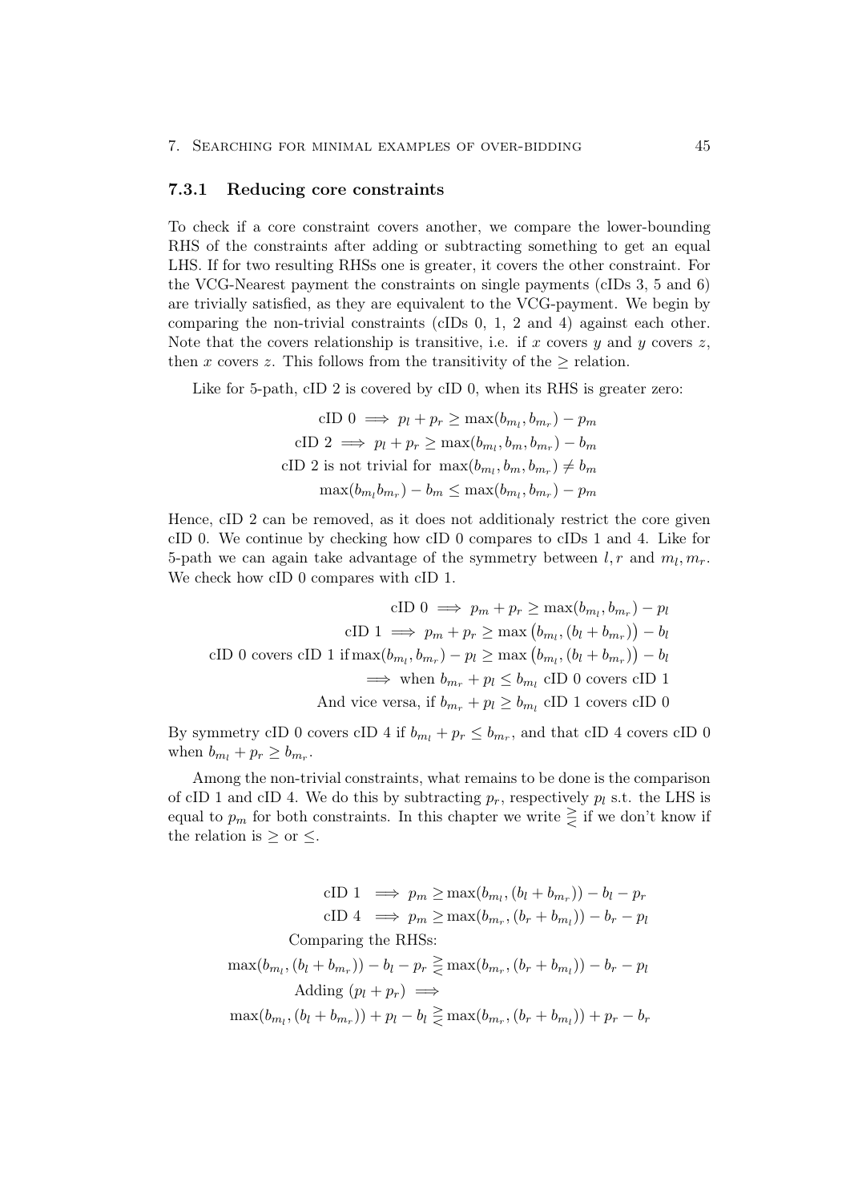### 7.3.1 Reducing core constraints

To check if a core constraint covers another, we compare the lower-bounding RHS of the constraints after adding or subtracting something to get an equal LHS. If for two resulting RHSs one is greater, it covers the other constraint. For the VCG-Nearest payment the constraints on single payments (cIDs 3, 5 and 6) are trivially satisfied, as they are equivalent to the VCG-payment. We begin by comparing the non-trivial constraints (cIDs 0, 1, 2 and 4) against each other. Note that the covers relationship is transitive, i.e. if $x$ covers $y$ and $y$ covers $z$, then $x$ covers $z$. This follows from the transitivity of the $\geq$ relation.

Like for 5-path, cID 2 is covered by cID 0, when its RHS is greater zero:

$$
\begin{aligned}
\text{cID } 0 &\implies p_l + p_r \geq \max(b_{m_l}, b_{m_r}) - p_m \\
\text{cID } 2 &\implies p_l + p_r \geq \max(b_{m_l}, b_m, b_{m_r}) - b_m \\
\text{cID 2 is not trivial for } &\max(b_{m_l}, b_m, b_{m_r}) \neq b_m \\
\max(b_{m_l} b_{m_r}) - b_m &\leq \max(b_{m_l}, b_{m_r}) - p_m
\end{aligned}
$$

Hence, cID 2 can be removed, as it does not additionaly restrict the core given cID 0. We continue by checking how cID 0 compares to cIDs 1 and 4. Like for 5-path we can again take advantage of the symmetry between $l, r$ and $m_l, m_r$. We check how cID 0 compares with cID 1.

$$
\begin{aligned}
\text{cID } 0 &\implies p_m + p_r \geq \max(b_{m_l}, b_{m_r}) - p_l \\
\text{cID } 1 &\implies p_m + p_r \geq \max\left(b_{m_l}, (b_l + b_{m_r})\right) - b_l \\
\text{cID 0 covers cID 1 if} \max(b_{m_l}, b_{m_r}) - p_l &\geq \max\left(b_{m_l}, (b_l + b_{m_r})\right) - b_l \\
&\implies \text{when } b_{m_r} + p_l \leq b_{m_l} \text{ cID 0 covers cID 1} \\
&\text{And vice versa, if } b_{m_r} + p_l \geq b_{m_l} \text{ cID 1 covers cID 0}
\end{aligned}
$$

By symmetry cID 0 covers cID 4 if $b_{m_l} + p_r \leq b_{m_r}$, and that cID 4 covers cID 0 when $b_{m_l} + p_r \geq b_{m_r}$.

Among the non-trivial constraints, what remains to be done is the comparison of cID 1 and cID 4. We do this by subtracting $p_r$, respectively $p_l$ s.t. the LHS is equal to $p_m$ for both constraints. In this chapter we write $\gtreqless$ if we don't know if the relation is $\geq$ or $\leq$.

$$
\begin{gathered}
\text{cID } 1 \implies p_m \geq \max(b_{m_l}, (b_l + b_{m_r})) - b_l - p_r \\
\text{cID } 4 \implies p_m \geq \max(b_{m_r}, (b_r + b_{m_l})) - b_r - p_l \\
\text{Comparing the RHSs:} \\
\max(b_{m_l}, (b_l + b_{m_r})) - b_l - p_r \gtreqless \max(b_{m_r}, (b_r + b_{m_l})) - b_r - p_l \\
\text{Adding } (p_l + p_r) \implies \\
\max(b_{m_l}, (b_l + b_{m_r})) + p_l - b_l \gtreqless \max(b_{m_r}, (b_r + b_{m_l})) + p_r - b_r
\end{gathered}
$$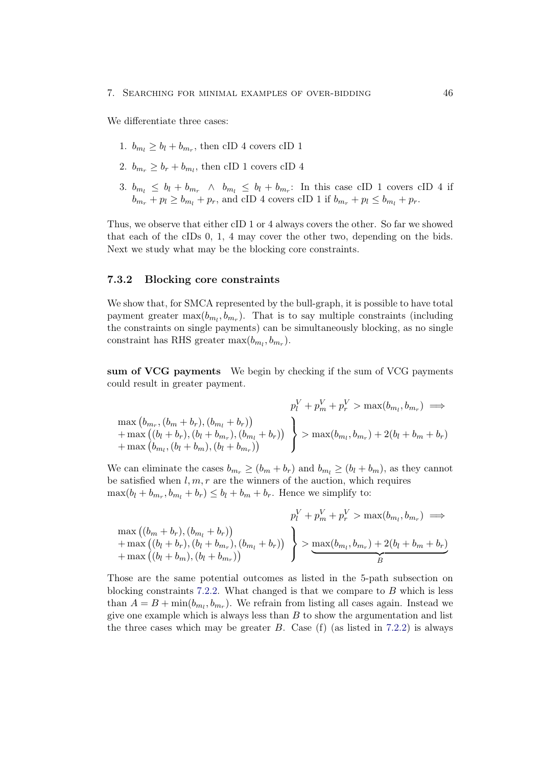We differentiate three cases:

1. $b_{m_l} \geq b_l + b_{m_r}$, then cID 4 covers cID 1
2. $b_{m_r} \geq b_r + b_{m_l}$, then cID 1 covers cID 4
3. $b_{m_l} \leq b_l + b_{m_r} \;\wedge\; b_{m_l} \leq b_l + b_{m_r}$: In this case cID 1 covers cID 4 if $b_{m_r} + p_l \geq b_{m_l} + p_r$, and cID 4 covers cID 1 if $b_{m_r} + p_l \leq b_{m_l} + p_r$.

Thus, we observe that either cID 1 or 4 always covers the other. So far we showed that each of the cIDs 0, 1, 4 may cover the other two, depending on the bids. Next we study what may be the blocking core constraints.

### 7.3.2 Blocking core constraints

We show that, for SMCA represented by the bull-graph, it is possible to have total payment greater $\max(b_{m_l}, b_{m_r})$. That is to say multiple constraints (including the constraints on single payments) can be simultaneously blocking, as no single constraint has RHS greater $\max(b_{m_l}, b_{m_r})$.

**sum of VCG payments** We begin by checking if the sum of VCG payments could result in greater payment.

$$p_l^V + p_m^V + p_r^V > \max(b_{m_l}, b_{m_r}) \implies$$

$$\left.\begin{array}{l} \max\left(b_{m_r}, (b_m + b_r), (b_{m_l} + b_r)\right) \\ + \max\left((b_l + b_r), (b_l + b_{m_r}), (b_{m_l} + b_r)\right) \\ + \max\left(b_{m_l}, (b_l + b_m), (b_l + b_{m_r})\right) \end{array}\right\} > \max(b_{m_l}, b_{m_r}) + 2(b_l + b_m + b_r)$$

We can eliminate the cases $b_{m_r} \geq (b_m + b_r)$ and $b_{m_l} \geq (b_l + b_m)$, as they cannot be satisfied when $l, m, r$ are the winners of the auction, which requires $\max(b_l + b_{m_r}, b_{m_l} + b_r) \leq b_l + b_m + b_r$. Hence we simplify to:

$$p_l^V + p_m^V + p_r^V > \max(b_{m_l}, b_{m_r}) \implies$$

$$\left.\begin{array}{l} \max\left((b_m + b_r), (b_{m_l} + b_r)\right) \\ + \max\left((b_l + b_r), (b_l + b_{m_r}), (b_{m_l} + b_r)\right) \\ + \max\left((b_l + b_m), (b_l + b_{m_r})\right) \end{array}\right\} > \underbrace{\max(b_{m_l}, b_{m_r}) + 2(b_l + b_m + b_r)}_{B}$$

Those are the same potential outcomes as listed in the 5-path subsection on blocking constraints 7.2.2. What changed is that we compare to $B$ which is less than $A = B + \min(b_{m_l}, b_{m_r})$. We refrain from listing all cases again. Instead we give one example which is always less than $B$ to show the argumentation and list the three cases which may be greater $B$. Case (f) (as listed in 7.2.2) is always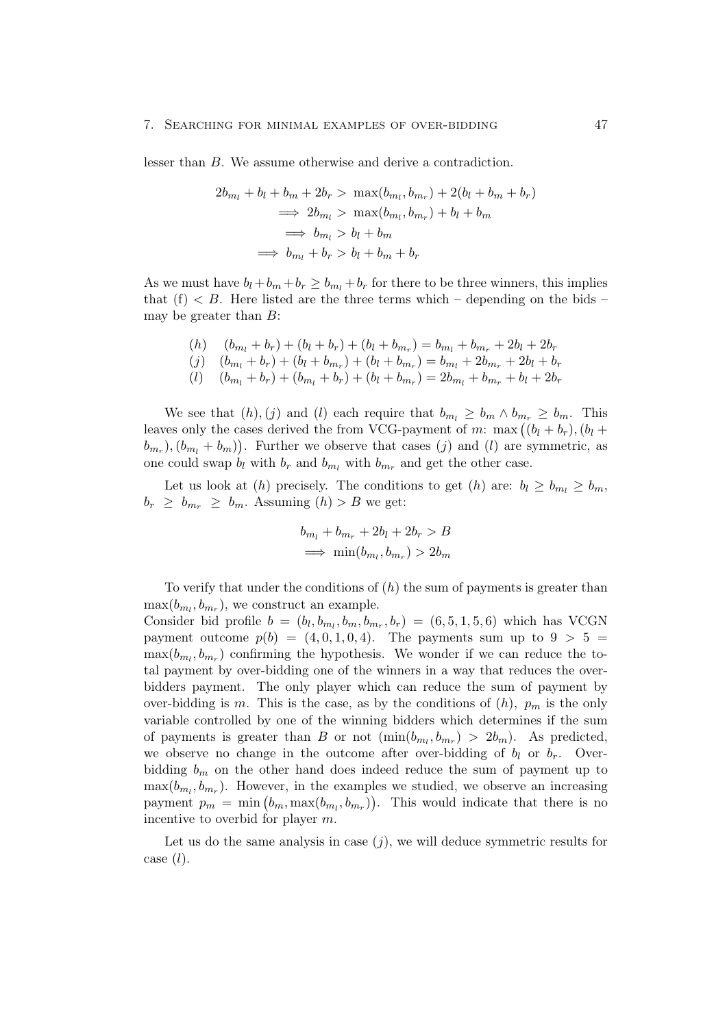lesser than $B$. We assume otherwise and derive a contradiction.

$$
\begin{aligned}
2b_{m_l} + b_l + b_m + 2b_r &> \max(b_{m_l}, b_{m_r}) + 2(b_l + b_m + b_r) \\
\implies 2b_{m_l} &> \max(b_{m_l}, b_{m_r}) + b_l + b_m \\
\implies b_{m_l} &> b_l + b_m \\
\implies b_{m_l} + b_r &> b_l + b_m + b_r
\end{aligned}
$$

As we must have $b_l + b_m + b_r \geq b_{m_l} + b_r$ for there to be three winners, this implies that (f) $< B$. Here listed are the three terms which – depending on the bids – may be greater than $B$:

$$
\begin{aligned}
&(h) \quad (b_{m_l} + b_r) + (b_l + b_r) + (b_l + b_{m_r}) = b_{m_l} + b_{m_r} + 2b_l + 2b_r \\
&(j) \quad (b_{m_l} + b_r) + (b_l + b_{m_r}) + (b_l + b_{m_r}) = b_{m_l} + 2b_{m_r} + 2b_l + b_r \\
&(l) \quad (b_{m_l} + b_r) + (b_{m_l} + b_r) + (b_l + b_{m_r}) = 2b_{m_l} + b_{m_r} + b_l + 2b_r
\end{aligned}
$$

We see that $(h), (j)$ and $(l)$ each require that $b_{m_l} \geq b_m \wedge b_{m_r} \geq b_m$. This leaves only the cases derived the from VCG-payment of $m$: $\max\big((b_l + b_r), (b_l + b_{m_r}), (b_{m_l} + b_m)\big)$. Further we observe that cases $(j)$ and $(l)$ are symmetric, as one could swap $b_l$ with $b_r$ and $b_{m_l}$ with $b_{m_r}$ and get the other case.

Let us look at $(h)$ precisely. The conditions to get $(h)$ are: $b_l \geq b_{m_l} \geq b_m$, $b_r \geq b_{m_r} \geq b_m$. Assuming $(h) > B$ we get:

$$
\begin{aligned}
b_{m_l} + b_{m_r} + 2b_l + 2b_r &> B \\
\implies \min(b_{m_l}, b_{m_r}) &> 2b_m
\end{aligned}
$$

To verify that under the conditions of $(h)$ the sum of payments is greater than $\max(b_{m_l}, b_{m_r})$, we construct an example.
Consider bid profile $b = (b_l, b_{m_l}, b_m, b_{m_r}, b_r) = (6, 5, 1, 5, 6)$ which has VCGN payment outcome $p(b) = (4, 0, 1, 0, 4)$. The payments sum up to $9 > 5 = \max(b_{m_l}, b_{m_r})$ confirming the hypothesis. We wonder if we can reduce the total payment by over-bidding one of the winners in a way that reduces the over-bidders payment. The only player which can reduce the sum of payment by over-bidding is $m$. This is the case, as by the conditions of $(h)$, $p_m$ is the only variable controlled by one of the winning bidders which determines if the sum of payments is greater than $B$ or not ($\min(b_{m_l}, b_{m_r}) > 2b_m$). As predicted, we observe no change in the outcome after over-bidding of $b_l$ or $b_r$. Over-bidding $b_m$ on the other hand does indeed reduce the sum of payment up to $\max(b_{m_l}, b_{m_r})$. However, in the examples we studied, we observe an increasing payment $p_m = \min\big(b_m, \max(b_{m_l}, b_{m_r})\big)$. This would indicate that there is no incentive to overbid for player $m$.

Let us do the same analysis in case $(j)$, we will deduce symmetric results for case $(l)$.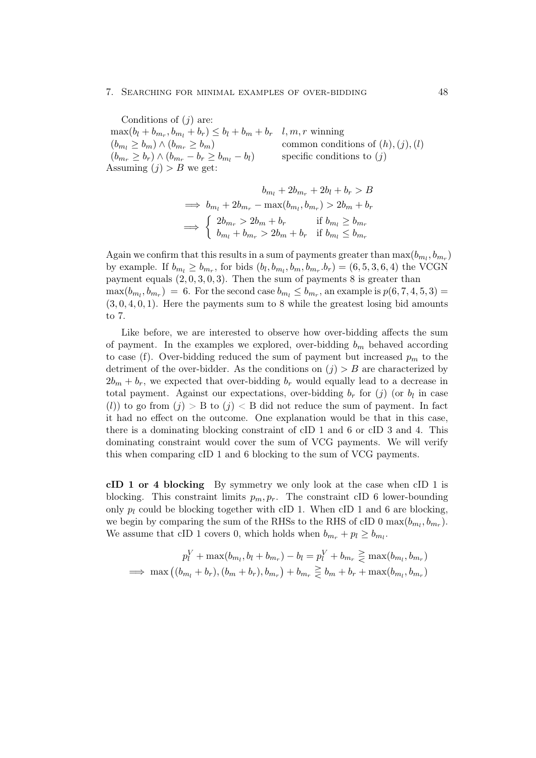Conditions of $(j)$ are:

| | |
|---|---|
| $\max(b_l + b_{m_r}, b_{m_l} + b_r) \leq b_l + b_m + b_r$ | $l, m, r$ winning |
| $(b_{m_l} \geq b_m) \wedge (b_{m_r} \geq b_m)$ | common conditions of $(h), (j), (l)$ |
| $(b_{m_r} \geq b_r) \wedge (b_{m_r} - b_r \geq b_{m_l} - b_l)$ | specific conditions to $(j)$ |

Assuming $(j) > B$ we get:

$$b_{m_l} + 2b_{m_r} + 2b_l + b_r > B$$

$$\implies b_{m_l} + 2b_{m_r} - \max(b_{m_l}, b_{m_r}) > 2b_m + b_r$$

$$\implies \begin{cases} 2b_{m_r} > 2b_m + b_r & \text{if } b_{m_l} \geq b_{m_r} \\ b_{m_l} + b_{m_r} > 2b_m + b_r & \text{if } b_{m_l} \leq b_{m_r} \end{cases}$$

Again we confirm that this results in a sum of payments greater than $\max(b_{m_l}, b_{m_r})$ by example. If $b_{m_l} \geq b_{m_r}$, for bids $(b_l, b_{m_l}, b_m, b_{m_r}.b_r) = (6, 5, 3, 6, 4)$ the VCGN payment equals $(2, 0, 3, 0, 3)$. Then the sum of payments 8 is greater than $\max(b_{m_l}, b_{m_r}) = 6$. For the second case $b_{m_l} \leq b_{m_r}$, an example is $p(6, 7, 4, 5, 3) = (3, 0, 4, 0, 1)$. Here the payments sum to 8 while the greatest losing bid amounts to 7.

Like before, we are interested to observe how over-bidding affects the sum of payment. In the examples we explored, over-bidding $b_m$ behaved according to case (f). Over-bidding reduced the sum of payment but increased $p_m$ to the detriment of the over-bidder. As the conditions on $(j) > B$ are characterized by $2b_m + b_r$, we expected that over-bidding $b_r$ would equally lead to a decrease in total payment. Against our expectations, over-bidding $b_r$ for $(j)$ (or $b_l$ in case $(l)$) to go from $(j) >$ B to $(j) <$ B did not reduce the sum of payment. In fact it had no effect on the outcome. One explanation would be that in this case, there is a dominating blocking constraint of cID 1 and 6 or cID 3 and 4. This dominating constraint would cover the sum of VCG payments. We will verify this when comparing cID 1 and 6 blocking to the sum of VCG payments.

**cID 1 or 4 blocking** By symmetry we only look at the case when cID 1 is blocking. This constraint limits $p_m, p_r$. The constraint cID 6 lower-bounding only $p_l$ could be blocking together with cID 1. When cID 1 and 6 are blocking, we begin by comparing the sum of the RHSs to the RHS of cID 0 $\max(b_{m_l}, b_{m_r})$. We assume that cID 1 covers 0, which holds when $b_{m_r} + p_l \geq b_{m_l}$.

$$p_l^V + \max(b_{m_l}, b_l + b_{m_r}) - b_l = p_l^V + b_{m_r} \gtreqless \max(b_{m_l}, b_{m_r})$$

$$\implies \max\left((b_{m_l} + b_r), (b_m + b_r), b_{m_r}\right) + b_{m_r} \gtreqless b_m + b_r + \max(b_{m_l}, b_{m_r})$$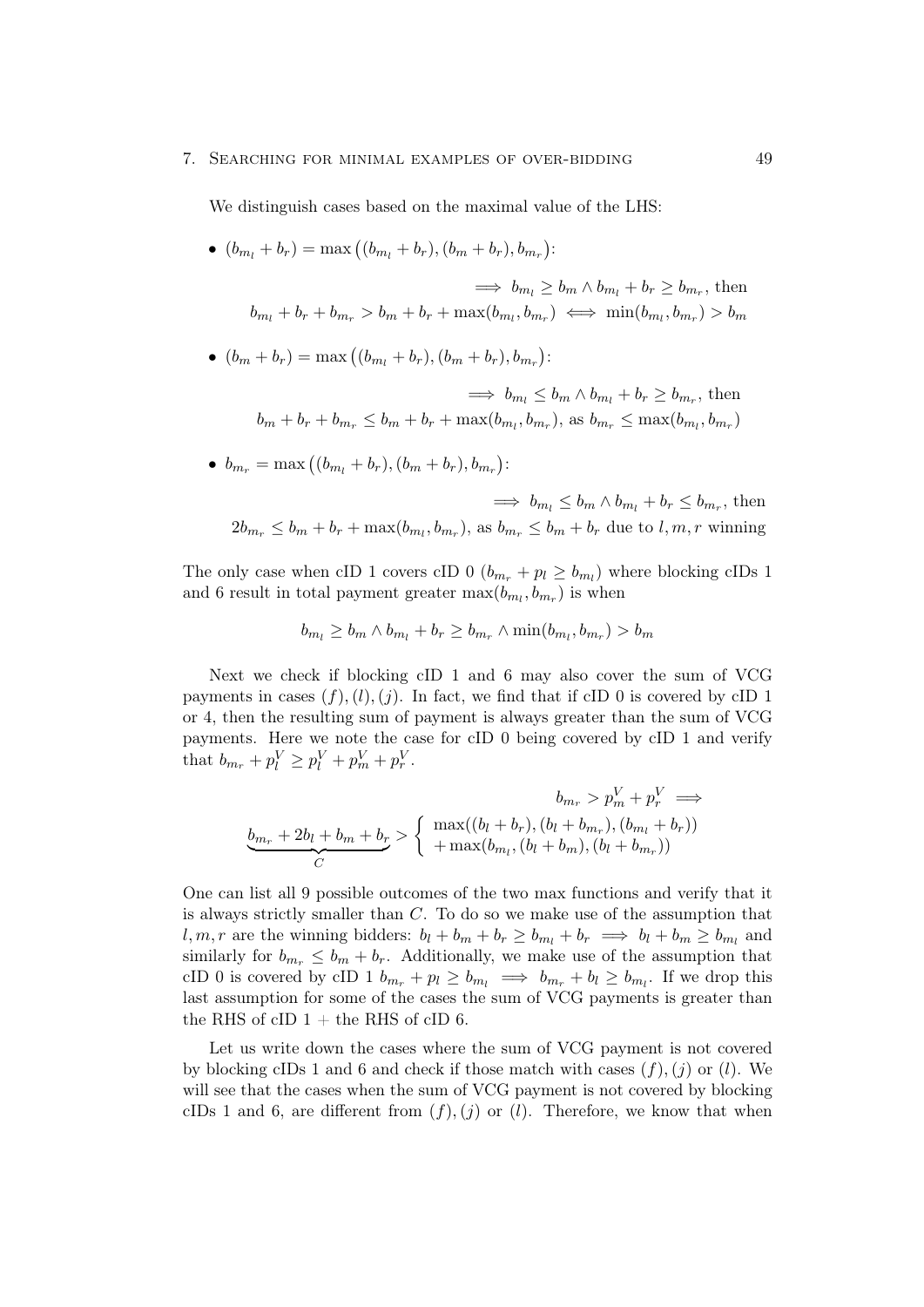We distinguish cases based on the maximal value of the LHS:

- $(b_{m_l} + b_r) = \max\big((b_{m_l} + b_r), (b_m + b_r), b_{m_r}\big)$:

$$\implies b_{m_l} \geq b_m \wedge b_{m_l} + b_r \geq b_{m_r}, \text{ then}$$
$$b_{m_l} + b_r + b_{m_r} > b_m + b_r + \max(b_{m_l}, b_{m_r}) \iff \min(b_{m_l}, b_{m_r}) > b_m$$

- $(b_m + b_r) = \max\big((b_{m_l} + b_r), (b_m + b_r), b_{m_r}\big)$:

$$\implies b_{m_l} \leq b_m \wedge b_{m_l} + b_r \geq b_{m_r}, \text{ then}$$
$$b_m + b_r + b_{m_r} \leq b_m + b_r + \max(b_{m_l}, b_{m_r}), \text{ as } b_{m_r} \leq \max(b_{m_l}, b_{m_r})$$

- $b_{m_r} = \max\big((b_{m_l} + b_r), (b_m + b_r), b_{m_r}\big)$:

$$\implies b_{m_l} \leq b_m \wedge b_{m_l} + b_r \leq b_{m_r}, \text{ then}$$
$$2b_{m_r} \leq b_m + b_r + \max(b_{m_l}, b_{m_r}), \text{ as } b_{m_r} \leq b_m + b_r \text{ due to } l, m, r \text{ winning}$$

The only case when cID 1 covers cID 0 ($b_{m_r} + p_l \geq b_{m_l}$) where blocking cIDs 1 and 6 result in total payment greater $\max(b_{m_l}, b_{m_r})$ is when

$$b_{m_l} \geq b_m \wedge b_{m_l} + b_r \geq b_{m_r} \wedge \min(b_{m_l}, b_{m_r}) > b_m$$

Next we check if blocking cID 1 and 6 may also cover the sum of VCG payments in cases $(f), (l), (j)$. In fact, we find that if cID 0 is covered by cID 1 or 4, then the resulting sum of payment is always greater than the sum of VCG payments. Here we note the case for cID 0 being covered by cID 1 and verify that $b_{m_r} + p_l^V \geq p_l^V + p_m^V + p_r^V$.

$$b_{m_r} > p_m^V + p_r^V \implies$$
$$\underbrace{b_{m_r} + 2b_l + b_m + b_r}_{C} > \left\{ \begin{array}{l} \max((b_l + b_r), (b_l + b_{m_r}), (b_{m_l} + b_r)) \\ + \max(b_{m_l}, (b_l + b_m), (b_l + b_{m_r})) \end{array} \right.$$

One can list all 9 possible outcomes of the two max functions and verify that it is always strictly smaller than $C$. To do so we make use of the assumption that $l, m, r$ are the winning bidders: $b_l + b_m + b_r \geq b_{m_l} + b_r \implies b_l + b_m \geq b_{m_l}$ and similarly for $b_{m_r} \leq b_m + b_r$. Additionally, we make use of the assumption that cID 0 is covered by cID 1 $b_{m_r} + p_l \geq b_{m_l} \implies b_{m_r} + b_l \geq b_{m_l}$. If we drop this last assumption for some of the cases the sum of VCG payments is greater than the RHS of cID 1 + the RHS of cID 6.

Let us write down the cases where the sum of VCG payment is not covered by blocking cIDs 1 and 6 and check if those match with cases $(f), (j)$ or $(l)$. We will see that the cases when the sum of VCG payment is not covered by blocking cIDs 1 and 6, are different from $(f), (j)$ or $(l)$. Therefore, we know that when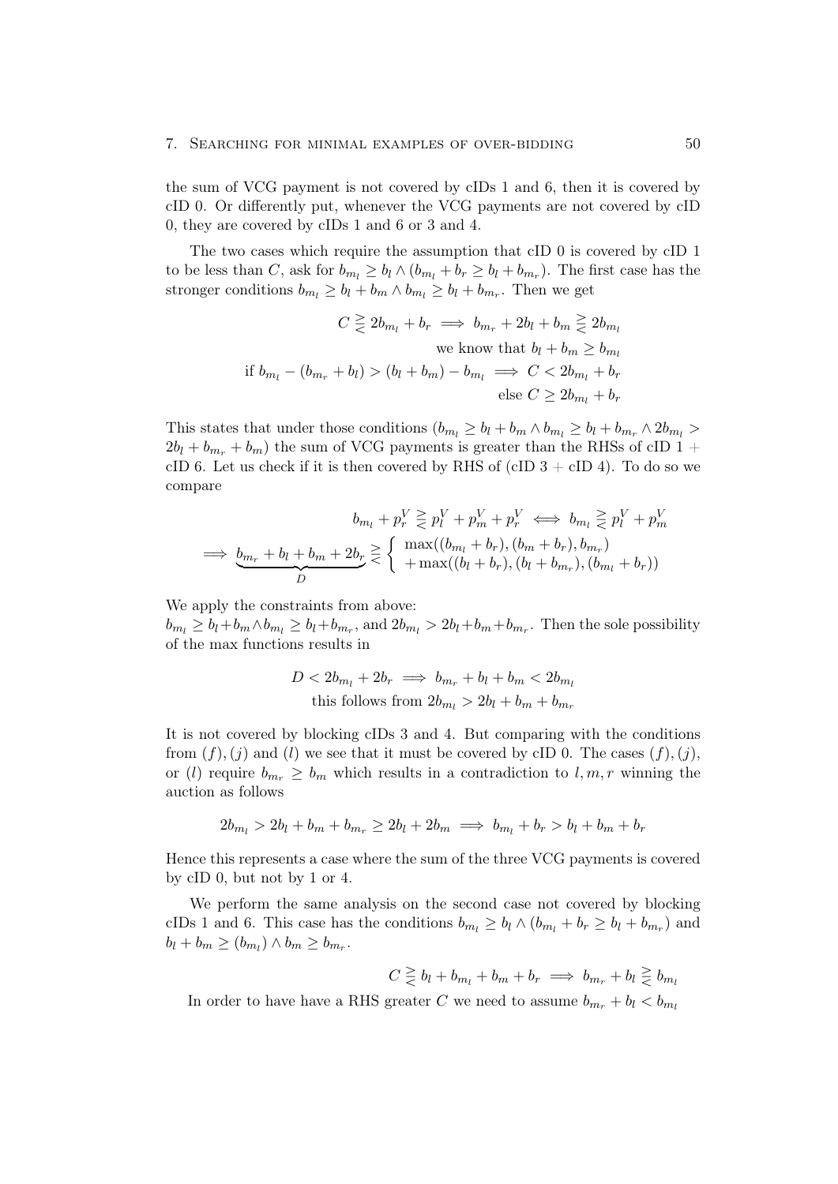the sum of VCG payment is not covered by cIDs 1 and 6, then it is covered by cID 0. Or differently put, whenever the VCG payments are not covered by cID 0, they are covered by cIDs 1 and 6 or 3 and 4.

The two cases which require the assumption that cID 0 is covered by cID 1 to be less than $C$, ask for $b_{m_l} \geq b_l \wedge (b_{m_l} + b_r \geq b_l + b_{m_r})$. The first case has the stronger conditions $b_{m_l} \geq b_l + b_m \wedge b_{m_l} \geq b_l + b_{m_r}$. Then we get

$$\begin{aligned}
C \gtreqless 2b_{m_l} + b_r &\implies b_{m_r} + 2b_l + b_m \gtreqless 2b_{m_l} \\
&\text{we know that } b_l + b_m \geq b_{m_l} \\
\text{if } b_{m_l} - (b_{m_r} + b_l) > (b_l + b_m) - b_{m_l} &\implies C < 2b_{m_l} + b_r \\
&\text{else } C \geq 2b_{m_l} + b_r
\end{aligned}$$

This states that under those conditions ($b_{m_l} \geq b_l + b_m \wedge b_{m_l} \geq b_l + b_{m_r} \wedge 2b_{m_l} > 2b_l + b_{m_r} + b_m$) the sum of VCG payments is greater than the RHSs of cID 1 + cID 6. Let us check if it is then covered by RHS of (cID 3 + cID 4). To do so we compare

$$\begin{aligned}
b_{m_l} + p_r^V \gtreqless p_l^V + p_m^V + p_r^V &\iff b_{m_l} \gtreqless p_l^V + p_m^V \\
\implies \underbrace{b_{m_r} + b_l + b_m + 2b_r}_{D} &\gtreqless \left\{ \begin{array}{l} \max((b_{m_l} + b_r), (b_m + b_r), b_{m_r}) \\ + \max((b_l + b_r), (b_l + b_{m_r}), (b_{m_l} + b_r)) \end{array} \right.
\end{aligned}$$

We apply the constraints from above:
$b_{m_l} \geq b_l + b_m \wedge b_{m_l} \geq b_l + b_{m_r}$, and $2b_{m_l} > 2b_l + b_m + b_{m_r}$. Then the sole possibility of the max functions results in

$$\begin{aligned}
D < 2b_{m_l} + 2b_r &\implies b_{m_r} + b_l + b_m < 2b_{m_l} \\
&\text{this follows from } 2b_{m_l} > 2b_l + b_m + b_{m_r}
\end{aligned}$$

It is not covered by blocking cIDs 3 and 4. But comparing with the conditions from $(f), (j)$ and $(l)$ we see that it must be covered by cID 0. The cases $(f), (j)$, or $(l)$ require $b_{m_r} \geq b_m$ which results in a contradiction to $l, m, r$ winning the auction as follows

$$2b_{m_l} > 2b_l + b_m + b_{m_r} \geq 2b_l + 2b_m \implies b_{m_l} + b_r > b_l + b_m + b_r$$

Hence this represents a case where the sum of the three VCG payments is covered by cID 0, but not by 1 or 4.

We perform the same analysis on the second case not covered by blocking cIDs 1 and 6. This case has the conditions $b_{m_l} \geq b_l \wedge (b_{m_l} + b_r \geq b_l + b_{m_r})$ and $b_l + b_m \geq (b_{m_l}) \wedge b_m \geq b_{m_r}$.

$$C \gtreqless b_l + b_{m_l} + b_m + b_r \implies b_{m_r} + b_l \gtreqless b_{m_l}$$

In order to have have a RHS greater $C$ we need to assume $b_{m_r} + b_l < b_{m_l}$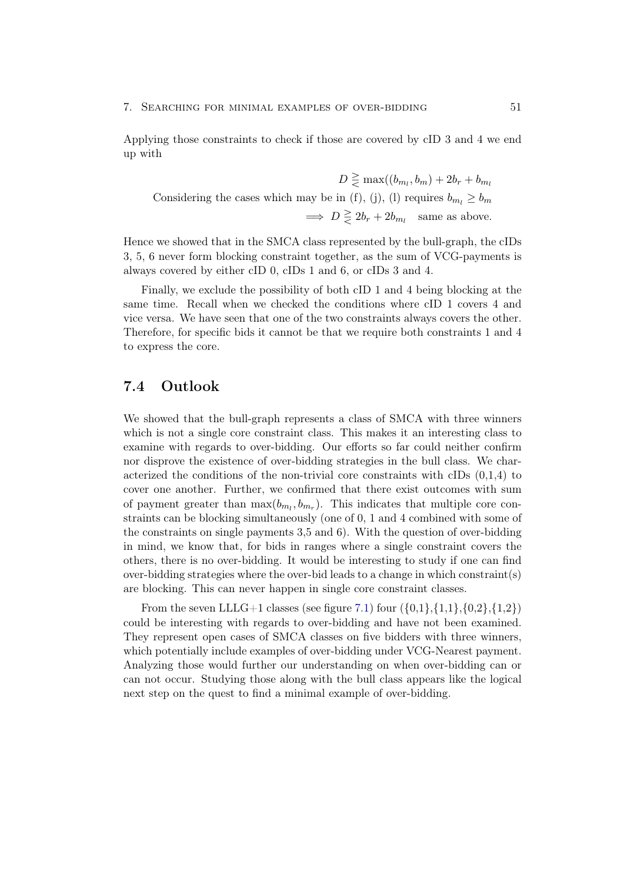Applying those constraints to check if those are covered by cID 3 and 4 we end up with

$$D \gtreqless \max((b_{m_l}, b_m) + 2b_r + b_{m_l}$$

Considering the cases which may be in (f), (j), (l) requires $b_{m_l} \geq b_m$

$$\implies D \gtreqless 2b_r + 2b_{m_l} \quad \text{same as above.}$$

Hence we showed that in the SMCA class represented by the bull-graph, the cIDs 3, 5, 6 never form blocking constraint together, as the sum of VCG-payments is always covered by either cID 0, cIDs 1 and 6, or cIDs 3 and 4.

Finally, we exclude the possibility of both cID 1 and 4 being blocking at the same time. Recall when we checked the conditions where cID 1 covers 4 and vice versa. We have seen that one of the two constraints always covers the other. Therefore, for specific bids it cannot be that we require both constraints 1 and 4 to express the core.

## 7.4 Outlook

We showed that the bull-graph represents a class of SMCA with three winners which is not a single core constraint class. This makes it an interesting class to examine with regards to over-bidding. Our efforts so far could neither confirm nor disprove the existence of over-bidding strategies in the bull class. We characterized the conditions of the non-trivial core constraints with cIDs (0,1,4) to cover one another. Further, we confirmed that there exist outcomes with sum of payment greater than $\max(b_{m_l}, b_{m_r})$. This indicates that multiple core constraints can be blocking simultaneously (one of 0, 1 and 4 combined with some of the constraints on single payments 3,5 and 6). With the question of over-bidding in mind, we know that, for bids in ranges where a single constraint covers the others, there is no over-bidding. It would be interesting to study if one can find over-bidding strategies where the over-bid leads to a change in which constraint(s) are blocking. This can never happen in single core constraint classes.

From the seven LLLG+1 classes (see figure 7.1) four ({0,1},{1,1},{0,2},{1,2}) could be interesting with regards to over-bidding and have not been examined. They represent open cases of SMCA classes on five bidders with three winners, which potentially include examples of over-bidding under VCG-Nearest payment. Analyzing those would further our understanding on when over-bidding can or can not occur. Studying those along with the bull class appears like the logical next step on the quest to find a minimal example of over-bidding.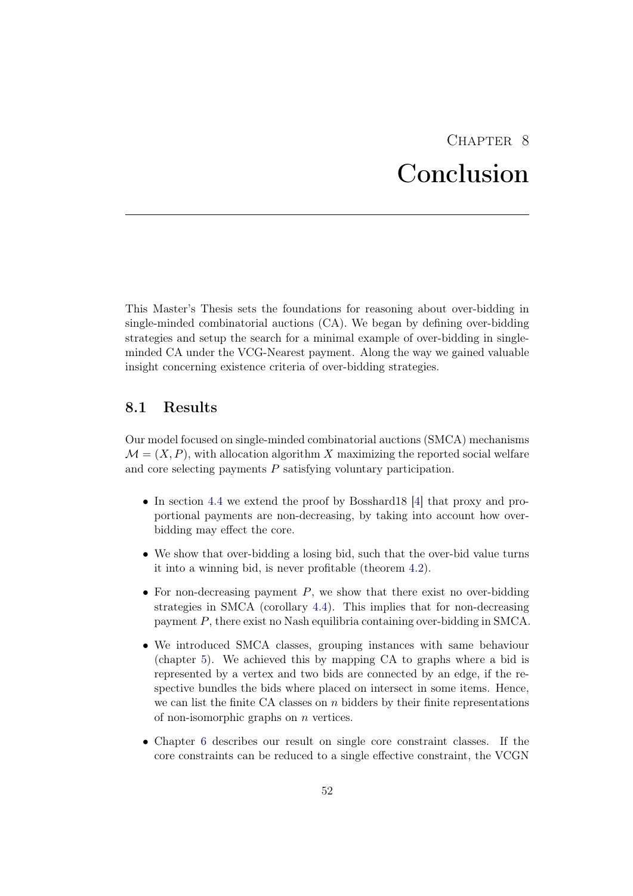# Chapter 8

# Conclusion

This Master's Thesis sets the foundations for reasoning about over-bidding in single-minded combinatorial auctions (CA). We began by defining over-bidding strategies and setup the search for a minimal example of over-bidding in single-minded CA under the VCG-Nearest payment. Along the way we gained valuable insight concerning existence criteria of over-bidding strategies.

## 8.1 Results

Our model focused on single-minded combinatorial auctions (SMCA) mechanisms $\mathcal{M} = (X, P)$, with allocation algorithm $X$ maximizing the reported social welfare and core selecting payments $P$ satisfying voluntary participation.

- In section 4.4 we extend the proof by Bosshard18 [4] that proxy and proportional payments are non-decreasing, by taking into account how over-bidding may effect the core.
- We show that over-bidding a losing bid, such that the over-bid value turns it into a winning bid, is never profitable (theorem 4.2).
- For non-decreasing payment $P$, we show that there exist no over-bidding strategies in SMCA (corollary 4.4). This implies that for non-decreasing payment $P$, there exist no Nash equilibria containing over-bidding in SMCA.
- We introduced SMCA classes, grouping instances with same behaviour (chapter 5). We achieved this by mapping CA to graphs where a bid is represented by a vertex and two bids are connected by an edge, if the respective bundles the bids where placed on intersect in some items. Hence, we can list the finite CA classes on $n$ bidders by their finite representations of non-isomorphic graphs on $n$ vertices.
- Chapter 6 describes our result on single core constraint classes. If the core constraints can be reduced to a single effective constraint, the VCGN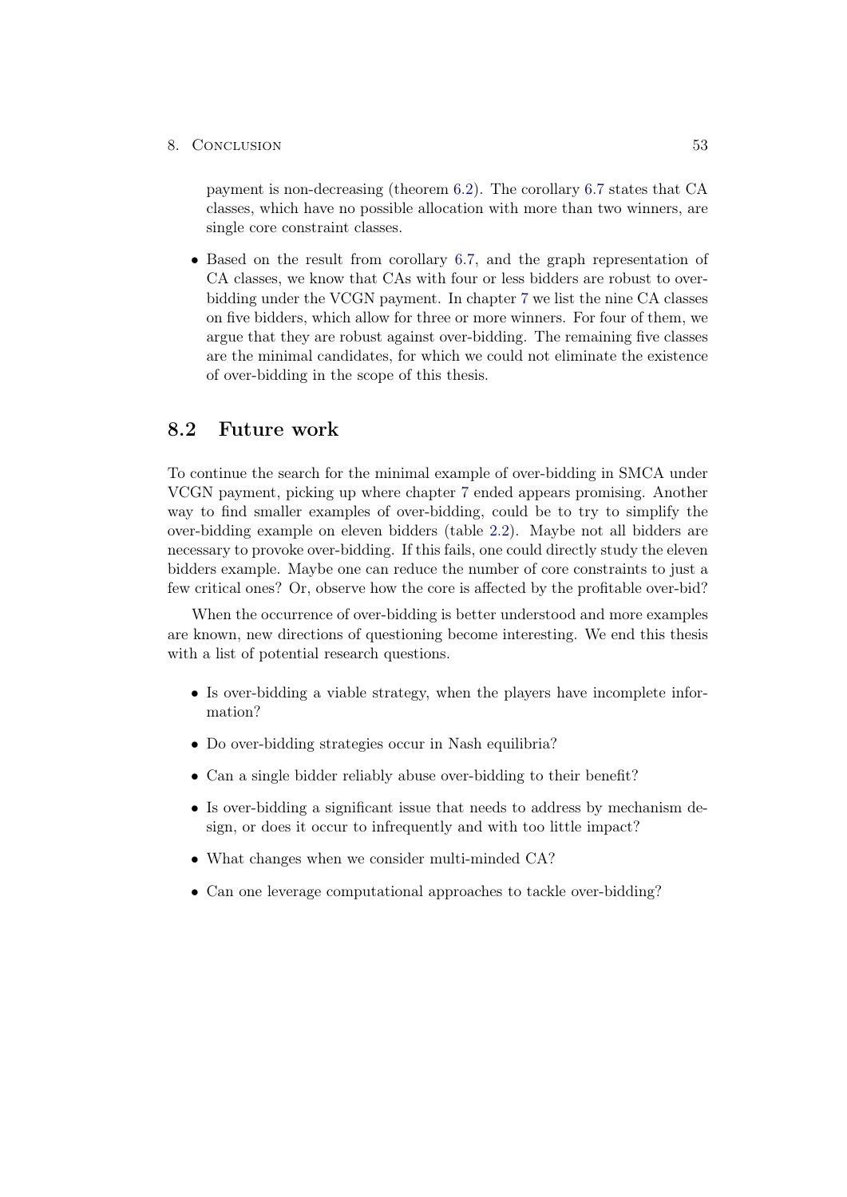payment is non-decreasing (theorem 6.2). The corollary 6.7 states that CA classes, which have no possible allocation with more than two winners, are single core constraint classes.

- Based on the result from corollary 6.7, and the graph representation of CA classes, we know that CAs with four or less bidders are robust to over-bidding under the VCGN payment. In chapter 7 we list the nine CA classes on five bidders, which allow for three or more winners. For four of them, we argue that they are robust against over-bidding. The remaining five classes are the minimal candidates, for which we could not eliminate the existence of over-bidding in the scope of this thesis.

## 8.2 Future work

To continue the search for the minimal example of over-bidding in SMCA under VCGN payment, picking up where chapter 7 ended appears promising. Another way to find smaller examples of over-bidding, could be to try to simplify the over-bidding example on eleven bidders (table 2.2). Maybe not all bidders are necessary to provoke over-bidding. If this fails, one could directly study the eleven bidders example. Maybe one can reduce the number of core constraints to just a few critical ones? Or, observe how the core is affected by the profitable over-bid?

When the occurrence of over-bidding is better understood and more examples are known, new directions of questioning become interesting. We end this thesis with a list of potential research questions.

- Is over-bidding a viable strategy, when the players have incomplete information?
- Do over-bidding strategies occur in Nash equilibria?
- Can a single bidder reliably abuse over-bidding to their benefit?
- Is over-bidding a significant issue that needs to address by mechanism design, or does it occur to infrequently and with too little impact?
- What changes when we consider multi-minded CA?
- Can one leverage computational approaches to tackle over-bidding?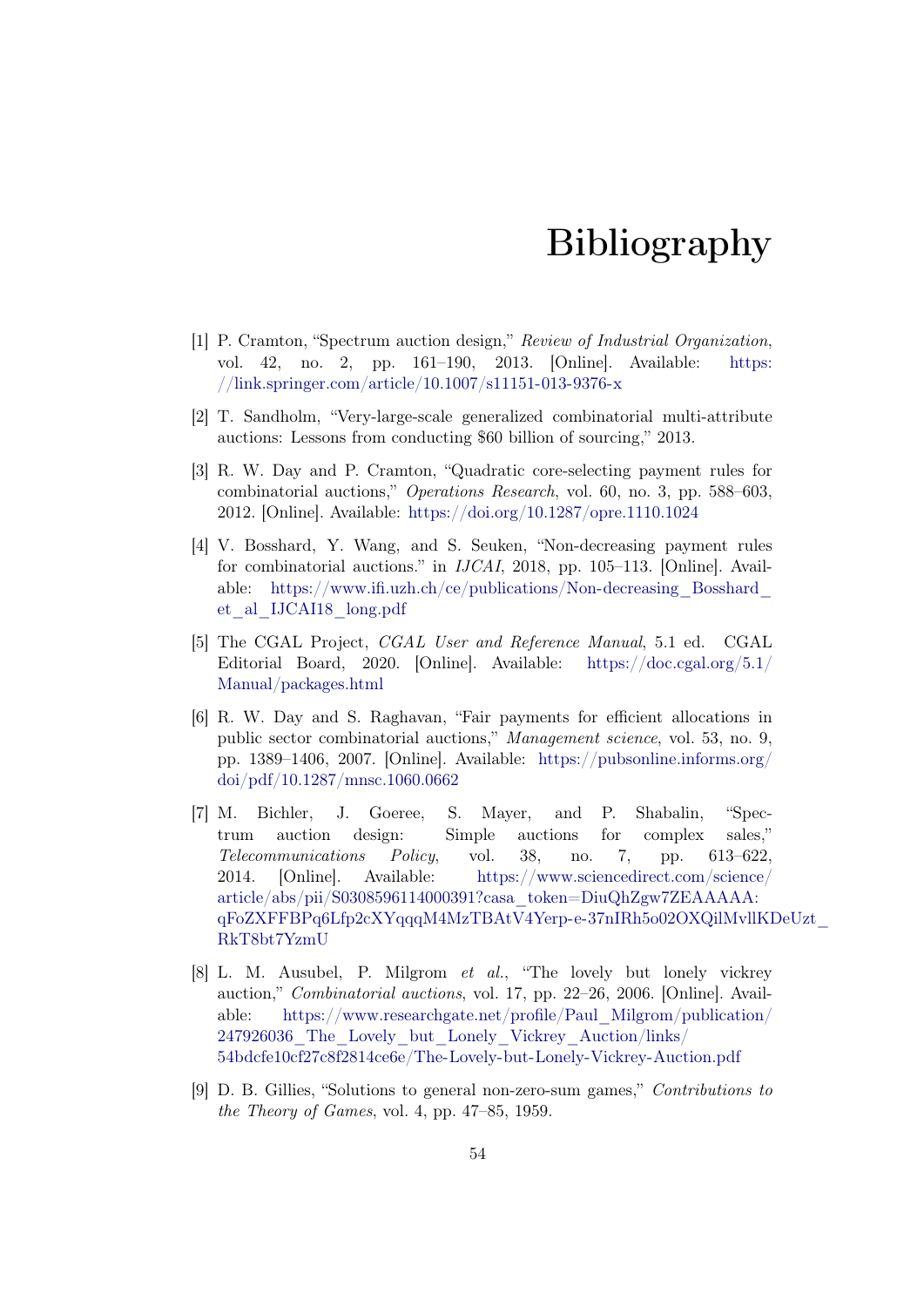# Bibliography

[1] P. Cramton, "Spectrum auction design," *Review of Industrial Organization*, vol. 42, no. 2, pp. 161–190, 2013. [Online]. Available: https://link.springer.com/article/10.1007/s11151-013-9376-x

[2] T. Sandholm, "Very-large-scale generalized combinatorial multi-attribute auctions: Lessons from conducting $60 billion of sourcing," 2013.

[3] R. W. Day and P. Cramton, "Quadratic core-selecting payment rules for combinatorial auctions," *Operations Research*, vol. 60, no. 3, pp. 588–603, 2012. [Online]. Available: https://doi.org/10.1287/opre.1110.1024

[4] V. Bosshard, Y. Wang, and S. Seuken, "Non-decreasing payment rules for combinatorial auctions." in *IJCAI*, 2018, pp. 105–113. [Online]. Available: https://www.ifi.uzh.ch/ce/publications/Non-decreasing_Bosshard_et_al_IJCAI18_long.pdf

[5] The CGAL Project, *CGAL User and Reference Manual*, 5.1 ed. CGAL Editorial Board, 2020. [Online]. Available: https://doc.cgal.org/5.1/Manual/packages.html

[6] R. W. Day and S. Raghavan, "Fair payments for efficient allocations in public sector combinatorial auctions," *Management science*, vol. 53, no. 9, pp. 1389–1406, 2007. [Online]. Available: https://pubsonline.informs.org/doi/pdf/10.1287/mnsc.1060.0662

[7] M. Bichler, J. Goeree, S. Mayer, and P. Shabalin, "Spectrum auction design: Simple auctions for complex sales," *Telecommunications Policy*, vol. 38, no. 7, pp. 613–622, 2014. [Online]. Available: https://www.sciencedirect.com/science/article/abs/pii/S0308596114000391?casa_token=DiuQhZgw7ZEAAAAA:qFoZXFFBPq6Lfp2cXYqqqM4MzTBAtV4Yerp-e-37nIRh5o02OXQilMvllKDeUzt_RkT8bt7YzmU

[8] L. M. Ausubel, P. Milgrom *et al.*, "The lovely but lonely vickrey auction," *Combinatorial auctions*, vol. 17, pp. 22–26, 2006. [Online]. Available: https://www.researchgate.net/profile/Paul_Milgrom/publication/247926036_The_Lovely_but_Lonely_Vickrey_Auction/links/54bdcfe10cf27c8f2814ce6e/The-Lovely-but-Lonely-Vickrey-Auction.pdf

[9] D. B. Gillies, "Solutions to general non-zero-sum games," *Contributions to the Theory of Games*, vol. 4, pp. 47–85, 1959.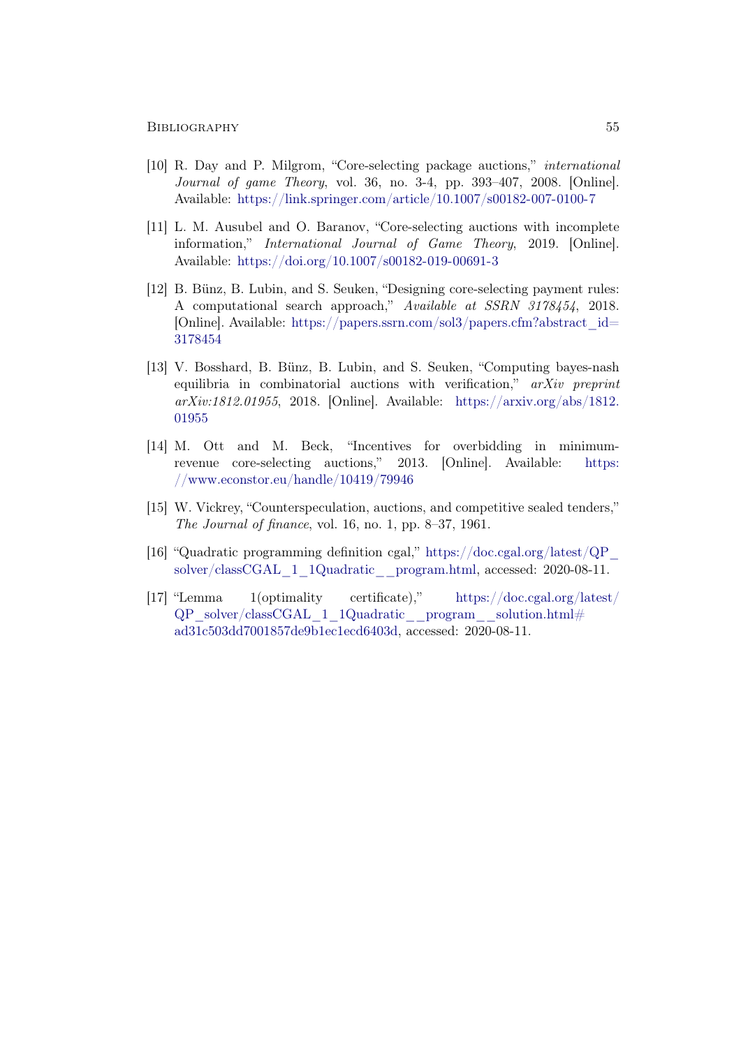[10] R. Day and P. Milgrom, "Core-selecting package auctions," *international Journal of game Theory*, vol. 36, no. 3-4, pp. 393–407, 2008. [Online]. Available: https://link.springer.com/article/10.1007/s00182-007-0100-7

[11] L. M. Ausubel and O. Baranov, "Core-selecting auctions with incomplete information," *International Journal of Game Theory*, 2019. [Online]. Available: https://doi.org/10.1007/s00182-019-00691-3

[12] B. Bünz, B. Lubin, and S. Seuken, "Designing core-selecting payment rules: A computational search approach," *Available at SSRN 3178454*, 2018. [Online]. Available: https://papers.ssrn.com/sol3/papers.cfm?abstract_id=3178454

[13] V. Bosshard, B. Bünz, B. Lubin, and S. Seuken, "Computing bayes-nash equilibria in combinatorial auctions with verification," *arXiv preprint arXiv:1812.01955*, 2018. [Online]. Available: https://arxiv.org/abs/1812.01955

[14] M. Ott and M. Beck, "Incentives for overbidding in minimum-revenue core-selecting auctions," 2013. [Online]. Available: https://www.econstor.eu/handle/10419/79946

[15] W. Vickrey, "Counterspeculation, auctions, and competitive sealed tenders," *The Journal of finance*, vol. 16, no. 1, pp. 8–37, 1961.

[16] "Quadratic programming definition cgal," https://doc.cgal.org/latest/QP_solver/classCGAL_1_1Quadratic__program.html, accessed: 2020-08-11.

[17] "Lemma 1(optimality certificate)," https://doc.cgal.org/latest/QP_solver/classCGAL_1_1Quadratic__program__solution.html#ad31c503dd7001857de9b1ec1ecd6403d, accessed: 2020-08-11.